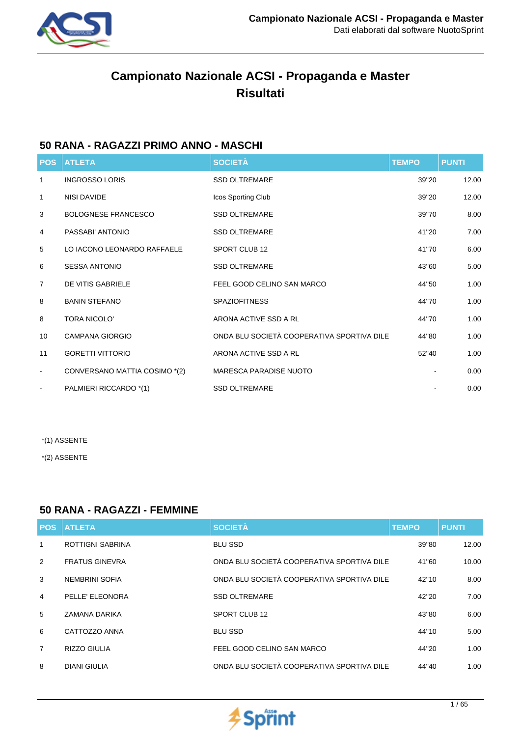# Campionato Nazionale ACSI - Propaganda e Master
# Risultati

## 50 RANA - RAGAZZI PRIMO ANNO - MASCHI

| POS | ATLETA | SOCIETÀ | TEMPO | PUNTI |
|---|---|---|---|---|
| 1 | INGROSSO LORIS | SSD OLTREMARE | 39"20 | 12.00 |
| 1 | NISI DAVIDE | Icos Sporting Club | 39"20 | 12.00 |
| 3 | BOLOGNESE FRANCESCO | SSD OLTREMARE | 39"70 | 8.00 |
| 4 | PASSABI' ANTONIO | SSD OLTREMARE | 41"20 | 7.00 |
| 5 | LO IACONO LEONARDO RAFFAELE | SPORT CLUB 12 | 41"70 | 6.00 |
| 6 | SESSA ANTONIO | SSD OLTREMARE | 43"60 | 5.00 |
| 7 | DE VITIS GABRIELE | FEEL GOOD CELINO SAN MARCO | 44"50 | 1.00 |
| 8 | BANIN STEFANO | SPAZIOFITNESS | 44"70 | 1.00 |
| 8 | TORA NICOLO' | ARONA ACTIVE SSD A RL | 44"70 | 1.00 |
| 10 | CAMPANA GIORGIO | ONDA BLU SOCIETÀ COOPERATIVA SPORTIVA DILE | 44"80 | 1.00 |
| 11 | GORETTI VITTORIO | ARONA ACTIVE SSD A RL | 52"40 | 1.00 |
| - | CONVERSANO MATTIA COSIMO *(2) | MARESCA PARADISE NUOTO | - | 0.00 |
| - | PALMIERI RICCARDO *(1) | SSD OLTREMARE | - | 0.00 |

*(1) ASSENTE

*(2) ASSENTE

## 50 RANA - RAGAZZI - FEMMINE

| POS | ATLETA | SOCIETÀ | TEMPO | PUNTI |
|---|---|---|---|---|
| 1 | ROTTIGNI SABRINA | BLU SSD | 39"80 | 12.00 |
| 2 | FRATUS GINEVRA | ONDA BLU SOCIETÀ COOPERATIVA SPORTIVA DILE | 41"60 | 10.00 |
| 3 | NEMBRINI SOFIA | ONDA BLU SOCIETÀ COOPERATIVA SPORTIVA DILE | 42"10 | 8.00 |
| 4 | PELLE' ELEONORA | SSD OLTREMARE | 42"20 | 7.00 |
| 5 | ZAMANA DARIKA | SPORT CLUB 12 | 43"80 | 6.00 |
| 6 | CATTOZZO ANNA | BLU SSD | 44"10 | 5.00 |
| 7 | RIZZO GIULIA | FEEL GOOD CELINO SAN MARCO | 44"20 | 1.00 |
| 8 | DIANI GIULIA | ONDA BLU SOCIETÀ COOPERATIVA SPORTIVA DILE | 44"40 | 1.00 |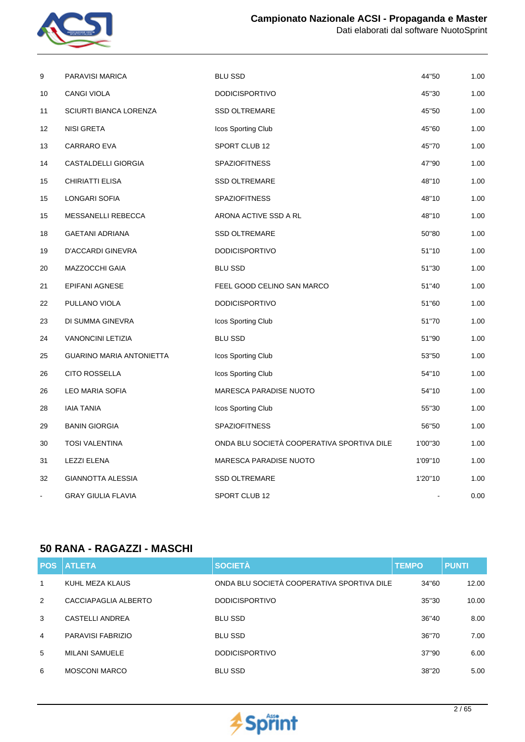| POS | ATLETA | SOCIETÀ | TEMPO | PUNTI |
|---|---|---|---|---|
| 9 | PARAVISI MARICA | BLU SSD | 44"50 | 1.00 |
| 10 | CANGI VIOLA | DODICISPORTIVO | 45"30 | 1.00 |
| 11 | SCIURTI BIANCA LORENZA | SSD OLTREMARE | 45"50 | 1.00 |
| 12 | NISI GRETA | Icos Sporting Club | 45"60 | 1.00 |
| 13 | CARRARO EVA | SPORT CLUB 12 | 45"70 | 1.00 |
| 14 | CASTALDELLI GIORGIA | SPAZIOFITNESS | 47"90 | 1.00 |
| 15 | CHIRIATTI ELISA | SSD OLTREMARE | 48"10 | 1.00 |
| 15 | LONGARI SOFIA | SPAZIOFITNESS | 48"10 | 1.00 |
| 15 | MESSANELLI REBECCA | ARONA ACTIVE SSD A RL | 48"10 | 1.00 |
| 18 | GAETANI ADRIANA | SSD OLTREMARE | 50"80 | 1.00 |
| 19 | D'ACCARDI GINEVRA | DODICISPORTIVO | 51"10 | 1.00 |
| 20 | MAZZOCCHI GAIA | BLU SSD | 51"30 | 1.00 |
| 21 | EPIFANI AGNESE | FEEL GOOD CELINO SAN MARCO | 51"40 | 1.00 |
| 22 | PULLANO VIOLA | DODICISPORTIVO | 51"60 | 1.00 |
| 23 | DI SUMMA GINEVRA | Icos Sporting Club | 51"70 | 1.00 |
| 24 | VANONCINI LETIZIA | BLU SSD | 51"90 | 1.00 |
| 25 | GUARINO MARIA ANTONIETTA | Icos Sporting Club | 53"50 | 1.00 |
| 26 | CITO ROSSELLA | Icos Sporting Club | 54"10 | 1.00 |
| 26 | LEO MARIA SOFIA | MARESCA PARADISE NUOTO | 54"10 | 1.00 |
| 28 | IAIA TANIA | Icos Sporting Club | 55"30 | 1.00 |
| 29 | BANIN GIORGIA | SPAZIOFITNESS | 56"50 | 1.00 |
| 30 | TOSI VALENTINA | ONDA BLU SOCIETÀ COOPERATIVA SPORTIVA DILE | 1'00"30 | 1.00 |
| 31 | LEZZI ELENA | MARESCA PARADISE NUOTO | 1'09"10 | 1.00 |
| 32 | GIANNOTTA ALESSIA | SSD OLTREMARE | 1'20"10 | 1.00 |
| - | GRAY GIULIA FLAVIA | SPORT CLUB 12 | - | 0.00 |

## 50 RANA - RAGAZZI - MASCHI

| POS | ATLETA | SOCIETÀ | TEMPO | PUNTI |
|---|---|---|---|---|
| 1 | KUHL MEZA KLAUS | ONDA BLU SOCIETÀ COOPERATIVA SPORTIVA DILE | 34"60 | 12.00 |
| 2 | CACCIAPAGLIA ALBERTO | DODICISPORTIVO | 35"30 | 10.00 |
| 3 | CASTELLI ANDREA | BLU SSD | 36"40 | 8.00 |
| 4 | PARAVISI FABRIZIO | BLU SSD | 36"70 | 7.00 |
| 5 | MILANI SAMUELE | DODICISPORTIVO | 37"90 | 6.00 |
| 6 | MOSCONI MARCO | BLU SSD | 38"20 | 5.00 |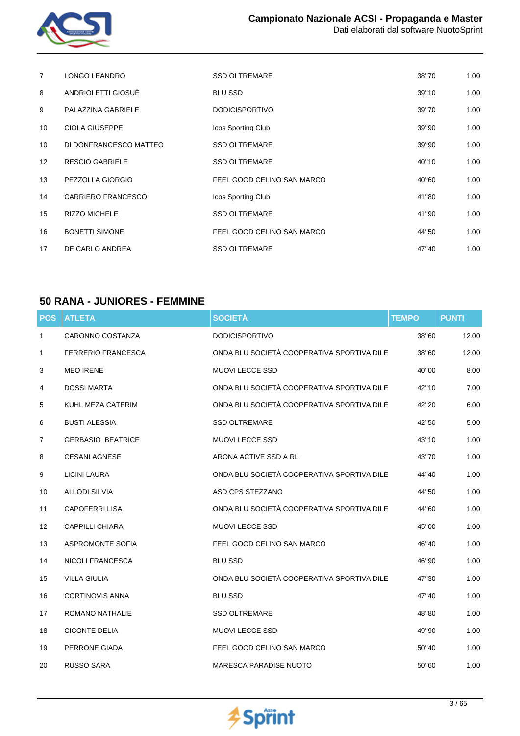| | | | | |
|---|---|---|---|---|
| 7 | LONGO LEANDRO | SSD OLTREMARE | 38"70 | 1.00 |
| 8 | ANDRIOLETTI GIOSUÈ | BLU SSD | 39"10 | 1.00 |
| 9 | PALAZZINA GABRIELE | DODICISPORTIVO | 39"70 | 1.00 |
| 10 | CIOLA GIUSEPPE | Icos Sporting Club | 39"90 | 1.00 |
| 10 | DI DONFRANCESCO MATTEO | SSD OLTREMARE | 39"90 | 1.00 |
| 12 | RESCIO GABRIELE | SSD OLTREMARE | 40"10 | 1.00 |
| 13 | PEZZOLLA GIORGIO | FEEL GOOD CELINO SAN MARCO | 40"60 | 1.00 |
| 14 | CARRIERO FRANCESCO | Icos Sporting Club | 41"80 | 1.00 |
| 15 | RIZZO MICHELE | SSD OLTREMARE | 41"90 | 1.00 |
| 16 | BONETTI SIMONE | FEEL GOOD CELINO SAN MARCO | 44"50 | 1.00 |
| 17 | DE CARLO ANDREA | SSD OLTREMARE | 47"40 | 1.00 |

## 50 RANA - JUNIORES - FEMMINE

| POS | ATLETA | SOCIETÀ | TEMPO | PUNTI |
|---|---|---|---|---|
| 1 | CARONNO COSTANZA | DODICISPORTIVO | 38"60 | 12.00 |
| 1 | FERRERIO FRANCESCA | ONDA BLU SOCIETÀ COOPERATIVA SPORTIVA DILE | 38"60 | 12.00 |
| 3 | MEO IRENE | MUOVI LECCE SSD | 40"00 | 8.00 |
| 4 | DOSSI MARTA | ONDA BLU SOCIETÀ COOPERATIVA SPORTIVA DILE | 42"10 | 7.00 |
| 5 | KUHL MEZA CATERIM | ONDA BLU SOCIETÀ COOPERATIVA SPORTIVA DILE | 42"20 | 6.00 |
| 6 | BUSTI ALESSIA | SSD OLTREMARE | 42"50 | 5.00 |
| 7 | GERBASIO BEATRICE | MUOVI LECCE SSD | 43"10 | 1.00 |
| 8 | CESANI AGNESE | ARONA ACTIVE SSD A RL | 43"70 | 1.00 |
| 9 | LICINI LAURA | ONDA BLU SOCIETÀ COOPERATIVA SPORTIVA DILE | 44"40 | 1.00 |
| 10 | ALLODI SILVIA | ASD CPS STEZZANO | 44"50 | 1.00 |
| 11 | CAPOFERRI LISA | ONDA BLU SOCIETÀ COOPERATIVA SPORTIVA DILE | 44"60 | 1.00 |
| 12 | CAPPILLI CHIARA | MUOVI LECCE SSD | 45"00 | 1.00 |
| 13 | ASPROMONTE SOFIA | FEEL GOOD CELINO SAN MARCO | 46"40 | 1.00 |
| 14 | NICOLI FRANCESCA | BLU SSD | 46"90 | 1.00 |
| 15 | VILLA GIULIA | ONDA BLU SOCIETÀ COOPERATIVA SPORTIVA DILE | 47"30 | 1.00 |
| 16 | CORTINOVIS ANNA | BLU SSD | 47"40 | 1.00 |
| 17 | ROMANO NATHALIE | SSD OLTREMARE | 48"80 | 1.00 |
| 18 | CICONTE DELIA | MUOVI LECCE SSD | 49"90 | 1.00 |
| 19 | PERRONE GIADA | FEEL GOOD CELINO SAN MARCO | 50"40 | 1.00 |
| 20 | RUSSO SARA | MARESCA PARADISE NUOTO | 50"60 | 1.00 |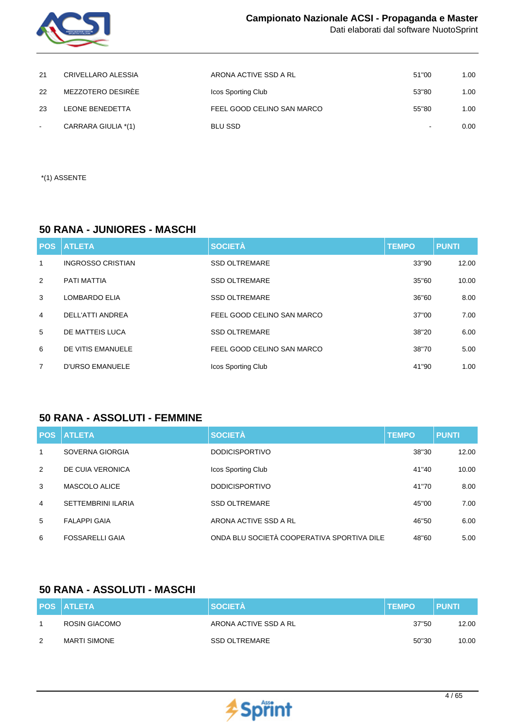| POS | ATLETA | SOCIETÀ | TEMPO | PUNTI |
|---|---|---|---|---|
| 21 | CRIVELLARO ALESSIA | ARONA ACTIVE SSD A RL | 51"00 | 1.00 |
| 22 | MEZZOTERO DESIRÈE | Icos Sporting Club | 53"80 | 1.00 |
| 23 | LEONE BENEDETTA | FEEL GOOD CELINO SAN MARCO | 55"80 | 1.00 |
| - | CARRARA GIULIA *(1) | BLU SSD | - | 0.00 |

*(1) ASSENTE

## 50 RANA - JUNIORES - MASCHI

| POS | ATLETA | SOCIETÀ | TEMPO | PUNTI |
|---|---|---|---|---|
| 1 | INGROSSO CRISTIAN | SSD OLTREMARE | 33"90 | 12.00 |
| 2 | PATI MATTIA | SSD OLTREMARE | 35"60 | 10.00 |
| 3 | LOMBARDO ELIA | SSD OLTREMARE | 36"60 | 8.00 |
| 4 | DELL'ATTI ANDREA | FEEL GOOD CELINO SAN MARCO | 37"00 | 7.00 |
| 5 | DE MATTEIS LUCA | SSD OLTREMARE | 38"20 | 6.00 |
| 6 | DE VITIS EMANUELE | FEEL GOOD CELINO SAN MARCO | 38"70 | 5.00 |
| 7 | D'URSO EMANUELE | Icos Sporting Club | 41"90 | 1.00 |

## 50 RANA - ASSOLUTI - FEMMINE

| POS | ATLETA | SOCIETÀ | TEMPO | PUNTI |
|---|---|---|---|---|
| 1 | SOVERNA GIORGIA | DODICISPORTIVO | 38"30 | 12.00 |
| 2 | DE CUIA VERONICA | Icos Sporting Club | 41"40 | 10.00 |
| 3 | MASCOLO ALICE | DODICISPORTIVO | 41"70 | 8.00 |
| 4 | SETTEMBRINI ILARIA | SSD OLTREMARE | 45"00 | 7.00 |
| 5 | FALAPPI GAIA | ARONA ACTIVE SSD A RL | 46"50 | 6.00 |
| 6 | FOSSARELLI GAIA | ONDA BLU SOCIETÀ COOPERATIVA SPORTIVA DILE | 48"60 | 5.00 |

## 50 RANA - ASSOLUTI - MASCHI

| POS | ATLETA | SOCIETÀ | TEMPO | PUNTI |
|---|---|---|---|---|
| 1 | ROSIN GIACOMO | ARONA ACTIVE SSD A RL | 37"50 | 12.00 |
| 2 | MARTI SIMONE | SSD OLTREMARE | 50"30 | 10.00 |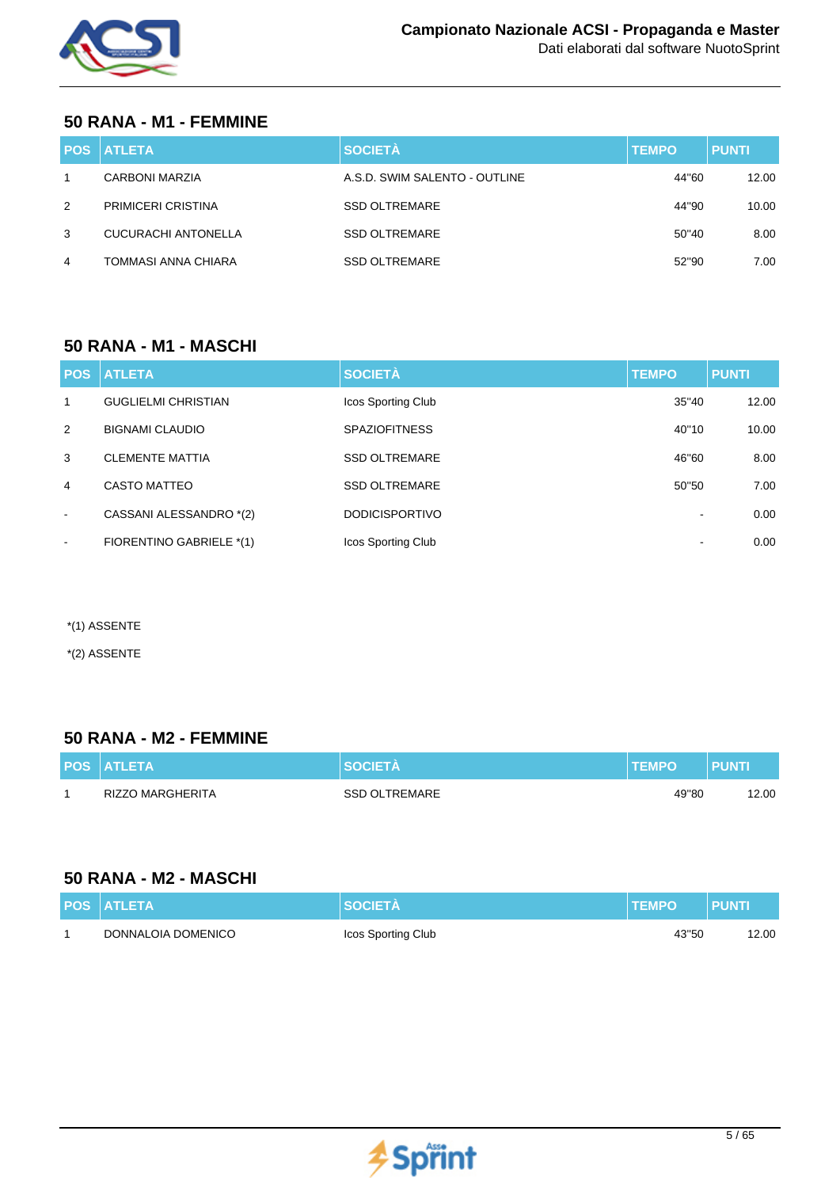## 50 RANA - M1 - FEMMINE

| POS | ATLETA | SOCIETÀ | TEMPO | PUNTI |
|---|---|---|---|---|
| 1 | CARBONI MARZIA | A.S.D. SWIM SALENTO - OUTLINE | 44"60 | 12.00 |
| 2 | PRIMICERI CRISTINA | SSD OLTREMARE | 44"90 | 10.00 |
| 3 | CUCURACHI ANTONELLA | SSD OLTREMARE | 50"40 | 8.00 |
| 4 | TOMMASI ANNA CHIARA | SSD OLTREMARE | 52"90 | 7.00 |

## 50 RANA - M1 - MASCHI

| POS | ATLETA | SOCIETÀ | TEMPO | PUNTI |
|---|---|---|---|---|
| 1 | GUGLIELMI CHRISTIAN | Icos Sporting Club | 35"40 | 12.00 |
| 2 | BIGNAMI CLAUDIO | SPAZIOFITNESS | 40"10 | 10.00 |
| 3 | CLEMENTE MATTIA | SSD OLTREMARE | 46"60 | 8.00 |
| 4 | CASTO MATTEO | SSD OLTREMARE | 50"50 | 7.00 |
| - | CASSANI ALESSANDRO *(2) | DODICISPORTIVO | - | 0.00 |
| - | FIORENTINO GABRIELE *(1) | Icos Sporting Club | - | 0.00 |

*(1) ASSENTE

*(2) ASSENTE

## 50 RANA - M2 - FEMMINE

| POS | ATLETA | SOCIETÀ | TEMPO | PUNTI |
|---|---|---|---|---|
| 1 | RIZZO MARGHERITA | SSD OLTREMARE | 49"80 | 12.00 |

## 50 RANA - M2 - MASCHI

| POS | ATLETA | SOCIETÀ | TEMPO | PUNTI |
|---|---|---|---|---|
| 1 | DONNALOIA DOMENICO | Icos Sporting Club | 43"50 | 12.00 |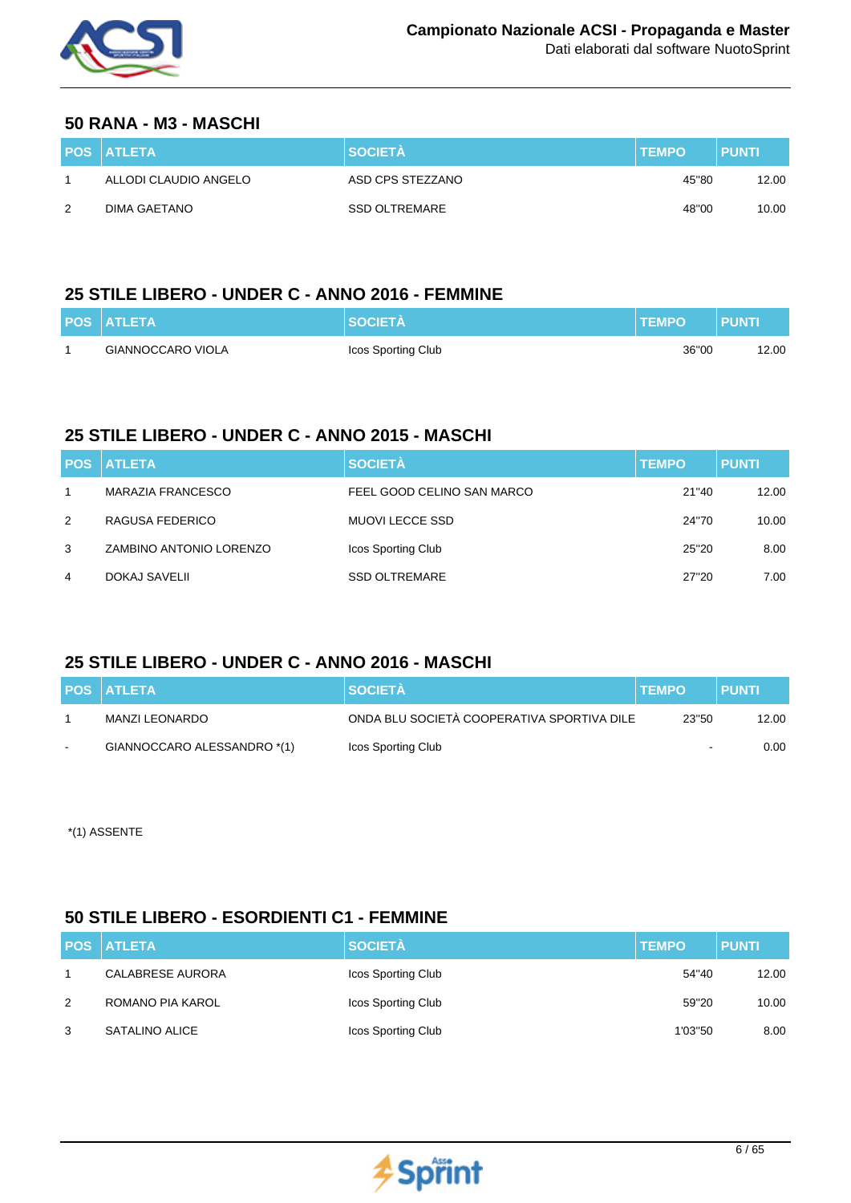## 50 RANA - M3 - MASCHI

| POS | ATLETA | SOCIETÀ | TEMPO | PUNTI |
|---|---|---|---|---|
| 1 | ALLODI CLAUDIO ANGELO | ASD CPS STEZZANO | 45"80 | 12.00 |
| 2 | DIMA GAETANO | SSD OLTREMARE | 48"00 | 10.00 |

## 25 STILE LIBERO - UNDER C - ANNO 2016 - FEMMINE

| POS | ATLETA | SOCIETÀ | TEMPO | PUNTI |
|---|---|---|---|---|
| 1 | GIANNOCCARO VIOLA | Icos Sporting Club | 36"00 | 12.00 |

## 25 STILE LIBERO - UNDER C - ANNO 2015 - MASCHI

| POS | ATLETA | SOCIETÀ | TEMPO | PUNTI |
|---|---|---|---|---|
| 1 | MARAZIA FRANCESCO | FEEL GOOD CELINO SAN MARCO | 21"40 | 12.00 |
| 2 | RAGUSA FEDERICO | MUOVI LECCE SSD | 24"70 | 10.00 |
| 3 | ZAMBINO ANTONIO LORENZO | Icos Sporting Club | 25"20 | 8.00 |
| 4 | DOKAJ SAVELII | SSD OLTREMARE | 27"20 | 7.00 |

## 25 STILE LIBERO - UNDER C - ANNO 2016 - MASCHI

| POS | ATLETA | SOCIETÀ | TEMPO | PUNTI |
|---|---|---|---|---|
| 1 | MANZI LEONARDO | ONDA BLU SOCIETÀ COOPERATIVA SPORTIVA DILE | 23"50 | 12.00 |
| - | GIANNOCCARO ALESSANDRO *(1) | Icos Sporting Club | - | 0.00 |

*(1) ASSENTE

## 50 STILE LIBERO - ESORDIENTI C1 - FEMMINE

| POS | ATLETA | SOCIETÀ | TEMPO | PUNTI |
|---|---|---|---|---|
| 1 | CALABRESE AURORA | Icos Sporting Club | 54"40 | 12.00 |
| 2 | ROMANO PIA KAROL | Icos Sporting Club | 59"20 | 10.00 |
| 3 | SATALINO ALICE | Icos Sporting Club | 1'03"50 | 8.00 |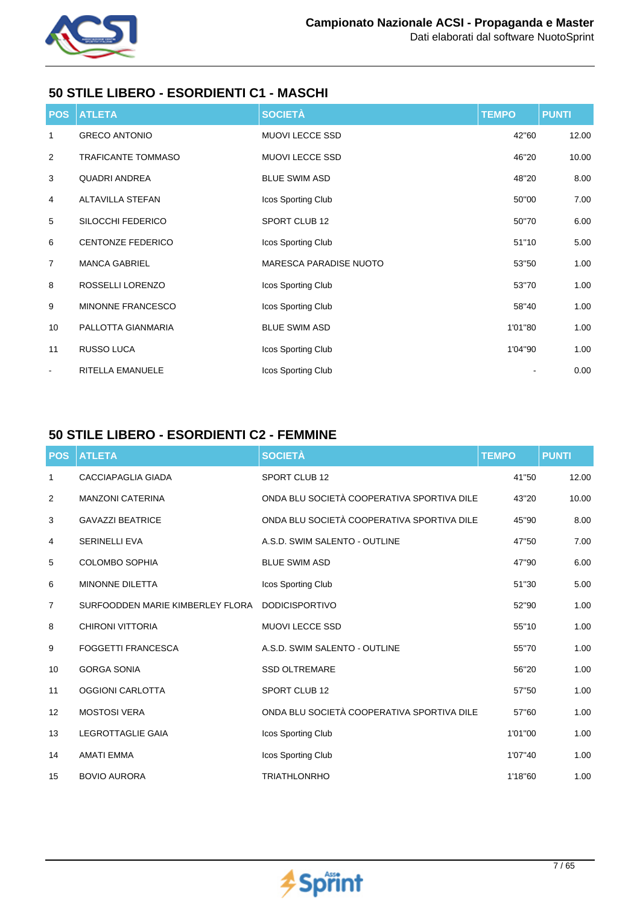## 50 STILE LIBERO - ESORDIENTI C1 - MASCHI

| POS | ATLETA | SOCIETÀ | TEMPO | PUNTI |
|---|---|---|---|---|
| 1 | GRECO ANTONIO | MUOVI LECCE SSD | 42"60 | 12.00 |
| 2 | TRAFICANTE TOMMASO | MUOVI LECCE SSD | 46"20 | 10.00 |
| 3 | QUADRI ANDREA | BLUE SWIM ASD | 48"20 | 8.00 |
| 4 | ALTAVILLA STEFAN | Icos Sporting Club | 50"00 | 7.00 |
| 5 | SILOCCHI FEDERICO | SPORT CLUB 12 | 50"70 | 6.00 |
| 6 | CENTONZE FEDERICO | Icos Sporting Club | 51"10 | 5.00 |
| 7 | MANCA GABRIEL | MARESCA PARADISE NUOTO | 53"50 | 1.00 |
| 8 | ROSSELLI LORENZO | Icos Sporting Club | 53"70 | 1.00 |
| 9 | MINONNE FRANCESCO | Icos Sporting Club | 58"40 | 1.00 |
| 10 | PALLOTTA GIANMARIA | BLUE SWIM ASD | 1'01"80 | 1.00 |
| 11 | RUSSO LUCA | Icos Sporting Club | 1'04"90 | 1.00 |
| - | RITELLA EMANUELE | Icos Sporting Club | - | 0.00 |

## 50 STILE LIBERO - ESORDIENTI C2 - FEMMINE

| POS | ATLETA | SOCIETÀ | TEMPO | PUNTI |
|---|---|---|---|---|
| 1 | CACCIAPAGLIA GIADA | SPORT CLUB 12 | 41"50 | 12.00 |
| 2 | MANZONI CATERINA | ONDA BLU SOCIETÀ COOPERATIVA SPORTIVA DILE | 43"20 | 10.00 |
| 3 | GAVAZZI BEATRICE | ONDA BLU SOCIETÀ COOPERATIVA SPORTIVA DILE | 45"90 | 8.00 |
| 4 | SERINELLI EVA | A.S.D. SWIM SALENTO - OUTLINE | 47"50 | 7.00 |
| 5 | COLOMBO SOPHIA | BLUE SWIM ASD | 47"90 | 6.00 |
| 6 | MINONNE DILETTA | Icos Sporting Club | 51"30 | 5.00 |
| 7 | SURFOODDEN MARIE KIMBERLEY FLORA | DODICISPORTIVO | 52"90 | 1.00 |
| 8 | CHIRONI VITTORIA | MUOVI LECCE SSD | 55"10 | 1.00 |
| 9 | FOGGETTI FRANCESCA | A.S.D. SWIM SALENTO - OUTLINE | 55"70 | 1.00 |
| 10 | GORGA SONIA | SSD OLTREMARE | 56"20 | 1.00 |
| 11 | OGGIONI CARLOTTA | SPORT CLUB 12 | 57"50 | 1.00 |
| 12 | MOSTOSI VERA | ONDA BLU SOCIETÀ COOPERATIVA SPORTIVA DILE | 57"60 | 1.00 |
| 13 | LEGROTTAGLIE GAIA | Icos Sporting Club | 1'01"00 | 1.00 |
| 14 | AMATI EMMA | Icos Sporting Club | 1'07"40 | 1.00 |
| 15 | BOVIO AURORA | TRIATHLONRHO | 1'18"60 | 1.00 |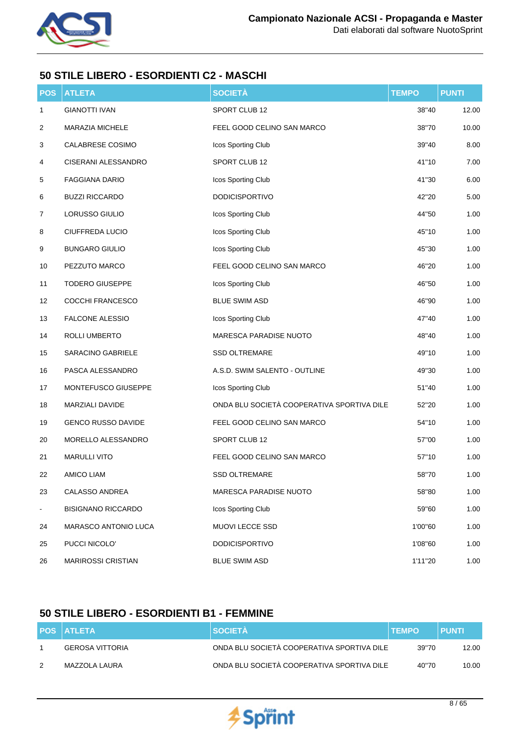## 50 STILE LIBERO - ESORDIENTI C2 - MASCHI

| POS | ATLETA | SOCIETÀ | TEMPO | PUNTI |
|---|---|---|---|---|
| 1 | GIANOTTI IVAN | SPORT CLUB 12 | 38"40 | 12.00 |
| 2 | MARAZIA MICHELE | FEEL GOOD CELINO SAN MARCO | 38"70 | 10.00 |
| 3 | CALABRESE COSIMO | Icos Sporting Club | 39"40 | 8.00 |
| 4 | CISERANI ALESSANDRO | SPORT CLUB 12 | 41"10 | 7.00 |
| 5 | FAGGIANA DARIO | Icos Sporting Club | 41"30 | 6.00 |
| 6 | BUZZI RICCARDO | DODICISPORTIVO | 42"20 | 5.00 |
| 7 | LORUSSO GIULIO | Icos Sporting Club | 44"50 | 1.00 |
| 8 | CIUFFREDA LUCIO | Icos Sporting Club | 45"10 | 1.00 |
| 9 | BUNGARO GIULIO | Icos Sporting Club | 45"30 | 1.00 |
| 10 | PEZZUTO MARCO | FEEL GOOD CELINO SAN MARCO | 46"20 | 1.00 |
| 11 | TODERO GIUSEPPE | Icos Sporting Club | 46"50 | 1.00 |
| 12 | COCCHI FRANCESCO | BLUE SWIM ASD | 46"90 | 1.00 |
| 13 | FALCONE ALESSIO | Icos Sporting Club | 47"40 | 1.00 |
| 14 | ROLLI UMBERTO | MARESCA PARADISE NUOTO | 48"40 | 1.00 |
| 15 | SARACINO GABRIELE | SSD OLTREMARE | 49"10 | 1.00 |
| 16 | PASCA ALESSANDRO | A.S.D. SWIM SALENTO - OUTLINE | 49"30 | 1.00 |
| 17 | MONTEFUSCO GIUSEPPE | Icos Sporting Club | 51"40 | 1.00 |
| 18 | MARZIALI DAVIDE | ONDA BLU SOCIETÀ COOPERATIVA SPORTIVA DILE | 52"20 | 1.00 |
| 19 | GENCO RUSSO DAVIDE | FEEL GOOD CELINO SAN MARCO | 54"10 | 1.00 |
| 20 | MORELLO ALESSANDRO | SPORT CLUB 12 | 57"00 | 1.00 |
| 21 | MARULLI VITO | FEEL GOOD CELINO SAN MARCO | 57"10 | 1.00 |
| 22 | AMICO LIAM | SSD OLTREMARE | 58"70 | 1.00 |
| 23 | CALASSO ANDREA | MARESCA PARADISE NUOTO | 58"80 | 1.00 |
| - | BISIGNANO RICCARDO | Icos Sporting Club | 59"60 | 1.00 |
| 24 | MARASCO ANTONIO LUCA | MUOVI LECCE SSD | 1'00"60 | 1.00 |
| 25 | PUCCI NICOLO' | DODICISPORTIVO | 1'08"60 | 1.00 |
| 26 | MARIROSSI CRISTIAN | BLUE SWIM ASD | 1'11"20 | 1.00 |

## 50 STILE LIBERO - ESORDIENTI B1 - FEMMINE

| POS | ATLETA | SOCIETÀ | TEMPO | PUNTI |
|---|---|---|---|---|
| 1 | GEROSA VITTORIA | ONDA BLU SOCIETÀ COOPERATIVA SPORTIVA DILE | 39"70 | 12.00 |
| 2 | MAZZOLA LAURA | ONDA BLU SOCIETÀ COOPERATIVA SPORTIVA DILE | 40"70 | 10.00 |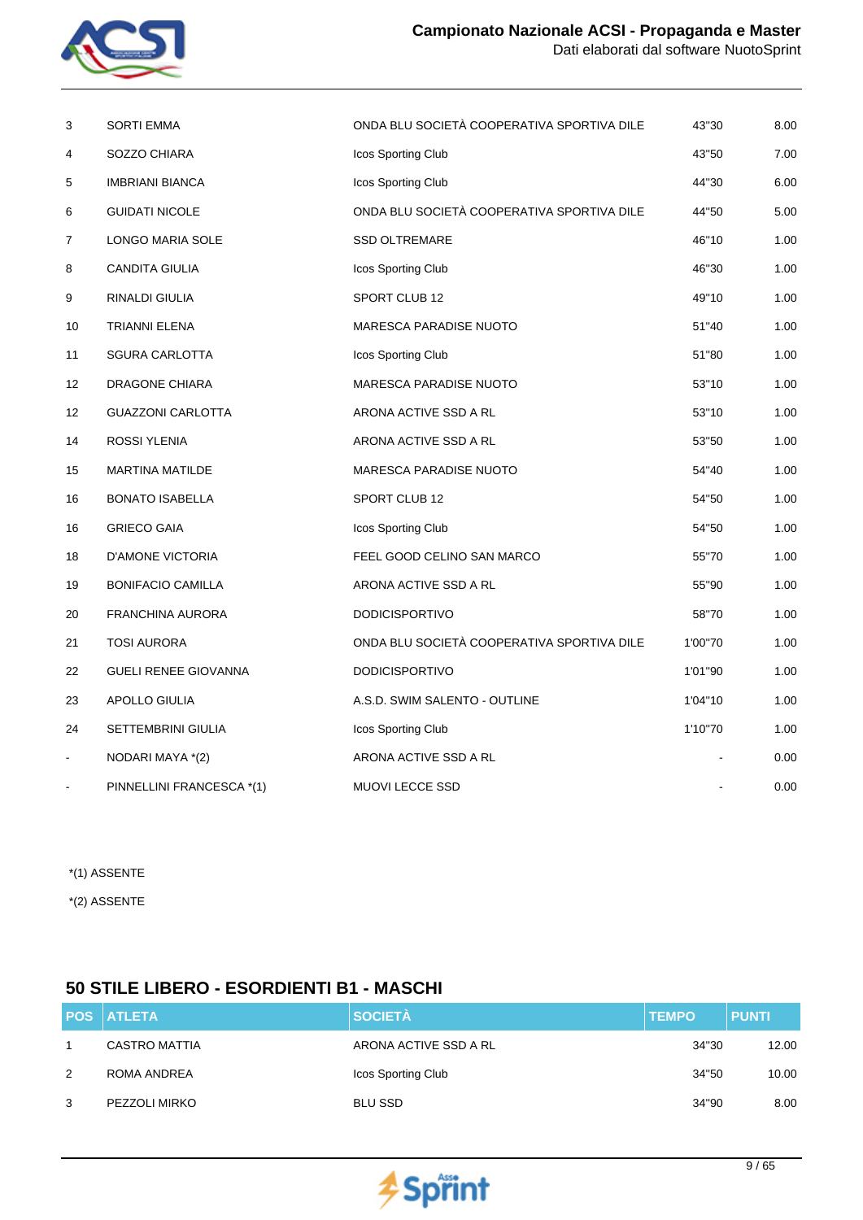| POS | ATLETA | SOCIETÀ | TEMPO | PUNTI |
|---|---|---|---|---|
| 3 | SORTI EMMA | ONDA BLU SOCIETÀ COOPERATIVA SPORTIVA DILE | 43"30 | 8.00 |
| 4 | SOZZO CHIARA | Icos Sporting Club | 43"50 | 7.00 |
| 5 | IMBRIANI BIANCA | Icos Sporting Club | 44"30 | 6.00 |
| 6 | GUIDATI NICOLE | ONDA BLU SOCIETÀ COOPERATIVA SPORTIVA DILE | 44"50 | 5.00 |
| 7 | LONGO MARIA SOLE | SSD OLTREMARE | 46"10 | 1.00 |
| 8 | CANDITA GIULIA | Icos Sporting Club | 46"30 | 1.00 |
| 9 | RINALDI GIULIA | SPORT CLUB 12 | 49"10 | 1.00 |
| 10 | TRIANNI ELENA | MARESCA PARADISE NUOTO | 51"40 | 1.00 |
| 11 | SGURA CARLOTTA | Icos Sporting Club | 51"80 | 1.00 |
| 12 | DRAGONE CHIARA | MARESCA PARADISE NUOTO | 53"10 | 1.00 |
| 12 | GUAZZONI CARLOTTA | ARONA ACTIVE SSD A RL | 53"10 | 1.00 |
| 14 | ROSSI YLENIA | ARONA ACTIVE SSD A RL | 53"50 | 1.00 |
| 15 | MARTINA MATILDE | MARESCA PARADISE NUOTO | 54"40 | 1.00 |
| 16 | BONATO ISABELLA | SPORT CLUB 12 | 54"50 | 1.00 |
| 16 | GRIECO GAIA | Icos Sporting Club | 54"50 | 1.00 |
| 18 | D'AMONE VICTORIA | FEEL GOOD CELINO SAN MARCO | 55"70 | 1.00 |
| 19 | BONIFACIO CAMILLA | ARONA ACTIVE SSD A RL | 55"90 | 1.00 |
| 20 | FRANCHINA AURORA | DODICISPORTIVO | 58"70 | 1.00 |
| 21 | TOSI AURORA | ONDA BLU SOCIETÀ COOPERATIVA SPORTIVA DILE | 1'00"70 | 1.00 |
| 22 | GUELI RENEE GIOVANNA | DODICISPORTIVO | 1'01"90 | 1.00 |
| 23 | APOLLO GIULIA | A.S.D. SWIM SALENTO - OUTLINE | 1'04"10 | 1.00 |
| 24 | SETTEMBRINI GIULIA | Icos Sporting Club | 1'10"70 | 1.00 |
| - | NODARI MAYA *(2) | ARONA ACTIVE SSD A RL | - | 0.00 |
| - | PINNELLINI FRANCESCA *(1) | MUOVI LECCE SSD | - | 0.00 |

*(1) ASSENTE

*(2) ASSENTE

## 50 STILE LIBERO - ESORDIENTI B1 - MASCHI

| POS | ATLETA | SOCIETÀ | TEMPO | PUNTI |
|---|---|---|---|---|
| 1 | CASTRO MATTIA | ARONA ACTIVE SSD A RL | 34"30 | 12.00 |
| 2 | ROMA ANDREA | Icos Sporting Club | 34"50 | 10.00 |
| 3 | PEZZOLI MIRKO | BLU SSD | 34"90 | 8.00 |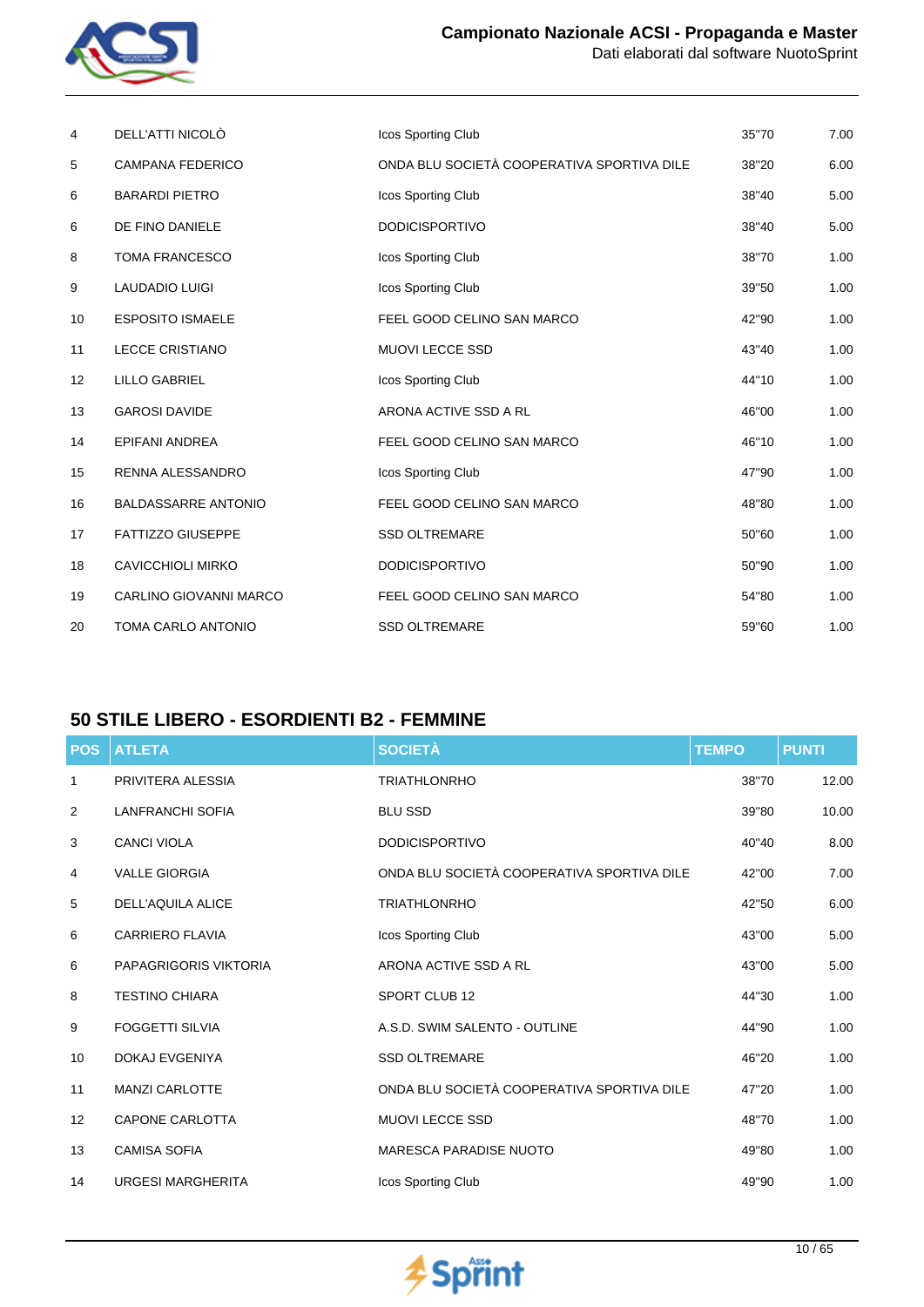| | | | | |
|---|---|---|---|---|
| 4 | DELL'ATTI NICOLÒ | Icos Sporting Club | 35"70 | 7.00 |
| 5 | CAMPANA FEDERICO | ONDA BLU SOCIETÀ COOPERATIVA SPORTIVA DILE | 38"20 | 6.00 |
| 6 | BARARDI PIETRO | Icos Sporting Club | 38"40 | 5.00 |
| 6 | DE FINO DANIELE | DODICISPORTIVO | 38"40 | 5.00 |
| 8 | TOMA FRANCESCO | Icos Sporting Club | 38"70 | 1.00 |
| 9 | LAUDADIO LUIGI | Icos Sporting Club | 39"50 | 1.00 |
| 10 | ESPOSITO ISMAELE | FEEL GOOD CELINO SAN MARCO | 42"90 | 1.00 |
| 11 | LECCE CRISTIANO | MUOVI LECCE SSD | 43"40 | 1.00 |
| 12 | LILLO GABRIEL | Icos Sporting Club | 44"10 | 1.00 |
| 13 | GAROSI DAVIDE | ARONA ACTIVE SSD A RL | 46"00 | 1.00 |
| 14 | EPIFANI ANDREA | FEEL GOOD CELINO SAN MARCO | 46"10 | 1.00 |
| 15 | RENNA ALESSANDRO | Icos Sporting Club | 47"90 | 1.00 |
| 16 | BALDASSARRE ANTONIO | FEEL GOOD CELINO SAN MARCO | 48"80 | 1.00 |
| 17 | FATTIZZO GIUSEPPE | SSD OLTREMARE | 50"60 | 1.00 |
| 18 | CAVICCHIOLI MIRKO | DODICISPORTIVO | 50"90 | 1.00 |
| 19 | CARLINO GIOVANNI MARCO | FEEL GOOD CELINO SAN MARCO | 54"80 | 1.00 |
| 20 | TOMA CARLO ANTONIO | SSD OLTREMARE | 59"60 | 1.00 |

## 50 STILE LIBERO - ESORDIENTI B2 - FEMMINE

| POS | ATLETA | SOCIETÀ | TEMPO | PUNTI |
|---|---|---|---|---|
| 1 | PRIVITERA ALESSIA | TRIATHLONRHO | 38"70 | 12.00 |
| 2 | LANFRANCHI SOFIA | BLU SSD | 39"80 | 10.00 |
| 3 | CANCI VIOLA | DODICISPORTIVO | 40"40 | 8.00 |
| 4 | VALLE GIORGIA | ONDA BLU SOCIETÀ COOPERATIVA SPORTIVA DILE | 42"00 | 7.00 |
| 5 | DELL'AQUILA ALICE | TRIATHLONRHO | 42"50 | 6.00 |
| 6 | CARRIERO FLAVIA | Icos Sporting Club | 43"00 | 5.00 |
| 6 | PAPAGRIGORIS VIKTORIA | ARONA ACTIVE SSD A RL | 43"00 | 5.00 |
| 8 | TESTINO CHIARA | SPORT CLUB 12 | 44"30 | 1.00 |
| 9 | FOGGETTI SILVIA | A.S.D. SWIM SALENTO - OUTLINE | 44"90 | 1.00 |
| 10 | DOKAJ EVGENIYA | SSD OLTREMARE | 46"20 | 1.00 |
| 11 | MANZI CARLOTTE | ONDA BLU SOCIETÀ COOPERATIVA SPORTIVA DILE | 47"20 | 1.00 |
| 12 | CAPONE CARLOTTA | MUOVI LECCE SSD | 48"70 | 1.00 |
| 13 | CAMISA SOFIA | MARESCA PARADISE NUOTO | 49"80 | 1.00 |
| 14 | URGESI MARGHERITA | Icos Sporting Club | 49"90 | 1.00 |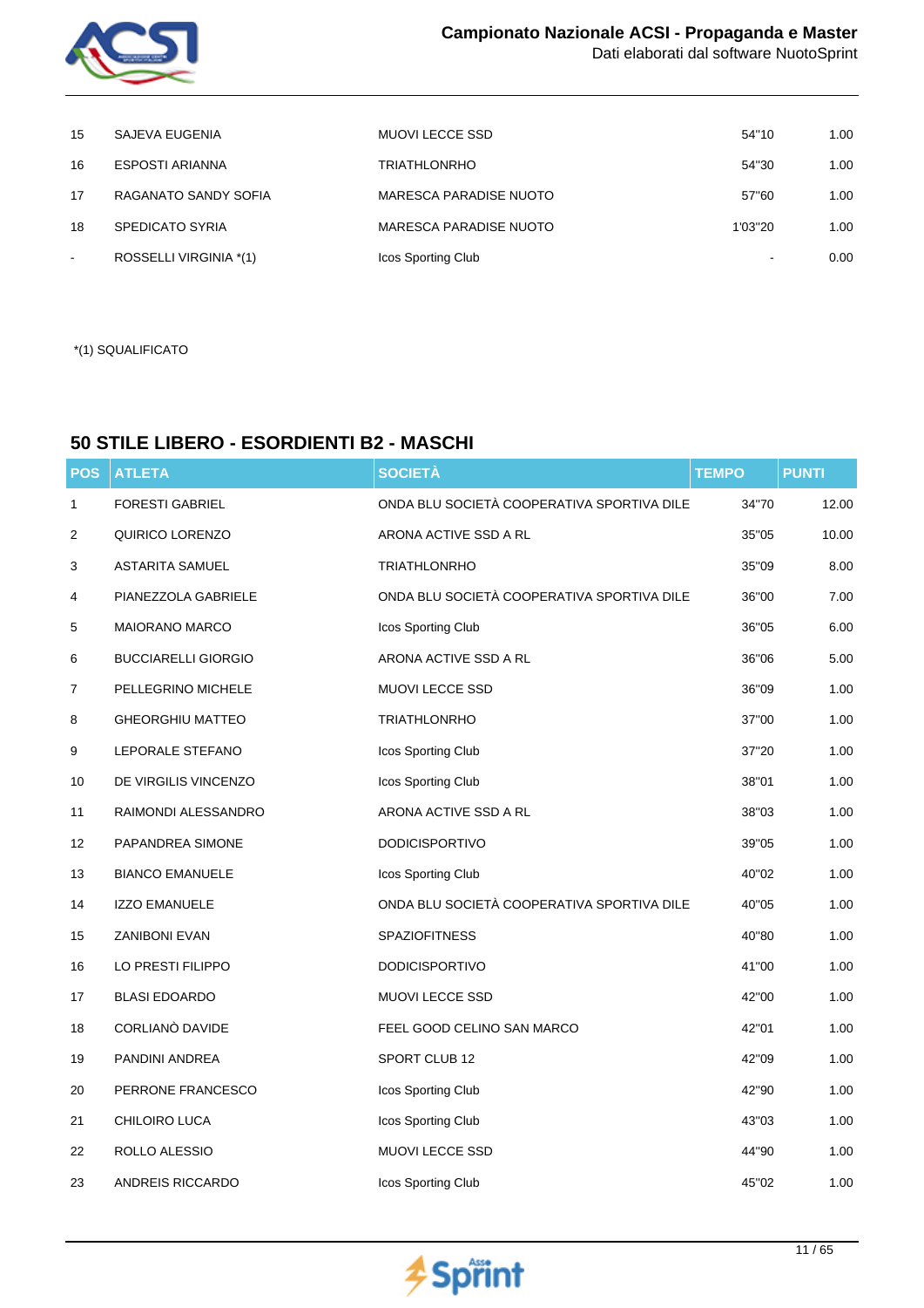| POS | ATLETA | SOCIETÀ | TEMPO | PUNTI |
|---|---|---|---|---|
| 15 | SAJEVA EUGENIA | MUOVI LECCE SSD | 54"10 | 1.00 |
| 16 | ESPOSTI ARIANNA | TRIATHLONRHO | 54"30 | 1.00 |
| 17 | RAGANATO SANDY SOFIA | MARESCA PARADISE NUOTO | 57"60 | 1.00 |
| 18 | SPEDICATO SYRIA | MARESCA PARADISE NUOTO | 1'03"20 | 1.00 |
| - | ROSSELLI VIRGINIA *(1) | Icos Sporting Club | - | 0.00 |

*(1) SQUALIFICATO

## 50 STILE LIBERO - ESORDIENTI B2 - MASCHI

| POS | ATLETA | SOCIETÀ | TEMPO | PUNTI |
|---|---|---|---|---|
| 1 | FORESTI GABRIEL | ONDA BLU SOCIETÀ COOPERATIVA SPORTIVA DILE | 34"70 | 12.00 |
| 2 | QUIRICO LORENZO | ARONA ACTIVE SSD A RL | 35"05 | 10.00 |
| 3 | ASTARITA SAMUEL | TRIATHLONRHO | 35"09 | 8.00 |
| 4 | PIANEZZOLA GABRIELE | ONDA BLU SOCIETÀ COOPERATIVA SPORTIVA DILE | 36"00 | 7.00 |
| 5 | MAIORANO MARCO | Icos Sporting Club | 36"05 | 6.00 |
| 6 | BUCCIARELLI GIORGIO | ARONA ACTIVE SSD A RL | 36"06 | 5.00 |
| 7 | PELLEGRINO MICHELE | MUOVI LECCE SSD | 36"09 | 1.00 |
| 8 | GHEORGHIU MATTEO | TRIATHLONRHO | 37"00 | 1.00 |
| 9 | LEPORALE STEFANO | Icos Sporting Club | 37"20 | 1.00 |
| 10 | DE VIRGILIS VINCENZO | Icos Sporting Club | 38"01 | 1.00 |
| 11 | RAIMONDI ALESSANDRO | ARONA ACTIVE SSD A RL | 38"03 | 1.00 |
| 12 | PAPANDREA SIMONE | DODICISPORTIVO | 39"05 | 1.00 |
| 13 | BIANCO EMANUELE | Icos Sporting Club | 40"02 | 1.00 |
| 14 | IZZO EMANUELE | ONDA BLU SOCIETÀ COOPERATIVA SPORTIVA DILE | 40"05 | 1.00 |
| 15 | ZANIBONI EVAN | SPAZIOFITNESS | 40"80 | 1.00 |
| 16 | LO PRESTI FILIPPO | DODICISPORTIVO | 41"00 | 1.00 |
| 17 | BLASI EDOARDO | MUOVI LECCE SSD | 42"00 | 1.00 |
| 18 | CORLIANÒ DAVIDE | FEEL GOOD CELINO SAN MARCO | 42"01 | 1.00 |
| 19 | PANDINI ANDREA | SPORT CLUB 12 | 42"09 | 1.00 |
| 20 | PERRONE FRANCESCO | Icos Sporting Club | 42"90 | 1.00 |
| 21 | CHILOIRO LUCA | Icos Sporting Club | 43"03 | 1.00 |
| 22 | ROLLO ALESSIO | MUOVI LECCE SSD | 44"90 | 1.00 |
| 23 | ANDREIS RICCARDO | Icos Sporting Club | 45"02 | 1.00 |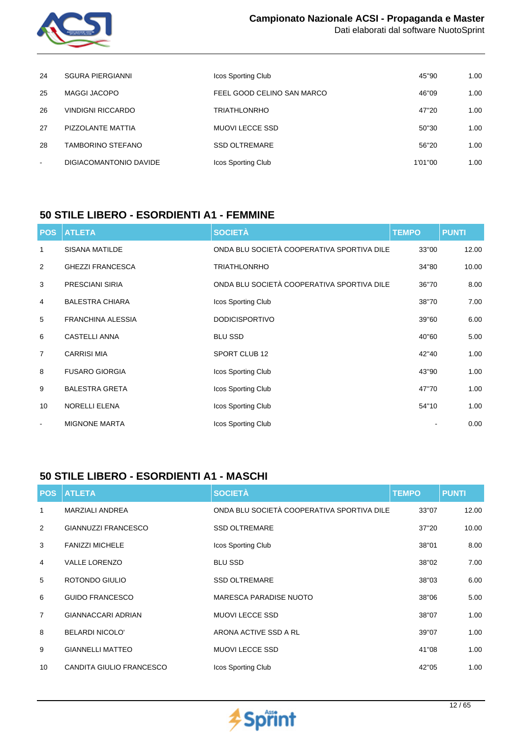| | | | | |
|---|---|---|---|---|
| 24 | SGURA PIERGIANNI | Icos Sporting Club | 45"90 | 1.00 |
| 25 | MAGGI JACOPO | FEEL GOOD CELINO SAN MARCO | 46"09 | 1.00 |
| 26 | VINDIGNI RICCARDO | TRIATHLONRHO | 47"20 | 1.00 |
| 27 | PIZZOLANTE MATTIA | MUOVI LECCE SSD | 50"30 | 1.00 |
| 28 | TAMBORINO STEFANO | SSD OLTREMARE | 56"20 | 1.00 |
| - | DIGIACOMANTONIO DAVIDE | Icos Sporting Club | 1'01"00 | 1.00 |

## 50 STILE LIBERO - ESORDIENTI A1 - FEMMINE

| POS | ATLETA | SOCIETÀ | TEMPO | PUNTI |
|---|---|---|---|---|
| 1 | SISANA MATILDE | ONDA BLU SOCIETÀ COOPERATIVA SPORTIVA DILE | 33"00 | 12.00 |
| 2 | GHEZZI FRANCESCA | TRIATHLONRHO | 34"80 | 10.00 |
| 3 | PRESCIANI SIRIA | ONDA BLU SOCIETÀ COOPERATIVA SPORTIVA DILE | 36"70 | 8.00 |
| 4 | BALESTRA CHIARA | Icos Sporting Club | 38"70 | 7.00 |
| 5 | FRANCHINA ALESSIA | DODICISPORTIVO | 39"60 | 6.00 |
| 6 | CASTELLI ANNA | BLU SSD | 40"60 | 5.00 |
| 7 | CARRISI MIA | SPORT CLUB 12 | 42"40 | 1.00 |
| 8 | FUSARO GIORGIA | Icos Sporting Club | 43"90 | 1.00 |
| 9 | BALESTRA GRETA | Icos Sporting Club | 47"70 | 1.00 |
| 10 | NORELLI ELENA | Icos Sporting Club | 54"10 | 1.00 |
| - | MIGNONE MARTA | Icos Sporting Club | - | 0.00 |

## 50 STILE LIBERO - ESORDIENTI A1 - MASCHI

| POS | ATLETA | SOCIETÀ | TEMPO | PUNTI |
|---|---|---|---|---|
| 1 | MARZIALI ANDREA | ONDA BLU SOCIETÀ COOPERATIVA SPORTIVA DILE | 33"07 | 12.00 |
| 2 | GIANNUZZI FRANCESCO | SSD OLTREMARE | 37"20 | 10.00 |
| 3 | FANIZZI MICHELE | Icos Sporting Club | 38"01 | 8.00 |
| 4 | VALLE LORENZO | BLU SSD | 38"02 | 7.00 |
| 5 | ROTONDO GIULIO | SSD OLTREMARE | 38"03 | 6.00 |
| 6 | GUIDO FRANCESCO | MARESCA PARADISE NUOTO | 38"06 | 5.00 |
| 7 | GIANNACCARI ADRIAN | MUOVI LECCE SSD | 38"07 | 1.00 |
| 8 | BELARDI NICOLO' | ARONA ACTIVE SSD A RL | 39"07 | 1.00 |
| 9 | GIANNELLI MATTEO | MUOVI LECCE SSD | 41"08 | 1.00 |
| 10 | CANDITA GIULIO FRANCESCO | Icos Sporting Club | 42"05 | 1.00 |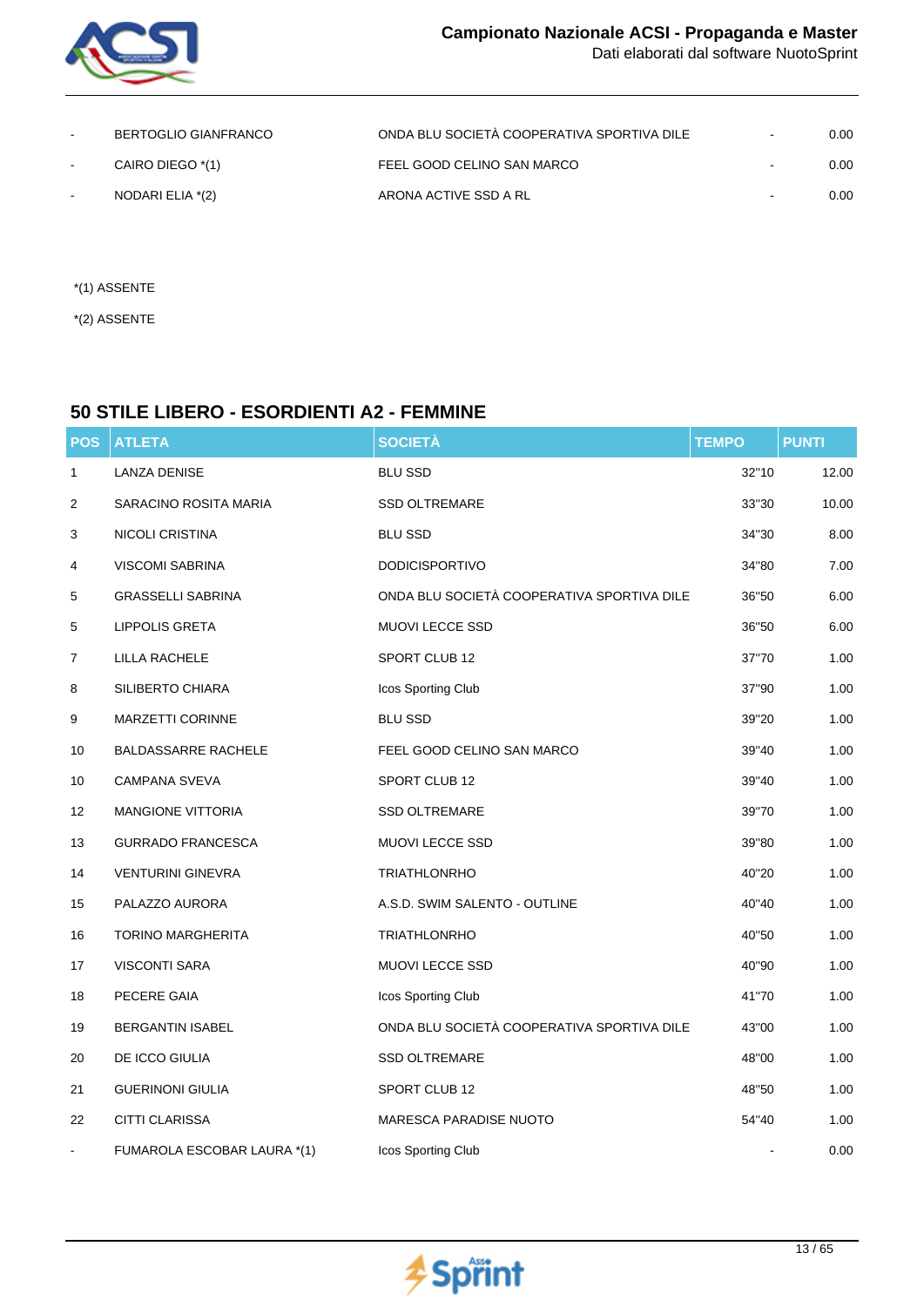| - | BERTOGLIO GIANFRANCO | ONDA BLU SOCIETÀ COOPERATIVA SPORTIVA DILE | - | 0.00 |
|---|---|---|---|---|
| - | CAIRO DIEGO *(1) | FEEL GOOD CELINO SAN MARCO | - | 0.00 |
| - | NODARI ELIA *(2) | ARONA ACTIVE SSD A RL | - | 0.00 |

*(1) ASSENTE

*(2) ASSENTE

## 50 STILE LIBERO - ESORDIENTI A2 - FEMMINE

| POS | ATLETA | SOCIETÀ | TEMPO | PUNTI |
|---|---|---|---|---|
| 1 | LANZA DENISE | BLU SSD | 32"10 | 12.00 |
| 2 | SARACINO ROSITA MARIA | SSD OLTREMARE | 33"30 | 10.00 |
| 3 | NICOLI CRISTINA | BLU SSD | 34"30 | 8.00 |
| 4 | VISCOMI SABRINA | DODICISPORTIVO | 34"80 | 7.00 |
| 5 | GRASSELLI SABRINA | ONDA BLU SOCIETÀ COOPERATIVA SPORTIVA DILE | 36"50 | 6.00 |
| 5 | LIPPOLIS GRETA | MUOVI LECCE SSD | 36"50 | 6.00 |
| 7 | LILLA RACHELE | SPORT CLUB 12 | 37"70 | 1.00 |
| 8 | SILIBERTO CHIARA | Icos Sporting Club | 37"90 | 1.00 |
| 9 | MARZETTI CORINNE | BLU SSD | 39"20 | 1.00 |
| 10 | BALDASSARRE RACHELE | FEEL GOOD CELINO SAN MARCO | 39"40 | 1.00 |
| 10 | CAMPANA SVEVA | SPORT CLUB 12 | 39"40 | 1.00 |
| 12 | MANGIONE VITTORIA | SSD OLTREMARE | 39"70 | 1.00 |
| 13 | GURRADO FRANCESCA | MUOVI LECCE SSD | 39"80 | 1.00 |
| 14 | VENTURINI GINEVRA | TRIATHLONRHO | 40"20 | 1.00 |
| 15 | PALAZZO AURORA | A.S.D. SWIM SALENTO - OUTLINE | 40"40 | 1.00 |
| 16 | TORINO MARGHERITA | TRIATHLONRHO | 40"50 | 1.00 |
| 17 | VISCONTI SARA | MUOVI LECCE SSD | 40"90 | 1.00 |
| 18 | PECERE GAIA | Icos Sporting Club | 41"70 | 1.00 |
| 19 | BERGANTIN ISABEL | ONDA BLU SOCIETÀ COOPERATIVA SPORTIVA DILE | 43"00 | 1.00 |
| 20 | DE ICCO GIULIA | SSD OLTREMARE | 48"00 | 1.00 |
| 21 | GUERINONI GIULIA | SPORT CLUB 12 | 48"50 | 1.00 |
| 22 | CITTI CLARISSA | MARESCA PARADISE NUOTO | 54"40 | 1.00 |
| - | FUMAROLA ESCOBAR LAURA *(1) | Icos Sporting Club | - | 0.00 |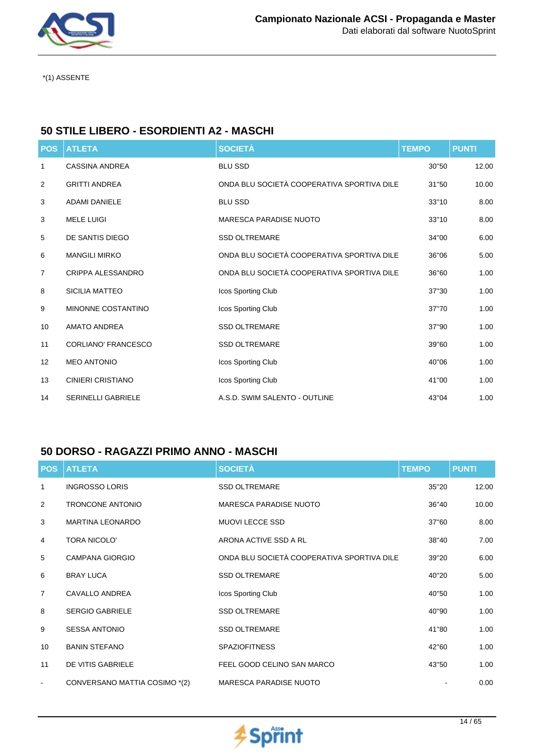*(1) ASSENTE

## 50 STILE LIBERO - ESORDIENTI A2 - MASCHI

| POS | ATLETA | SOCIETÀ | TEMPO | PUNTI |
|---|---|---|---|---|
| 1 | CASSINA ANDREA | BLU SSD | 30"50 | 12.00 |
| 2 | GRITTI ANDREA | ONDA BLU SOCIETÀ COOPERATIVA SPORTIVA DILE | 31"50 | 10.00 |
| 3 | ADAMI DANIELE | BLU SSD | 33"10 | 8.00 |
| 3 | MELE LUIGI | MARESCA PARADISE NUOTO | 33"10 | 8.00 |
| 5 | DE SANTIS DIEGO | SSD OLTREMARE | 34"00 | 6.00 |
| 6 | MANGILI MIRKO | ONDA BLU SOCIETÀ COOPERATIVA SPORTIVA DILE | 36"06 | 5.00 |
| 7 | CRIPPA ALESSANDRO | ONDA BLU SOCIETÀ COOPERATIVA SPORTIVA DILE | 36"60 | 1.00 |
| 8 | SICILIA MATTEO | Icos Sporting Club | 37"30 | 1.00 |
| 9 | MINONNE COSTANTINO | Icos Sporting Club | 37"70 | 1.00 |
| 10 | AMATO ANDREA | SSD OLTREMARE | 37"90 | 1.00 |
| 11 | CORLIANO' FRANCESCO | SSD OLTREMARE | 39"60 | 1.00 |
| 12 | MEO ANTONIO | Icos Sporting Club | 40"06 | 1.00 |
| 13 | CINIERI CRISTIANO | Icos Sporting Club | 41"00 | 1.00 |
| 14 | SERINELLI GABRIELE | A.S.D. SWIM SALENTO - OUTLINE | 43"04 | 1.00 |

## 50 DORSO - RAGAZZI PRIMO ANNO - MASCHI

| POS | ATLETA | SOCIETÀ | TEMPO | PUNTI |
|---|---|---|---|---|
| 1 | INGROSSO LORIS | SSD OLTREMARE | 35"20 | 12.00 |
| 2 | TRONCONE ANTONIO | MARESCA PARADISE NUOTO | 36"40 | 10.00 |
| 3 | MARTINA LEONARDO | MUOVI LECCE SSD | 37"60 | 8.00 |
| 4 | TORA NICOLO' | ARONA ACTIVE SSD A RL | 38"40 | 7.00 |
| 5 | CAMPANA GIORGIO | ONDA BLU SOCIETÀ COOPERATIVA SPORTIVA DILE | 39"20 | 6.00 |
| 6 | BRAY LUCA | SSD OLTREMARE | 40"20 | 5.00 |
| 7 | CAVALLO ANDREA | Icos Sporting Club | 40"50 | 1.00 |
| 8 | SERGIO GABRIELE | SSD OLTREMARE | 40"90 | 1.00 |
| 9 | SESSA ANTONIO | SSD OLTREMARE | 41"80 | 1.00 |
| 10 | BANIN STEFANO | SPAZIOFITNESS | 42"60 | 1.00 |
| 11 | DE VITIS GABRIELE | FEEL GOOD CELINO SAN MARCO | 43"50 | 1.00 |
| - | CONVERSANO MATTIA COSIMO *(2) | MARESCA PARADISE NUOTO | - | 0.00 |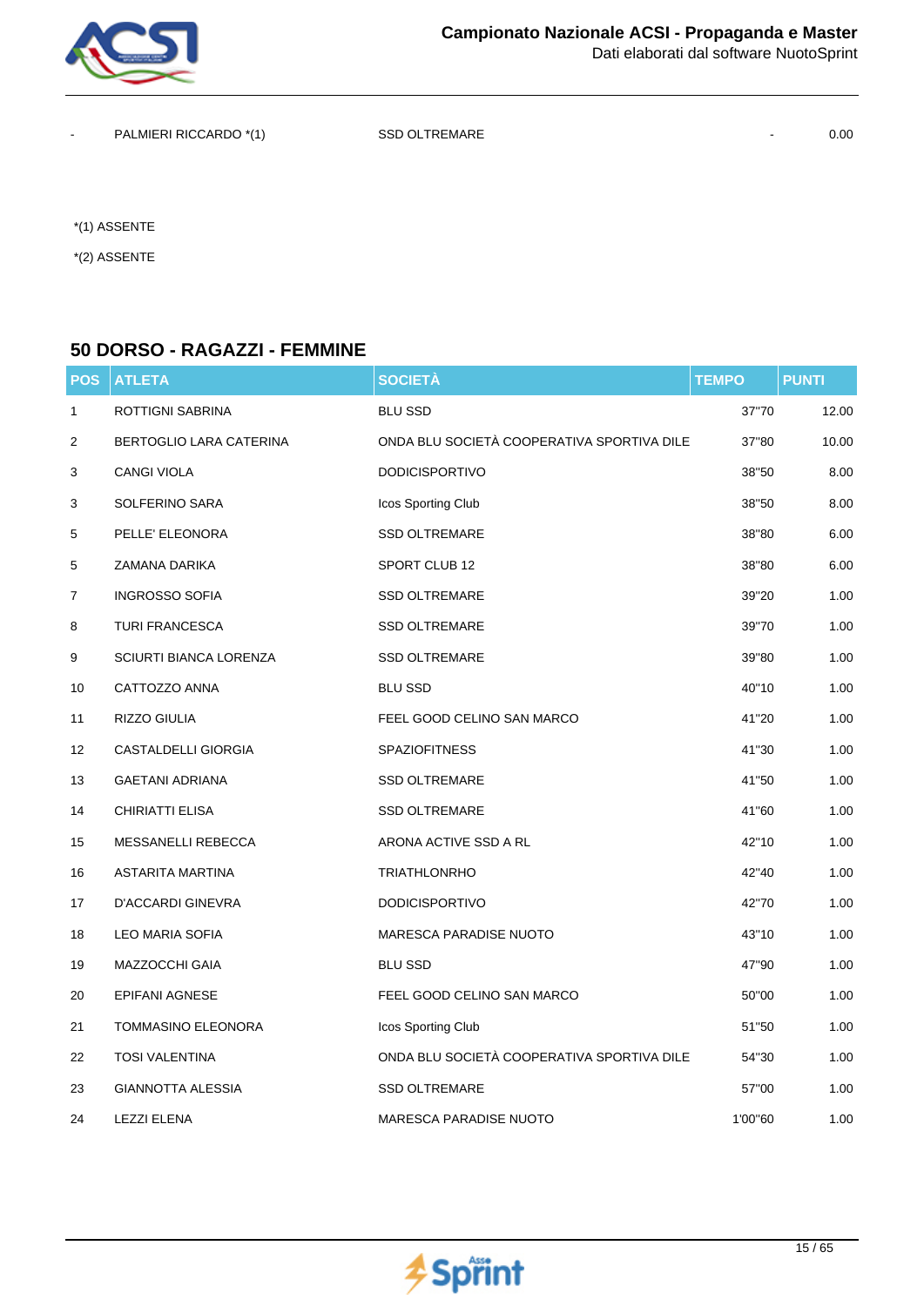| - | PALMIERI RICCARDO *(1) | SSD OLTREMARE | - | 0.00 |
|---|---|---|---|---|

*(1) ASSENTE

*(2) ASSENTE

## 50 DORSO - RAGAZZI - FEMMINE

| POS | ATLETA | SOCIETÀ | TEMPO | PUNTI |
|---|---|---|---|---|
| 1 | ROTTIGNI SABRINA | BLU SSD | 37"70 | 12.00 |
| 2 | BERTOGLIO LARA CATERINA | ONDA BLU SOCIETÀ COOPERATIVA SPORTIVA DILE | 37"80 | 10.00 |
| 3 | CANGI VIOLA | DODICISPORTIVO | 38"50 | 8.00 |
| 3 | SOLFERINO SARA | Icos Sporting Club | 38"50 | 8.00 |
| 5 | PELLE' ELEONORA | SSD OLTREMARE | 38"80 | 6.00 |
| 5 | ZAMANA DARIKA | SPORT CLUB 12 | 38"80 | 6.00 |
| 7 | INGROSSO SOFIA | SSD OLTREMARE | 39"20 | 1.00 |
| 8 | TURI FRANCESCA | SSD OLTREMARE | 39"70 | 1.00 |
| 9 | SCIURTI BIANCA LORENZA | SSD OLTREMARE | 39"80 | 1.00 |
| 10 | CATTOZZO ANNA | BLU SSD | 40"10 | 1.00 |
| 11 | RIZZO GIULIA | FEEL GOOD CELINO SAN MARCO | 41"20 | 1.00 |
| 12 | CASTALDELLI GIORGIA | SPAZIOFITNESS | 41"30 | 1.00 |
| 13 | GAETANI ADRIANA | SSD OLTREMARE | 41"50 | 1.00 |
| 14 | CHIRIATTI ELISA | SSD OLTREMARE | 41"60 | 1.00 |
| 15 | MESSANELLI REBECCA | ARONA ACTIVE SSD A RL | 42"10 | 1.00 |
| 16 | ASTARITA MARTINA | TRIATHLONRHO | 42"40 | 1.00 |
| 17 | D'ACCARDI GINEVRA | DODICISPORTIVO | 42"70 | 1.00 |
| 18 | LEO MARIA SOFIA | MARESCA PARADISE NUOTO | 43"10 | 1.00 |
| 19 | MAZZOCCHI GAIA | BLU SSD | 47"90 | 1.00 |
| 20 | EPIFANI AGNESE | FEEL GOOD CELINO SAN MARCO | 50"00 | 1.00 |
| 21 | TOMMASINO ELEONORA | Icos Sporting Club | 51"50 | 1.00 |
| 22 | TOSI VALENTINA | ONDA BLU SOCIETÀ COOPERATIVA SPORTIVA DILE | 54"30 | 1.00 |
| 23 | GIANNOTTA ALESSIA | SSD OLTREMARE | 57"00 | 1.00 |
| 24 | LEZZI ELENA | MARESCA PARADISE NUOTO | 1'00"60 | 1.00 |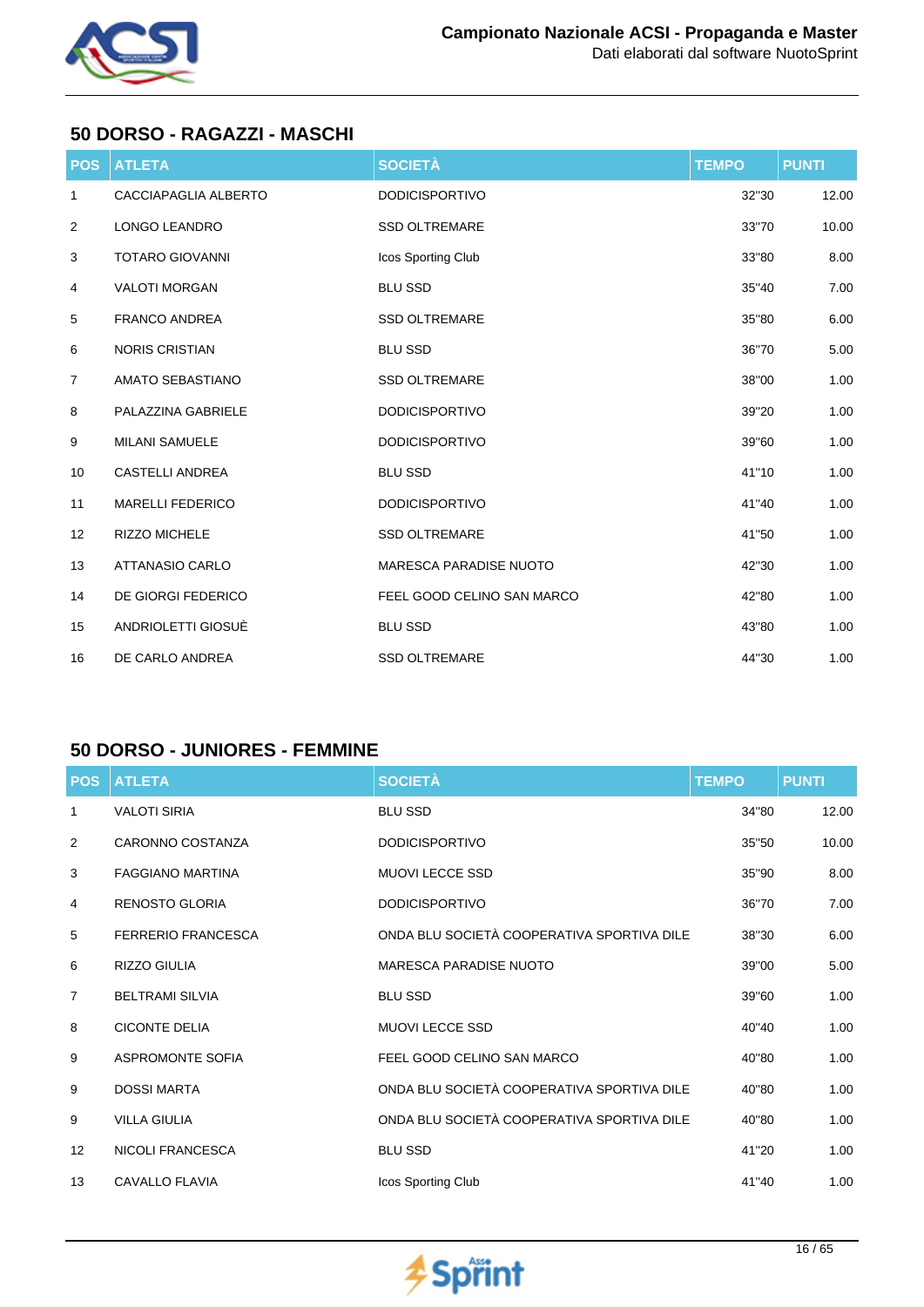## 50 DORSO - RAGAZZI - MASCHI

| POS | ATLETA | SOCIETÀ | TEMPO | PUNTI |
|---|---|---|---|---|
| 1 | CACCIAPAGLIA ALBERTO | DODICISPORTIVO | 32"30 | 12.00 |
| 2 | LONGO LEANDRO | SSD OLTREMARE | 33"70 | 10.00 |
| 3 | TOTARO GIOVANNI | Icos Sporting Club | 33"80 | 8.00 |
| 4 | VALOTI MORGAN | BLU SSD | 35"40 | 7.00 |
| 5 | FRANCO ANDREA | SSD OLTREMARE | 35"80 | 6.00 |
| 6 | NORIS CRISTIAN | BLU SSD | 36"70 | 5.00 |
| 7 | AMATO SEBASTIANO | SSD OLTREMARE | 38"00 | 1.00 |
| 8 | PALAZZINA GABRIELE | DODICISPORTIVO | 39"20 | 1.00 |
| 9 | MILANI SAMUELE | DODICISPORTIVO | 39"60 | 1.00 |
| 10 | CASTELLI ANDREA | BLU SSD | 41"10 | 1.00 |
| 11 | MARELLI FEDERICO | DODICISPORTIVO | 41"40 | 1.00 |
| 12 | RIZZO MICHELE | SSD OLTREMARE | 41"50 | 1.00 |
| 13 | ATTANASIO CARLO | MARESCA PARADISE NUOTO | 42"30 | 1.00 |
| 14 | DE GIORGI FEDERICO | FEEL GOOD CELINO SAN MARCO | 42"80 | 1.00 |
| 15 | ANDRIOLETTI GIOSUÈ | BLU SSD | 43"80 | 1.00 |
| 16 | DE CARLO ANDREA | SSD OLTREMARE | 44"30 | 1.00 |

## 50 DORSO - JUNIORES - FEMMINE

| POS | ATLETA | SOCIETÀ | TEMPO | PUNTI |
|---|---|---|---|---|
| 1 | VALOTI SIRIA | BLU SSD | 34"80 | 12.00 |
| 2 | CARONNO COSTANZA | DODICISPORTIVO | 35"50 | 10.00 |
| 3 | FAGGIANO MARTINA | MUOVI LECCE SSD | 35"90 | 8.00 |
| 4 | RENOSTO GLORIA | DODICISPORTIVO | 36"70 | 7.00 |
| 5 | FERRERIO FRANCESCA | ONDA BLU SOCIETÀ COOPERATIVA SPORTIVA DILE | 38"30 | 6.00 |
| 6 | RIZZO GIULIA | MARESCA PARADISE NUOTO | 39"00 | 5.00 |
| 7 | BELTRAMI SILVIA | BLU SSD | 39"60 | 1.00 |
| 8 | CICONTE DELIA | MUOVI LECCE SSD | 40"40 | 1.00 |
| 9 | ASPROMONTE SOFIA | FEEL GOOD CELINO SAN MARCO | 40"80 | 1.00 |
| 9 | DOSSI MARTA | ONDA BLU SOCIETÀ COOPERATIVA SPORTIVA DILE | 40"80 | 1.00 |
| 9 | VILLA GIULIA | ONDA BLU SOCIETÀ COOPERATIVA SPORTIVA DILE | 40"80 | 1.00 |
| 12 | NICOLI FRANCESCA | BLU SSD | 41"20 | 1.00 |
| 13 | CAVALLO FLAVIA | Icos Sporting Club | 41"40 | 1.00 |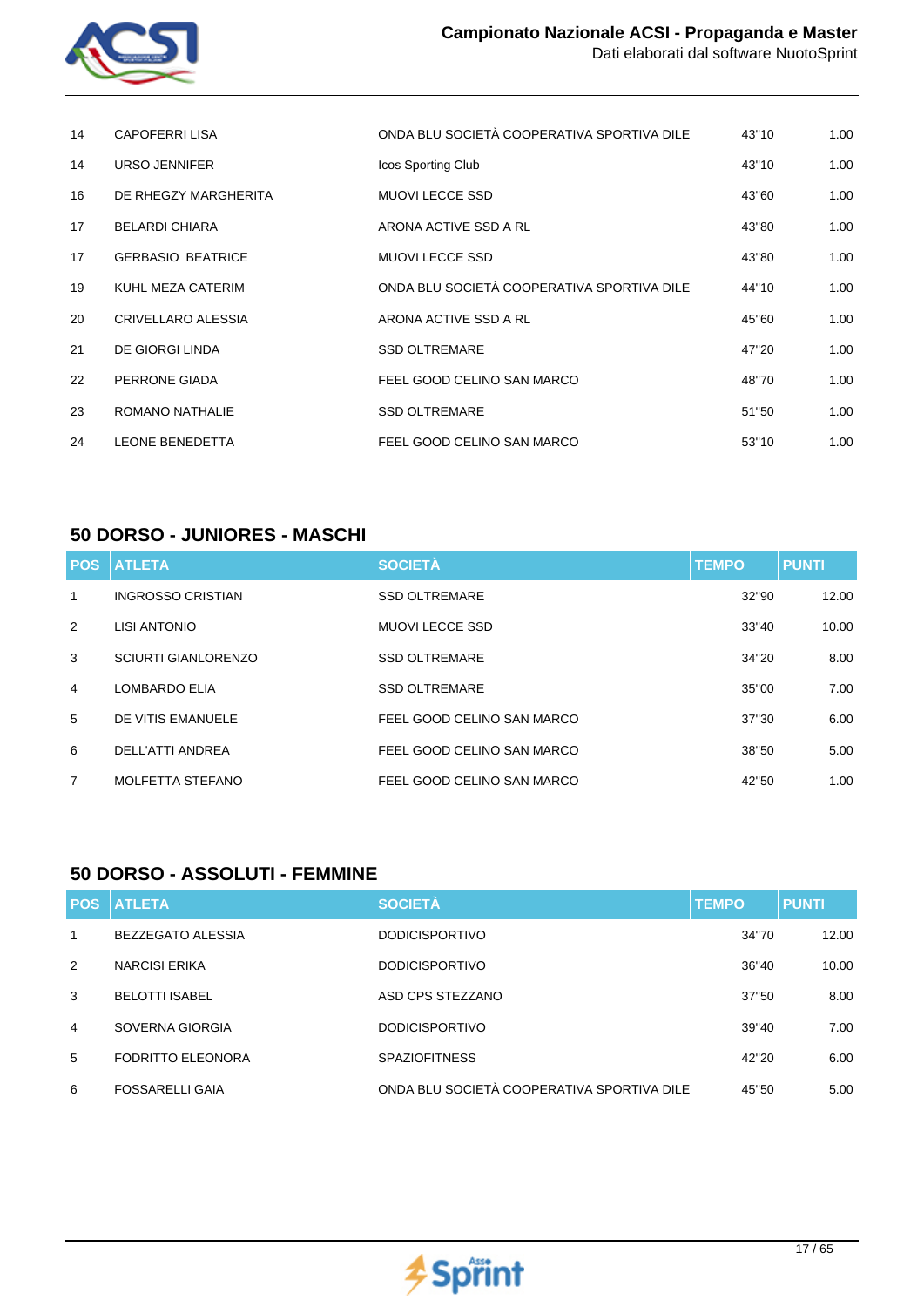| POS | ATLETA | SOCIETÀ | TEMPO | PUNTI |
|---|---|---|---|---|
| 14 | CAPOFERRI LISA | ONDA BLU SOCIETÀ COOPERATIVA SPORTIVA DILE | 43"10 | 1.00 |
| 14 | URSO JENNIFER | Icos Sporting Club | 43"10 | 1.00 |
| 16 | DE RHEGZY MARGHERITA | MUOVI LECCE SSD | 43"60 | 1.00 |
| 17 | BELARDI CHIARA | ARONA ACTIVE SSD A RL | 43"80 | 1.00 |
| 17 | GERBASIO BEATRICE | MUOVI LECCE SSD | 43"80 | 1.00 |
| 19 | KUHL MEZA CATERIM | ONDA BLU SOCIETÀ COOPERATIVA SPORTIVA DILE | 44"10 | 1.00 |
| 20 | CRIVELLARO ALESSIA | ARONA ACTIVE SSD A RL | 45"60 | 1.00 |
| 21 | DE GIORGI LINDA | SSD OLTREMARE | 47"20 | 1.00 |
| 22 | PERRONE GIADA | FEEL GOOD CELINO SAN MARCO | 48"70 | 1.00 |
| 23 | ROMANO NATHALIE | SSD OLTREMARE | 51"50 | 1.00 |
| 24 | LEONE BENEDETTA | FEEL GOOD CELINO SAN MARCO | 53"10 | 1.00 |

## 50 DORSO - JUNIORES - MASCHI

| POS | ATLETA | SOCIETÀ | TEMPO | PUNTI |
|---|---|---|---|---|
| 1 | INGROSSO CRISTIAN | SSD OLTREMARE | 32"90 | 12.00 |
| 2 | LISI ANTONIO | MUOVI LECCE SSD | 33"40 | 10.00 |
| 3 | SCIURTI GIANLORENZO | SSD OLTREMARE | 34"20 | 8.00 |
| 4 | LOMBARDO ELIA | SSD OLTREMARE | 35"00 | 7.00 |
| 5 | DE VITIS EMANUELE | FEEL GOOD CELINO SAN MARCO | 37"30 | 6.00 |
| 6 | DELL'ATTI ANDREA | FEEL GOOD CELINO SAN MARCO | 38"50 | 5.00 |
| 7 | MOLFETTA STEFANO | FEEL GOOD CELINO SAN MARCO | 42"50 | 1.00 |

## 50 DORSO - ASSOLUTI - FEMMINE

| POS | ATLETA | SOCIETÀ | TEMPO | PUNTI |
|---|---|---|---|---|
| 1 | BEZZEGATO ALESSIA | DODICISPORTIVO | 34"70 | 12.00 |
| 2 | NARCISI ERIKA | DODICISPORTIVO | 36"40 | 10.00 |
| 3 | BELOTTI ISABEL | ASD CPS STEZZANO | 37"50 | 8.00 |
| 4 | SOVERNA GIORGIA | DODICISPORTIVO | 39"40 | 7.00 |
| 5 | FODRITTO ELEONORA | SPAZIOFITNESS | 42"20 | 6.00 |
| 6 | FOSSARELLI GAIA | ONDA BLU SOCIETÀ COOPERATIVA SPORTIVA DILE | 45"50 | 5.00 |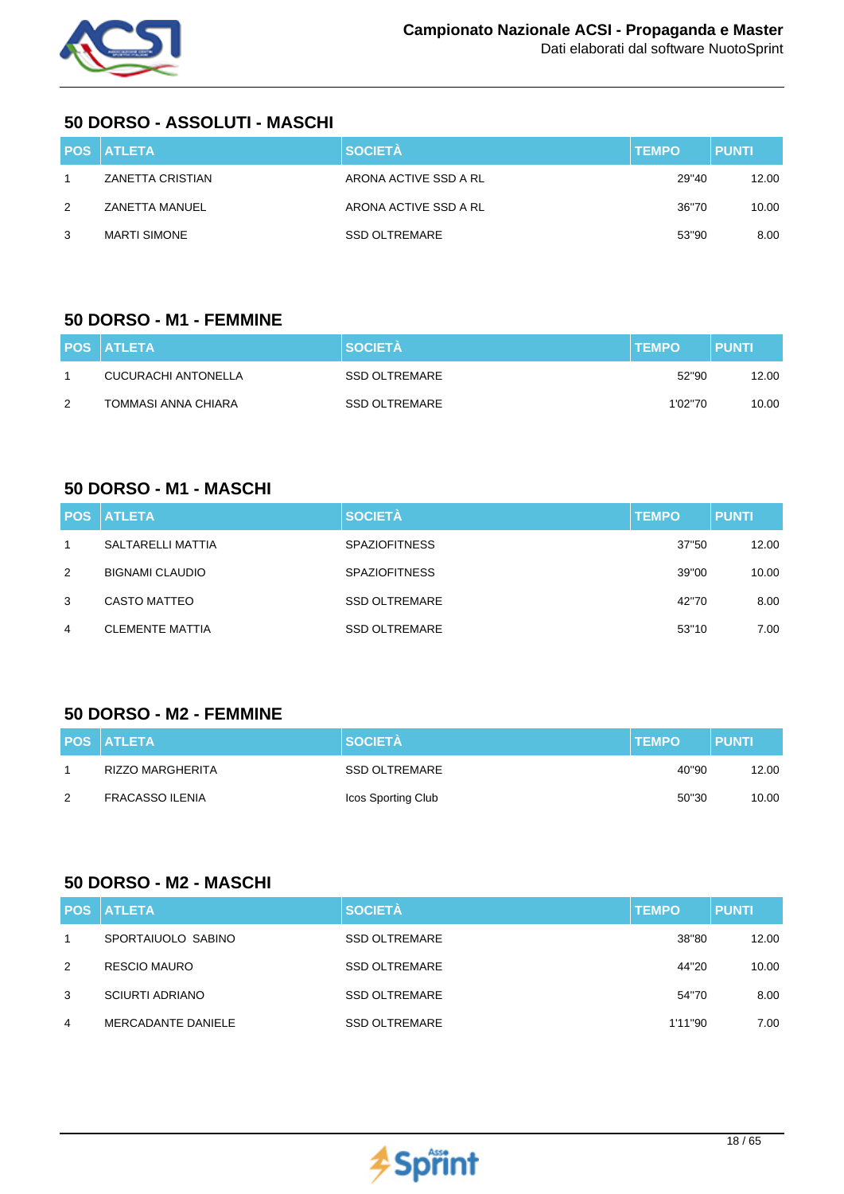## 50 DORSO - ASSOLUTI - MASCHI

| POS | ATLETA | SOCIETÀ | TEMPO | PUNTI |
|---|---|---|---|---|
| 1 | ZANETTA CRISTIAN | ARONA ACTIVE SSD A RL | 29"40 | 12.00 |
| 2 | ZANETTA MANUEL | ARONA ACTIVE SSD A RL | 36"70 | 10.00 |
| 3 | MARTI SIMONE | SSD OLTREMARE | 53"90 | 8.00 |

## 50 DORSO - M1 - FEMMINE

| POS | ATLETA | SOCIETÀ | TEMPO | PUNTI |
|---|---|---|---|---|
| 1 | CUCURACHI ANTONELLA | SSD OLTREMARE | 52"90 | 12.00 |
| 2 | TOMMASI ANNA CHIARA | SSD OLTREMARE | 1'02"70 | 10.00 |

## 50 DORSO - M1 - MASCHI

| POS | ATLETA | SOCIETÀ | TEMPO | PUNTI |
|---|---|---|---|---|
| 1 | SALTARELLI MATTIA | SPAZIOFITNESS | 37"50 | 12.00 |
| 2 | BIGNAMI CLAUDIO | SPAZIOFITNESS | 39"00 | 10.00 |
| 3 | CASTO MATTEO | SSD OLTREMARE | 42"70 | 8.00 |
| 4 | CLEMENTE MATTIA | SSD OLTREMARE | 53"10 | 7.00 |

## 50 DORSO - M2 - FEMMINE

| POS | ATLETA | SOCIETÀ | TEMPO | PUNTI |
|---|---|---|---|---|
| 1 | RIZZO MARGHERITA | SSD OLTREMARE | 40"90 | 12.00 |
| 2 | FRACASSO ILENIA | Icos Sporting Club | 50"30 | 10.00 |

## 50 DORSO - M2 - MASCHI

| POS | ATLETA | SOCIETÀ | TEMPO | PUNTI |
|---|---|---|---|---|
| 1 | SPORTAIUOLO SABINO | SSD OLTREMARE | 38"80 | 12.00 |
| 2 | RESCIO MAURO | SSD OLTREMARE | 44"20 | 10.00 |
| 3 | SCIURTI ADRIANO | SSD OLTREMARE | 54"70 | 8.00 |
| 4 | MERCADANTE DANIELE | SSD OLTREMARE | 1'11"90 | 7.00 |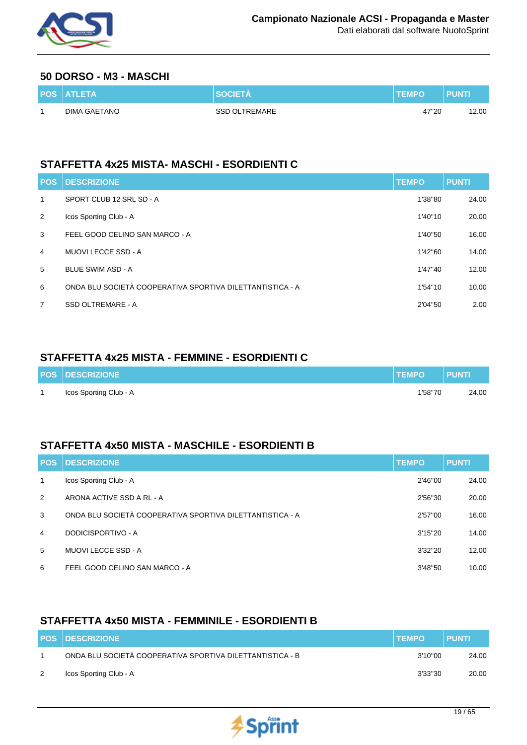## 50 DORSO - M3 - MASCHI

| POS | ATLETA | SOCIETÀ | TEMPO | PUNTI |
|---|---|---|---|---|
| 1 | DIMA GAETANO | SSD OLTREMARE | 47"20 | 12.00 |

## STAFFETTA 4x25 MISTA- MASCHI - ESORDIENTI C

| POS | DESCRIZIONE | TEMPO | PUNTI |
|---|---|---|---|
| 1 | SPORT CLUB 12 SRL SD - A | 1'38"80 | 24.00 |
| 2 | Icos Sporting Club - A | 1'40"10 | 20.00 |
| 3 | FEEL GOOD CELINO SAN MARCO - A | 1'40"50 | 16.00 |
| 4 | MUOVI LECCE SSD - A | 1'42"60 | 14.00 |
| 5 | BLUE SWIM ASD - A | 1'47"40 | 12.00 |
| 6 | ONDA BLU SOCIETÀ COOPERATIVA SPORTIVA DILETTANTISTICA - A | 1'54"10 | 10.00 |
| 7 | SSD OLTREMARE - A | 2'04"50 | 2.00 |

## STAFFETTA 4x25 MISTA - FEMMINE - ESORDIENTI C

| POS | DESCRIZIONE | TEMPO | PUNTI |
|---|---|---|---|
| 1 | Icos Sporting Club - A | 1'58"70 | 24.00 |

## STAFFETTA 4x50 MISTA - MASCHILE - ESORDIENTI B

| POS | DESCRIZIONE | TEMPO | PUNTI |
|---|---|---|---|
| 1 | Icos Sporting Club - A | 2'46"00 | 24.00 |
| 2 | ARONA ACTIVE SSD A RL - A | 2'56"30 | 20.00 |
| 3 | ONDA BLU SOCIETÀ COOPERATIVA SPORTIVA DILETTANTISTICA - A | 2'57"00 | 16.00 |
| 4 | DODICISPORTIVO - A | 3'15"20 | 14.00 |
| 5 | MUOVI LECCE SSD - A | 3'32"20 | 12.00 |
| 6 | FEEL GOOD CELINO SAN MARCO - A | 3'48"50 | 10.00 |

## STAFFETTA 4x50 MISTA - FEMMINILE - ESORDIENTI B

| POS | DESCRIZIONE | TEMPO | PUNTI |
|---|---|---|---|
| 1 | ONDA BLU SOCIETÀ COOPERATIVA SPORTIVA DILETTANTISTICA - B | 3'10"00 | 24.00 |
| 2 | Icos Sporting Club - A | 3'33"30 | 20.00 |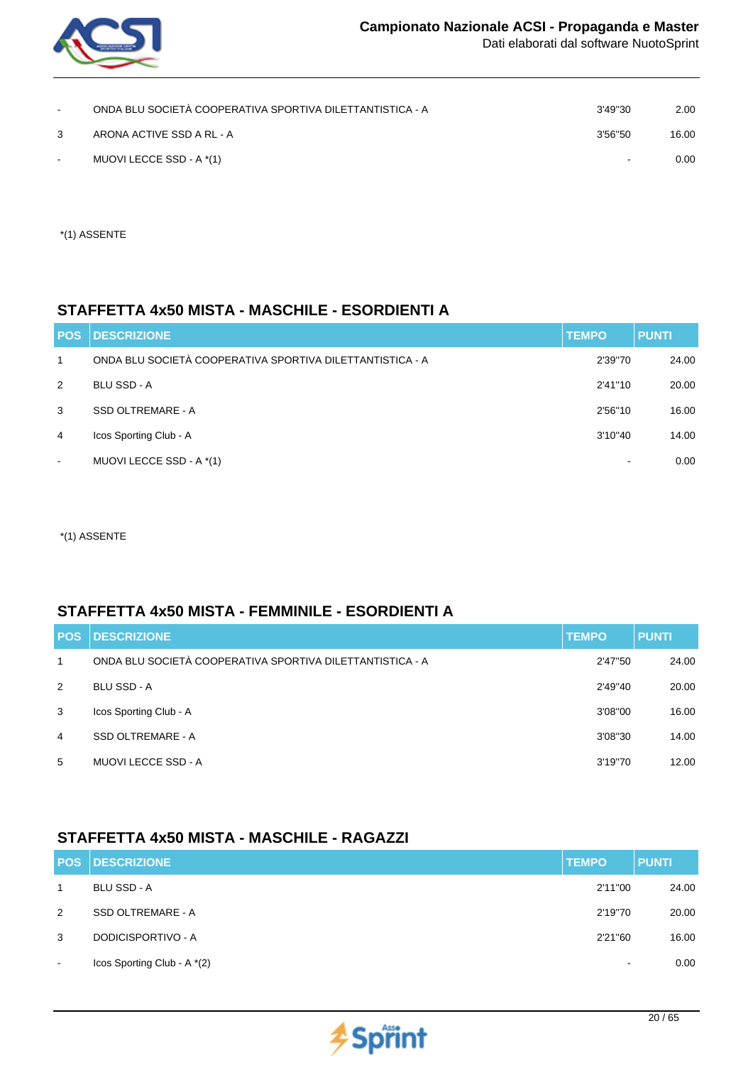| - | ONDA BLU SOCIETÀ COOPERATIVA SPORTIVA DILETTANTISTICA - A | 3'49"30 | 2.00 |
|---|---|---|---|
| 3 | ARONA ACTIVE SSD A RL - A | 3'56"50 | 16.00 |
| - | MUOVI LECCE SSD - A *(1) | - | 0.00 |

*(1) ASSENTE

## STAFFETTA 4x50 MISTA - MASCHILE - ESORDIENTI A

| POS | DESCRIZIONE | TEMPO | PUNTI |
|---|---|---|---|
| 1 | ONDA BLU SOCIETÀ COOPERATIVA SPORTIVA DILETTANTISTICA - A | 2'39"70 | 24.00 |
| 2 | BLU SSD - A | 2'41"10 | 20.00 |
| 3 | SSD OLTREMARE - A | 2'56"10 | 16.00 |
| 4 | Icos Sporting Club - A | 3'10"40 | 14.00 |
| - | MUOVI LECCE SSD - A *(1) | - | 0.00 |

*(1) ASSENTE

## STAFFETTA 4x50 MISTA - FEMMINILE - ESORDIENTI A

| POS | DESCRIZIONE | TEMPO | PUNTI |
|---|---|---|---|
| 1 | ONDA BLU SOCIETÀ COOPERATIVA SPORTIVA DILETTANTISTICA - A | 2'47"50 | 24.00 |
| 2 | BLU SSD - A | 2'49"40 | 20.00 |
| 3 | Icos Sporting Club - A | 3'08"00 | 16.00 |
| 4 | SSD OLTREMARE - A | 3'08"30 | 14.00 |
| 5 | MUOVI LECCE SSD - A | 3'19"70 | 12.00 |

## STAFFETTA 4x50 MISTA - MASCHILE - RAGAZZI

| POS | DESCRIZIONE | TEMPO | PUNTI |
|---|---|---|---|
| 1 | BLU SSD - A | 2'11"00 | 24.00 |
| 2 | SSD OLTREMARE - A | 2'19"70 | 20.00 |
| 3 | DODICISPORTIVO - A | 2'21"60 | 16.00 |
| - | Icos Sporting Club - A *(2) | - | 0.00 |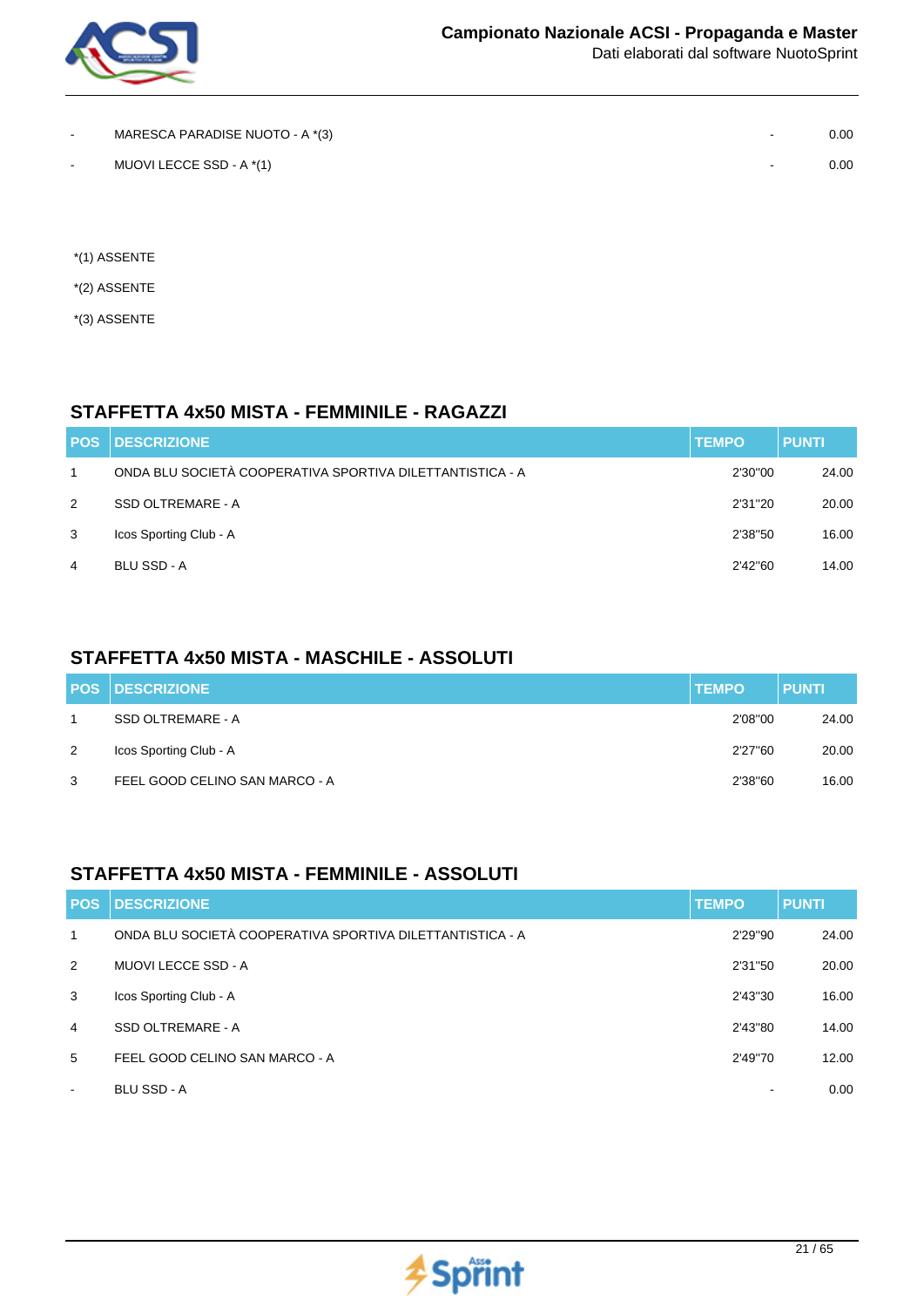| | | | |
|---|---|---|---|
| - | MARESCA PARADISE NUOTO - A *(3) | - | 0.00 |
| - | MUOVI LECCE SSD - A *(1) | - | 0.00 |

*(1) ASSENTE

*(2) ASSENTE

*(3) ASSENTE

## STAFFETTA 4x50 MISTA - FEMMINILE - RAGAZZI

| POS | DESCRIZIONE | TEMPO | PUNTI |
|---|---|---|---|
| 1 | ONDA BLU SOCIETÀ COOPERATIVA SPORTIVA DILETTANTISTICA - A | 2'30"00 | 24.00 |
| 2 | SSD OLTREMARE - A | 2'31"20 | 20.00 |
| 3 | Icos Sporting Club - A | 2'38"50 | 16.00 |
| 4 | BLU SSD - A | 2'42"60 | 14.00 |

## STAFFETTA 4x50 MISTA - MASCHILE - ASSOLUTI

| POS | DESCRIZIONE | TEMPO | PUNTI |
|---|---|---|---|
| 1 | SSD OLTREMARE - A | 2'08"00 | 24.00 |
| 2 | Icos Sporting Club - A | 2'27"60 | 20.00 |
| 3 | FEEL GOOD CELINO SAN MARCO - A | 2'38"60 | 16.00 |

## STAFFETTA 4x50 MISTA - FEMMINILE - ASSOLUTI

| POS | DESCRIZIONE | TEMPO | PUNTI |
|---|---|---|---|
| 1 | ONDA BLU SOCIETÀ COOPERATIVA SPORTIVA DILETTANTISTICA - A | 2'29"90 | 24.00 |
| 2 | MUOVI LECCE SSD - A | 2'31"50 | 20.00 |
| 3 | Icos Sporting Club - A | 2'43"30 | 16.00 |
| 4 | SSD OLTREMARE - A | 2'43"80 | 14.00 |
| 5 | FEEL GOOD CELINO SAN MARCO - A | 2'49"70 | 12.00 |
| - | BLU SSD - A | - | 0.00 |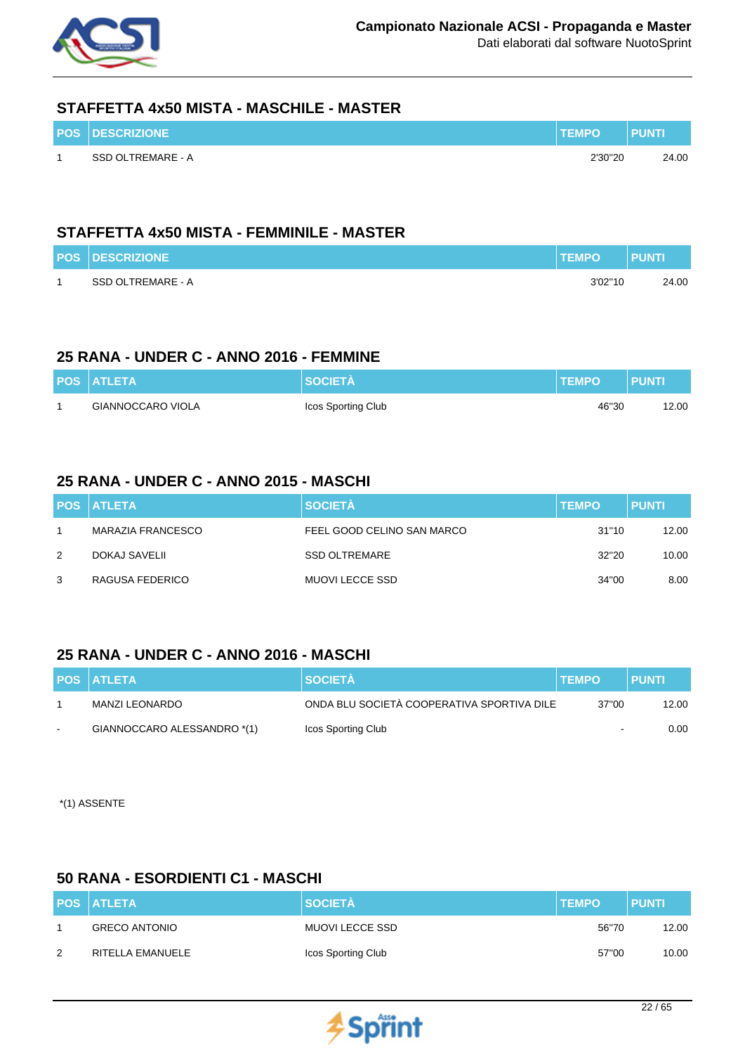## STAFFETTA 4x50 MISTA - MASCHILE - MASTER

| POS | DESCRIZIONE | TEMPO | PUNTI |
|---|---|---|---|
| 1 | SSD OLTREMARE - A | 2'30"20 | 24.00 |

## STAFFETTA 4x50 MISTA - FEMMINILE - MASTER

| POS | DESCRIZIONE | TEMPO | PUNTI |
|---|---|---|---|
| 1 | SSD OLTREMARE - A | 3'02"10 | 24.00 |

## 25 RANA - UNDER C - ANNO 2016 - FEMMINE

| POS | ATLETA | SOCIETÀ | TEMPO | PUNTI |
|---|---|---|---|---|
| 1 | GIANNOCCARO VIOLA | Icos Sporting Club | 46"30 | 12.00 |

## 25 RANA - UNDER C - ANNO 2015 - MASCHI

| POS | ATLETA | SOCIETÀ | TEMPO | PUNTI |
|---|---|---|---|---|
| 1 | MARAZIA FRANCESCO | FEEL GOOD CELINO SAN MARCO | 31"10 | 12.00 |
| 2 | DOKAJ SAVELII | SSD OLTREMARE | 32"20 | 10.00 |
| 3 | RAGUSA FEDERICO | MUOVI LECCE SSD | 34"00 | 8.00 |

## 25 RANA - UNDER C - ANNO 2016 - MASCHI

| POS | ATLETA | SOCIETÀ | TEMPO | PUNTI |
|---|---|---|---|---|
| 1 | MANZI LEONARDO | ONDA BLU SOCIETÀ COOPERATIVA SPORTIVA DILE | 37"00 | 12.00 |
| - | GIANNOCCARO ALESSANDRO *(1) | Icos Sporting Club | - | 0.00 |

*(1) ASSENTE

## 50 RANA - ESORDIENTI C1 - MASCHI

| POS | ATLETA | SOCIETÀ | TEMPO | PUNTI |
|---|---|---|---|---|
| 1 | GRECO ANTONIO | MUOVI LECCE SSD | 56"70 | 12.00 |
| 2 | RITELLA EMANUELE | Icos Sporting Club | 57"00 | 10.00 |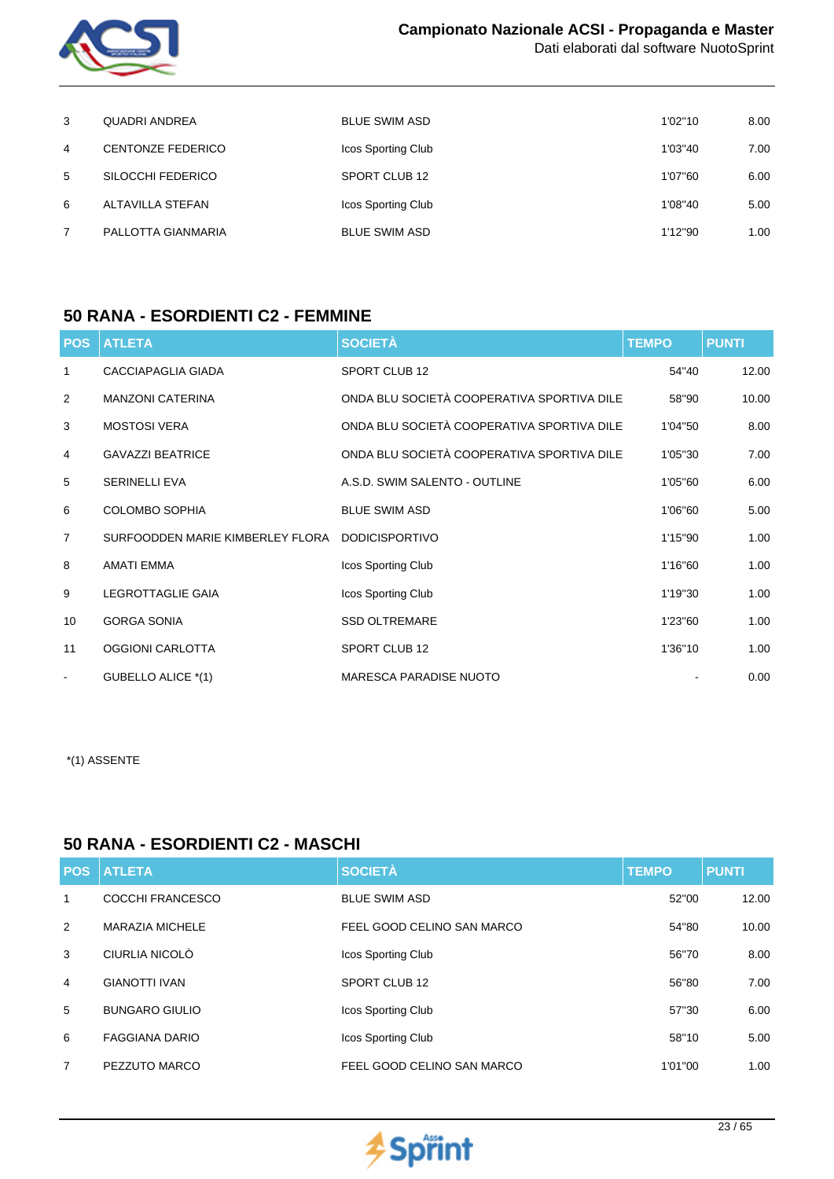| POS | ATLETA | SOCIETÀ | TEMPO | PUNTI |
|---|---|---|---|---|
| 3 | QUADRI ANDREA | BLUE SWIM ASD | 1'02"10 | 8.00 |
| 4 | CENTONZE FEDERICO | Icos Sporting Club | 1'03"40 | 7.00 |
| 5 | SILOCCHI FEDERICO | SPORT CLUB 12 | 1'07"60 | 6.00 |
| 6 | ALTAVILLA STEFAN | Icos Sporting Club | 1'08"40 | 5.00 |
| 7 | PALLOTTA GIANMARIA | BLUE SWIM ASD | 1'12"90 | 1.00 |

## 50 RANA - ESORDIENTI C2 - FEMMINE

| POS | ATLETA | SOCIETÀ | TEMPO | PUNTI |
|---|---|---|---|---|
| 1 | CACCIAPAGLIA GIADA | SPORT CLUB 12 | 54"40 | 12.00 |
| 2 | MANZONI CATERINA | ONDA BLU SOCIETÀ COOPERATIVA SPORTIVA DILE | 58"90 | 10.00 |
| 3 | MOSTOSI VERA | ONDA BLU SOCIETÀ COOPERATIVA SPORTIVA DILE | 1'04"50 | 8.00 |
| 4 | GAVAZZI BEATRICE | ONDA BLU SOCIETÀ COOPERATIVA SPORTIVA DILE | 1'05"30 | 7.00 |
| 5 | SERINELLI EVA | A.S.D. SWIM SALENTO - OUTLINE | 1'05"60 | 6.00 |
| 6 | COLOMBO SOPHIA | BLUE SWIM ASD | 1'06"60 | 5.00 |
| 7 | SURFOODDEN MARIE KIMBERLEY FLORA | DODICISPORTIVO | 1'15"90 | 1.00 |
| 8 | AMATI EMMA | Icos Sporting Club | 1'16"60 | 1.00 |
| 9 | LEGROTTAGLIE GAIA | Icos Sporting Club | 1'19"30 | 1.00 |
| 10 | GORGA SONIA | SSD OLTREMARE | 1'23"60 | 1.00 |
| 11 | OGGIONI CARLOTTA | SPORT CLUB 12 | 1'36"10 | 1.00 |
| - | GUBELLO ALICE *(1) | MARESCA PARADISE NUOTO | - | 0.00 |

*(1) ASSENTE

## 50 RANA - ESORDIENTI C2 - MASCHI

| POS | ATLETA | SOCIETÀ | TEMPO | PUNTI |
|---|---|---|---|---|
| 1 | COCCHI FRANCESCO | BLUE SWIM ASD | 52"00 | 12.00 |
| 2 | MARAZIA MICHELE | FEEL GOOD CELINO SAN MARCO | 54"80 | 10.00 |
| 3 | CIURLIA NICOLÒ | Icos Sporting Club | 56"70 | 8.00 |
| 4 | GIANOTTI IVAN | SPORT CLUB 12 | 56"80 | 7.00 |
| 5 | BUNGARO GIULIO | Icos Sporting Club | 57"30 | 6.00 |
| 6 | FAGGIANA DARIO | Icos Sporting Club | 58"10 | 5.00 |
| 7 | PEZZUTO MARCO | FEEL GOOD CELINO SAN MARCO | 1'01"00 | 1.00 |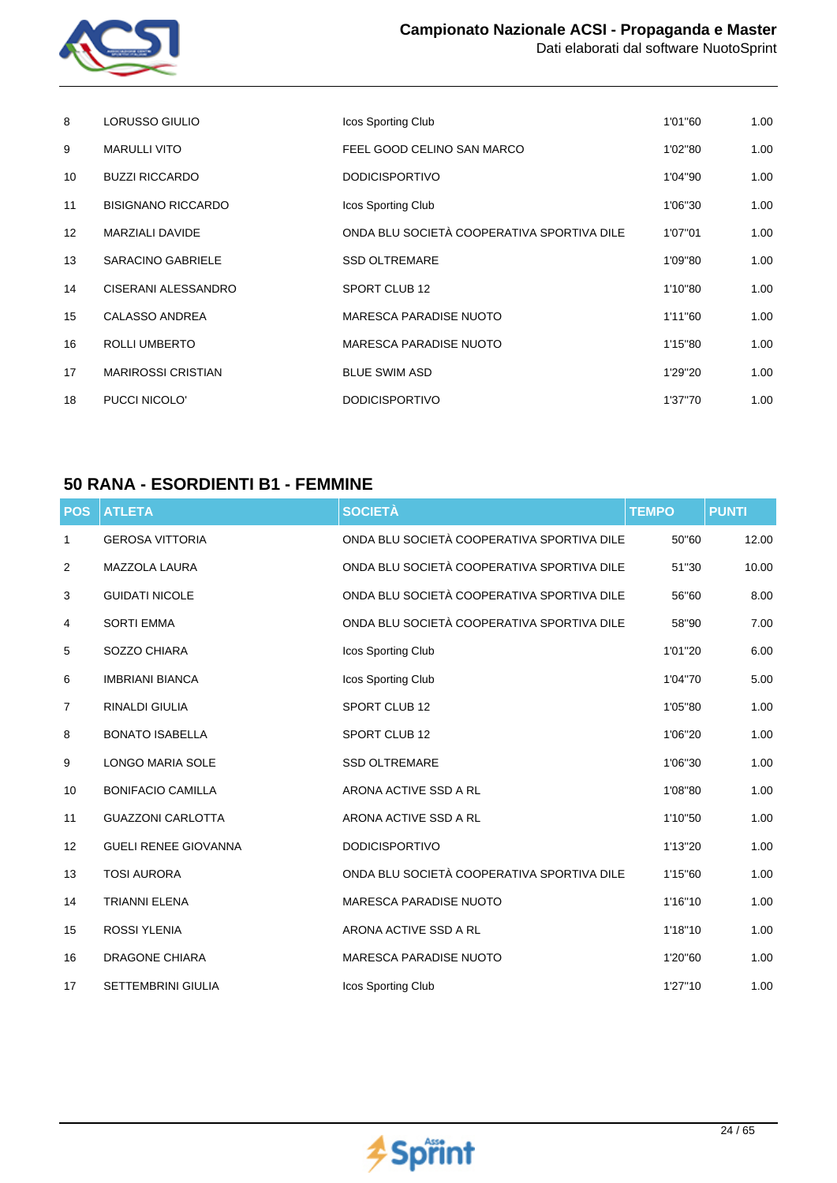| POS | ATLETA | SOCIETÀ | TEMPO | PUNTI |
|---|---|---|---|---|
| 8 | LORUSSO GIULIO | Icos Sporting Club | 1'01"60 | 1.00 |
| 9 | MARULLI VITO | FEEL GOOD CELINO SAN MARCO | 1'02"80 | 1.00 |
| 10 | BUZZI RICCARDO | DODICISPORTIVO | 1'04"90 | 1.00 |
| 11 | BISIGNANO RICCARDO | Icos Sporting Club | 1'06"30 | 1.00 |
| 12 | MARZIALI DAVIDE | ONDA BLU SOCIETÀ COOPERATIVA SPORTIVA DILE | 1'07"01 | 1.00 |
| 13 | SARACINO GABRIELE | SSD OLTREMARE | 1'09"80 | 1.00 |
| 14 | CISERANI ALESSANDRO | SPORT CLUB 12 | 1'10"80 | 1.00 |
| 15 | CALASSO ANDREA | MARESCA PARADISE NUOTO | 1'11"60 | 1.00 |
| 16 | ROLLI UMBERTO | MARESCA PARADISE NUOTO | 1'15"80 | 1.00 |
| 17 | MARIROSSI CRISTIAN | BLUE SWIM ASD | 1'29"20 | 1.00 |
| 18 | PUCCI NICOLO' | DODICISPORTIVO | 1'37"70 | 1.00 |

## 50 RANA - ESORDIENTI B1 - FEMMINE

| POS | ATLETA | SOCIETÀ | TEMPO | PUNTI |
|---|---|---|---|---|
| 1 | GEROSA VITTORIA | ONDA BLU SOCIETÀ COOPERATIVA SPORTIVA DILE | 50"60 | 12.00 |
| 2 | MAZZOLA LAURA | ONDA BLU SOCIETÀ COOPERATIVA SPORTIVA DILE | 51"30 | 10.00 |
| 3 | GUIDATI NICOLE | ONDA BLU SOCIETÀ COOPERATIVA SPORTIVA DILE | 56"60 | 8.00 |
| 4 | SORTI EMMA | ONDA BLU SOCIETÀ COOPERATIVA SPORTIVA DILE | 58"90 | 7.00 |
| 5 | SOZZO CHIARA | Icos Sporting Club | 1'01"20 | 6.00 |
| 6 | IMBRIANI BIANCA | Icos Sporting Club | 1'04"70 | 5.00 |
| 7 | RINALDI GIULIA | SPORT CLUB 12 | 1'05"80 | 1.00 |
| 8 | BONATO ISABELLA | SPORT CLUB 12 | 1'06"20 | 1.00 |
| 9 | LONGO MARIA SOLE | SSD OLTREMARE | 1'06"30 | 1.00 |
| 10 | BONIFACIO CAMILLA | ARONA ACTIVE SSD A RL | 1'08"80 | 1.00 |
| 11 | GUAZZONI CARLOTTA | ARONA ACTIVE SSD A RL | 1'10"50 | 1.00 |
| 12 | GUELI RENEE GIOVANNA | DODICISPORTIVO | 1'13"20 | 1.00 |
| 13 | TOSI AURORA | ONDA BLU SOCIETÀ COOPERATIVA SPORTIVA DILE | 1'15"60 | 1.00 |
| 14 | TRIANNI ELENA | MARESCA PARADISE NUOTO | 1'16"10 | 1.00 |
| 15 | ROSSI YLENIA | ARONA ACTIVE SSD A RL | 1'18"10 | 1.00 |
| 16 | DRAGONE CHIARA | MARESCA PARADISE NUOTO | 1'20"60 | 1.00 |
| 17 | SETTEMBRINI GIULIA | Icos Sporting Club | 1'27"10 | 1.00 |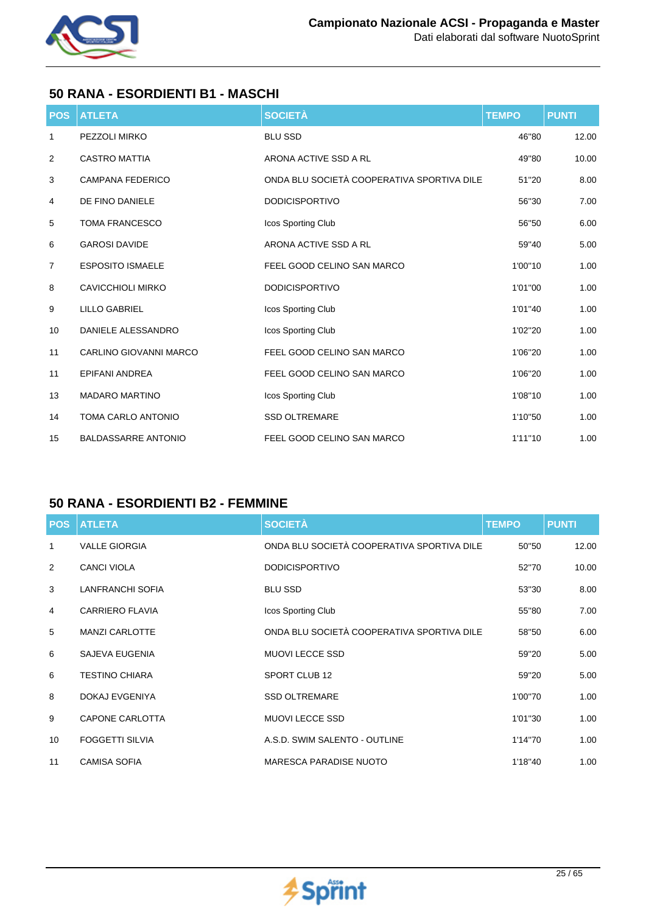## 50 RANA - ESORDIENTI B1 - MASCHI

| POS | ATLETA | SOCIETÀ | TEMPO | PUNTI |
|---|---|---|---|---|
| 1 | PEZZOLI MIRKO | BLU SSD | 46"80 | 12.00 |
| 2 | CASTRO MATTIA | ARONA ACTIVE SSD A RL | 49"80 | 10.00 |
| 3 | CAMPANA FEDERICO | ONDA BLU SOCIETÀ COOPERATIVA SPORTIVA DILE | 51"20 | 8.00 |
| 4 | DE FINO DANIELE | DODICISPORTIVO | 56"30 | 7.00 |
| 5 | TOMA FRANCESCO | Icos Sporting Club | 56"50 | 6.00 |
| 6 | GAROSI DAVIDE | ARONA ACTIVE SSD A RL | 59"40 | 5.00 |
| 7 | ESPOSITO ISMAELE | FEEL GOOD CELINO SAN MARCO | 1'00"10 | 1.00 |
| 8 | CAVICCHIOLI MIRKO | DODICISPORTIVO | 1'01"00 | 1.00 |
| 9 | LILLO GABRIEL | Icos Sporting Club | 1'01"40 | 1.00 |
| 10 | DANIELE ALESSANDRO | Icos Sporting Club | 1'02"20 | 1.00 |
| 11 | CARLINO GIOVANNI MARCO | FEEL GOOD CELINO SAN MARCO | 1'06"20 | 1.00 |
| 11 | EPIFANI ANDREA | FEEL GOOD CELINO SAN MARCO | 1'06"20 | 1.00 |
| 13 | MADARO MARTINO | Icos Sporting Club | 1'08"10 | 1.00 |
| 14 | TOMA CARLO ANTONIO | SSD OLTREMARE | 1'10"50 | 1.00 |
| 15 | BALDASSARRE ANTONIO | FEEL GOOD CELINO SAN MARCO | 1'11"10 | 1.00 |

## 50 RANA - ESORDIENTI B2 - FEMMINE

| POS | ATLETA | SOCIETÀ | TEMPO | PUNTI |
|---|---|---|---|---|
| 1 | VALLE GIORGIA | ONDA BLU SOCIETÀ COOPERATIVA SPORTIVA DILE | 50"50 | 12.00 |
| 2 | CANCI VIOLA | DODICISPORTIVO | 52"70 | 10.00 |
| 3 | LANFRANCHI SOFIA | BLU SSD | 53"30 | 8.00 |
| 4 | CARRIERO FLAVIA | Icos Sporting Club | 55"80 | 7.00 |
| 5 | MANZI CARLOTTE | ONDA BLU SOCIETÀ COOPERATIVA SPORTIVA DILE | 58"50 | 6.00 |
| 6 | SAJEVA EUGENIA | MUOVI LECCE SSD | 59"20 | 5.00 |
| 6 | TESTINO CHIARA | SPORT CLUB 12 | 59"20 | 5.00 |
| 8 | DOKAJ EVGENIYA | SSD OLTREMARE | 1'00"70 | 1.00 |
| 9 | CAPONE CARLOTTA | MUOVI LECCE SSD | 1'01"30 | 1.00 |
| 10 | FOGGETTI SILVIA | A.S.D. SWIM SALENTO - OUTLINE | 1'14"70 | 1.00 |
| 11 | CAMISA SOFIA | MARESCA PARADISE NUOTO | 1'18"40 | 1.00 |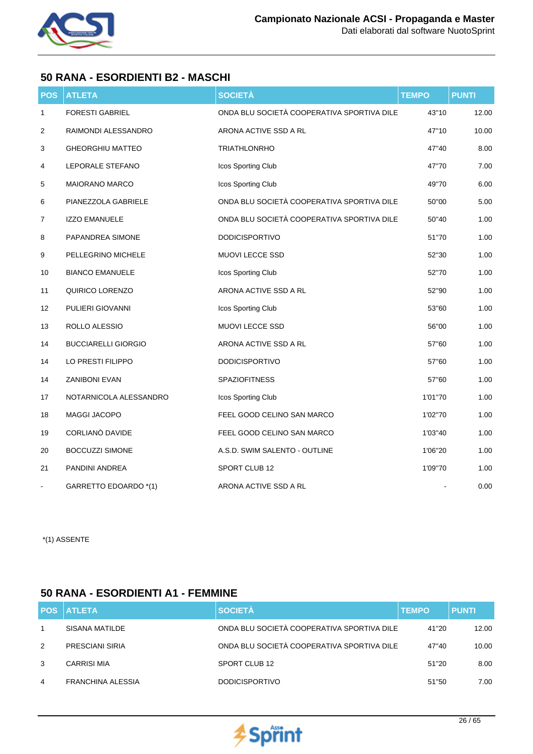## 50 RANA - ESORDIENTI B2 - MASCHI

| POS | ATLETA | SOCIETÀ | TEMPO | PUNTI |
|---|---|---|---|---|
| 1 | FORESTI GABRIEL | ONDA BLU SOCIETÀ COOPERATIVA SPORTIVA DILE | 43"10 | 12.00 |
| 2 | RAIMONDI ALESSANDRO | ARONA ACTIVE SSD A RL | 47"10 | 10.00 |
| 3 | GHEORGHIU MATTEO | TRIATHLONRHO | 47"40 | 8.00 |
| 4 | LEPORALE STEFANO | Icos Sporting Club | 47"70 | 7.00 |
| 5 | MAIORANO MARCO | Icos Sporting Club | 49"70 | 6.00 |
| 6 | PIANEZZOLA GABRIELE | ONDA BLU SOCIETÀ COOPERATIVA SPORTIVA DILE | 50"00 | 5.00 |
| 7 | IZZO EMANUELE | ONDA BLU SOCIETÀ COOPERATIVA SPORTIVA DILE | 50"40 | 1.00 |
| 8 | PAPANDREA SIMONE | DODICISPORTIVO | 51"70 | 1.00 |
| 9 | PELLEGRINO MICHELE | MUOVI LECCE SSD | 52"30 | 1.00 |
| 10 | BIANCO EMANUELE | Icos Sporting Club | 52"70 | 1.00 |
| 11 | QUIRICO LORENZO | ARONA ACTIVE SSD A RL | 52"90 | 1.00 |
| 12 | PULIERI GIOVANNI | Icos Sporting Club | 53"60 | 1.00 |
| 13 | ROLLO ALESSIO | MUOVI LECCE SSD | 56"00 | 1.00 |
| 14 | BUCCIARELLI GIORGIO | ARONA ACTIVE SSD A RL | 57"60 | 1.00 |
| 14 | LO PRESTI FILIPPO | DODICISPORTIVO | 57"60 | 1.00 |
| 14 | ZANIBONI EVAN | SPAZIOFITNESS | 57"60 | 1.00 |
| 17 | NOTARNICOLA ALESSANDRO | Icos Sporting Club | 1'01"70 | 1.00 |
| 18 | MAGGI JACOPO | FEEL GOOD CELINO SAN MARCO | 1'02"70 | 1.00 |
| 19 | CORLIANÒ DAVIDE | FEEL GOOD CELINO SAN MARCO | 1'03"40 | 1.00 |
| 20 | BOCCUZZI SIMONE | A.S.D. SWIM SALENTO - OUTLINE | 1'06"20 | 1.00 |
| 21 | PANDINI ANDREA | SPORT CLUB 12 | 1'09"70 | 1.00 |
| - | GARRETTO EDOARDO *(1) | ARONA ACTIVE SSD A RL | - | 0.00 |

*(1) ASSENTE

## 50 RANA - ESORDIENTI A1 - FEMMINE

| POS | ATLETA | SOCIETÀ | TEMPO | PUNTI |
|---|---|---|---|---|
| 1 | SISANA MATILDE | ONDA BLU SOCIETÀ COOPERATIVA SPORTIVA DILE | 41"20 | 12.00 |
| 2 | PRESCIANI SIRIA | ONDA BLU SOCIETÀ COOPERATIVA SPORTIVA DILE | 47"40 | 10.00 |
| 3 | CARRISI MIA | SPORT CLUB 12 | 51"20 | 8.00 |
| 4 | FRANCHINA ALESSIA | DODICISPORTIVO | 51"50 | 7.00 |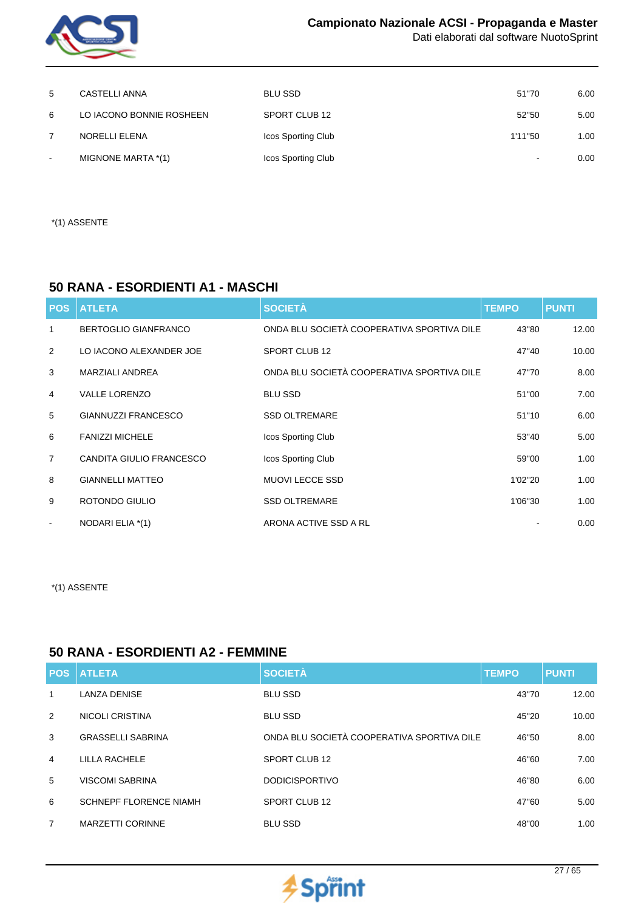| POS | ATLETA | SOCIETÀ | TEMPO | PUNTI |
|---|---|---|---|---|
| 5 | CASTELLI ANNA | BLU SSD | 51"70 | 6.00 |
| 6 | LO IACONO BONNIE ROSHEEN | SPORT CLUB 12 | 52"50 | 5.00 |
| 7 | NORELLI ELENA | Icos Sporting Club | 1'11"50 | 1.00 |
| - | MIGNONE MARTA *(1) | Icos Sporting Club | - | 0.00 |

*(1) ASSENTE

## 50 RANA - ESORDIENTI A1 - MASCHI

| POS | ATLETA | SOCIETÀ | TEMPO | PUNTI |
|---|---|---|---|---|
| 1 | BERTOGLIO GIANFRANCO | ONDA BLU SOCIETÀ COOPERATIVA SPORTIVA DILE | 43"80 | 12.00 |
| 2 | LO IACONO ALEXANDER JOE | SPORT CLUB 12 | 47"40 | 10.00 |
| 3 | MARZIALI ANDREA | ONDA BLU SOCIETÀ COOPERATIVA SPORTIVA DILE | 47"70 | 8.00 |
| 4 | VALLE LORENZO | BLU SSD | 51"00 | 7.00 |
| 5 | GIANNUZZI FRANCESCO | SSD OLTREMARE | 51"10 | 6.00 |
| 6 | FANIZZI MICHELE | Icos Sporting Club | 53"40 | 5.00 |
| 7 | CANDITA GIULIO FRANCESCO | Icos Sporting Club | 59"00 | 1.00 |
| 8 | GIANNELLI MATTEO | MUOVI LECCE SSD | 1'02"20 | 1.00 |
| 9 | ROTONDO GIULIO | SSD OLTREMARE | 1'06"30 | 1.00 |
| - | NODARI ELIA *(1) | ARONA ACTIVE SSD A RL | - | 0.00 |

*(1) ASSENTE

## 50 RANA - ESORDIENTI A2 - FEMMINE

| POS | ATLETA | SOCIETÀ | TEMPO | PUNTI |
|---|---|---|---|---|
| 1 | LANZA DENISE | BLU SSD | 43"70 | 12.00 |
| 2 | NICOLI CRISTINA | BLU SSD | 45"20 | 10.00 |
| 3 | GRASSELLI SABRINA | ONDA BLU SOCIETÀ COOPERATIVA SPORTIVA DILE | 46"50 | 8.00 |
| 4 | LILLA RACHELE | SPORT CLUB 12 | 46"60 | 7.00 |
| 5 | VISCOMI SABRINA | DODICISPORTIVO | 46"80 | 6.00 |
| 6 | SCHNEPF FLORENCE NIAMH | SPORT CLUB 12 | 47"60 | 5.00 |
| 7 | MARZETTI CORINNE | BLU SSD | 48"00 | 1.00 |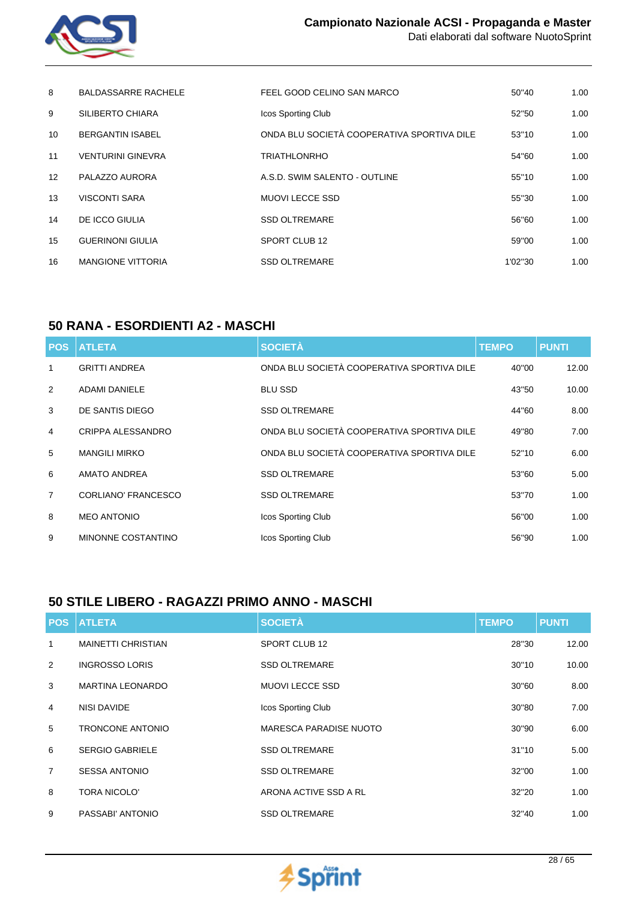| POS | ATLETA | SOCIETÀ | TEMPO | PUNTI |
|---|---|---|---|---|
| 8 | BALDASSARRE RACHELE | FEEL GOOD CELINO SAN MARCO | 50"40 | 1.00 |
| 9 | SILIBERTO CHIARA | Icos Sporting Club | 52"50 | 1.00 |
| 10 | BERGANTIN ISABEL | ONDA BLU SOCIETÀ COOPERATIVA SPORTIVA DILE | 53"10 | 1.00 |
| 11 | VENTURINI GINEVRA | TRIATHLONRHO | 54"60 | 1.00 |
| 12 | PALAZZO AURORA | A.S.D. SWIM SALENTO - OUTLINE | 55"10 | 1.00 |
| 13 | VISCONTI SARA | MUOVI LECCE SSD | 55"30 | 1.00 |
| 14 | DE ICCO GIULIA | SSD OLTREMARE | 56"60 | 1.00 |
| 15 | GUERINONI GIULIA | SPORT CLUB 12 | 59"00 | 1.00 |
| 16 | MANGIONE VITTORIA | SSD OLTREMARE | 1'02"30 | 1.00 |

## 50 RANA - ESORDIENTI A2 - MASCHI

| POS | ATLETA | SOCIETÀ | TEMPO | PUNTI |
|---|---|---|---|---|
| 1 | GRITTI ANDREA | ONDA BLU SOCIETÀ COOPERATIVA SPORTIVA DILE | 40"00 | 12.00 |
| 2 | ADAMI DANIELE | BLU SSD | 43"50 | 10.00 |
| 3 | DE SANTIS DIEGO | SSD OLTREMARE | 44"60 | 8.00 |
| 4 | CRIPPA ALESSANDRO | ONDA BLU SOCIETÀ COOPERATIVA SPORTIVA DILE | 49"80 | 7.00 |
| 5 | MANGILI MIRKO | ONDA BLU SOCIETÀ COOPERATIVA SPORTIVA DILE | 52"10 | 6.00 |
| 6 | AMATO ANDREA | SSD OLTREMARE | 53"60 | 5.00 |
| 7 | CORLIANO' FRANCESCO | SSD OLTREMARE | 53"70 | 1.00 |
| 8 | MEO ANTONIO | Icos Sporting Club | 56"00 | 1.00 |
| 9 | MINONNE COSTANTINO | Icos Sporting Club | 56"90 | 1.00 |

## 50 STILE LIBERO - RAGAZZI PRIMO ANNO - MASCHI

| POS | ATLETA | SOCIETÀ | TEMPO | PUNTI |
|---|---|---|---|---|
| 1 | MAINETTI CHRISTIAN | SPORT CLUB 12 | 28"30 | 12.00 |
| 2 | INGROSSO LORIS | SSD OLTREMARE | 30"10 | 10.00 |
| 3 | MARTINA LEONARDO | MUOVI LECCE SSD | 30"60 | 8.00 |
| 4 | NISI DAVIDE | Icos Sporting Club | 30"80 | 7.00 |
| 5 | TRONCONE ANTONIO | MARESCA PARADISE NUOTO | 30"90 | 6.00 |
| 6 | SERGIO GABRIELE | SSD OLTREMARE | 31"10 | 5.00 |
| 7 | SESSA ANTONIO | SSD OLTREMARE | 32"00 | 1.00 |
| 8 | TORA NICOLO' | ARONA ACTIVE SSD A RL | 32"20 | 1.00 |
| 9 | PASSABI' ANTONIO | SSD OLTREMARE | 32"40 | 1.00 |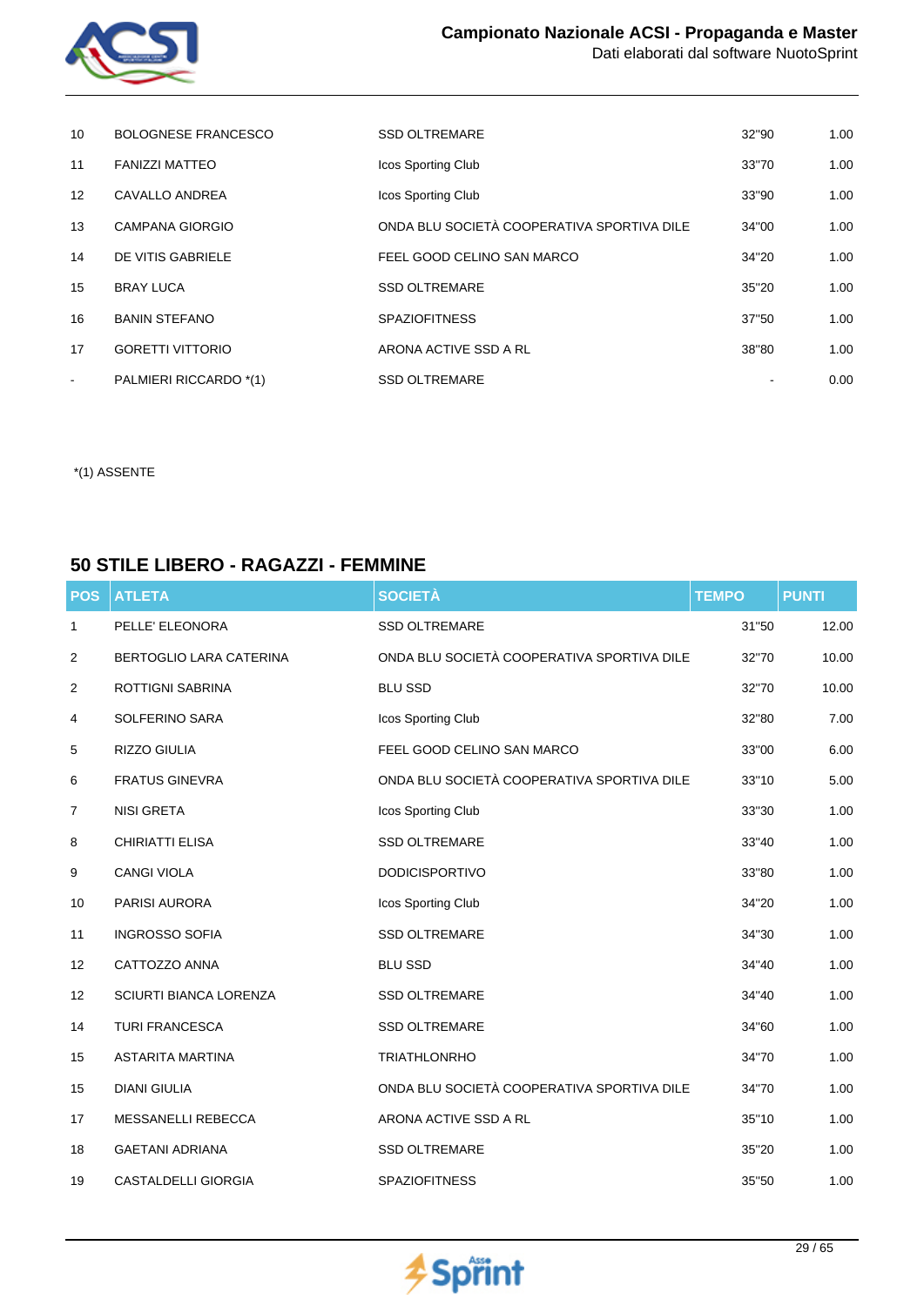| | | | | |
|---|---|---|---|---|
| 10 | BOLOGNESE FRANCESCO | SSD OLTREMARE | 32"90 | 1.00 |
| 11 | FANIZZI MATTEO | Icos Sporting Club | 33"70 | 1.00 |
| 12 | CAVALLO ANDREA | Icos Sporting Club | 33"90 | 1.00 |
| 13 | CAMPANA GIORGIO | ONDA BLU SOCIETÀ COOPERATIVA SPORTIVA DILE | 34"00 | 1.00 |
| 14 | DE VITIS GABRIELE | FEEL GOOD CELINO SAN MARCO | 34"20 | 1.00 |
| 15 | BRAY LUCA | SSD OLTREMARE | 35"20 | 1.00 |
| 16 | BANIN STEFANO | SPAZIOFITNESS | 37"50 | 1.00 |
| 17 | GORETTI VITTORIO | ARONA ACTIVE SSD A RL | 38"80 | 1.00 |
| - | PALMIERI RICCARDO *(1) | SSD OLTREMARE | - | 0.00 |

*(1) ASSENTE

## 50 STILE LIBERO - RAGAZZI - FEMMINE

| POS | ATLETA | SOCIETÀ | TEMPO | PUNTI |
|---|---|---|---|---|
| 1 | PELLE' ELEONORA | SSD OLTREMARE | 31"50 | 12.00 |
| 2 | BERTOGLIO LARA CATERINA | ONDA BLU SOCIETÀ COOPERATIVA SPORTIVA DILE | 32"70 | 10.00 |
| 2 | ROTTIGNI SABRINA | BLU SSD | 32"70 | 10.00 |
| 4 | SOLFERINO SARA | Icos Sporting Club | 32"80 | 7.00 |
| 5 | RIZZO GIULIA | FEEL GOOD CELINO SAN MARCO | 33"00 | 6.00 |
| 6 | FRATUS GINEVRA | ONDA BLU SOCIETÀ COOPERATIVA SPORTIVA DILE | 33"10 | 5.00 |
| 7 | NISI GRETA | Icos Sporting Club | 33"30 | 1.00 |
| 8 | CHIRIATTI ELISA | SSD OLTREMARE | 33"40 | 1.00 |
| 9 | CANGI VIOLA | DODICISPORTIVO | 33"80 | 1.00 |
| 10 | PARISI AURORA | Icos Sporting Club | 34"20 | 1.00 |
| 11 | INGROSSO SOFIA | SSD OLTREMARE | 34"30 | 1.00 |
| 12 | CATTOZZO ANNA | BLU SSD | 34"40 | 1.00 |
| 12 | SCIURTI BIANCA LORENZA | SSD OLTREMARE | 34"40 | 1.00 |
| 14 | TURI FRANCESCA | SSD OLTREMARE | 34"60 | 1.00 |
| 15 | ASTARITA MARTINA | TRIATHLONRHO | 34"70 | 1.00 |
| 15 | DIANI GIULIA | ONDA BLU SOCIETÀ COOPERATIVA SPORTIVA DILE | 34"70 | 1.00 |
| 17 | MESSANELLI REBECCA | ARONA ACTIVE SSD A RL | 35"10 | 1.00 |
| 18 | GAETANI ADRIANA | SSD OLTREMARE | 35"20 | 1.00 |
| 19 | CASTALDELLI GIORGIA | SPAZIOFITNESS | 35"50 | 1.00 |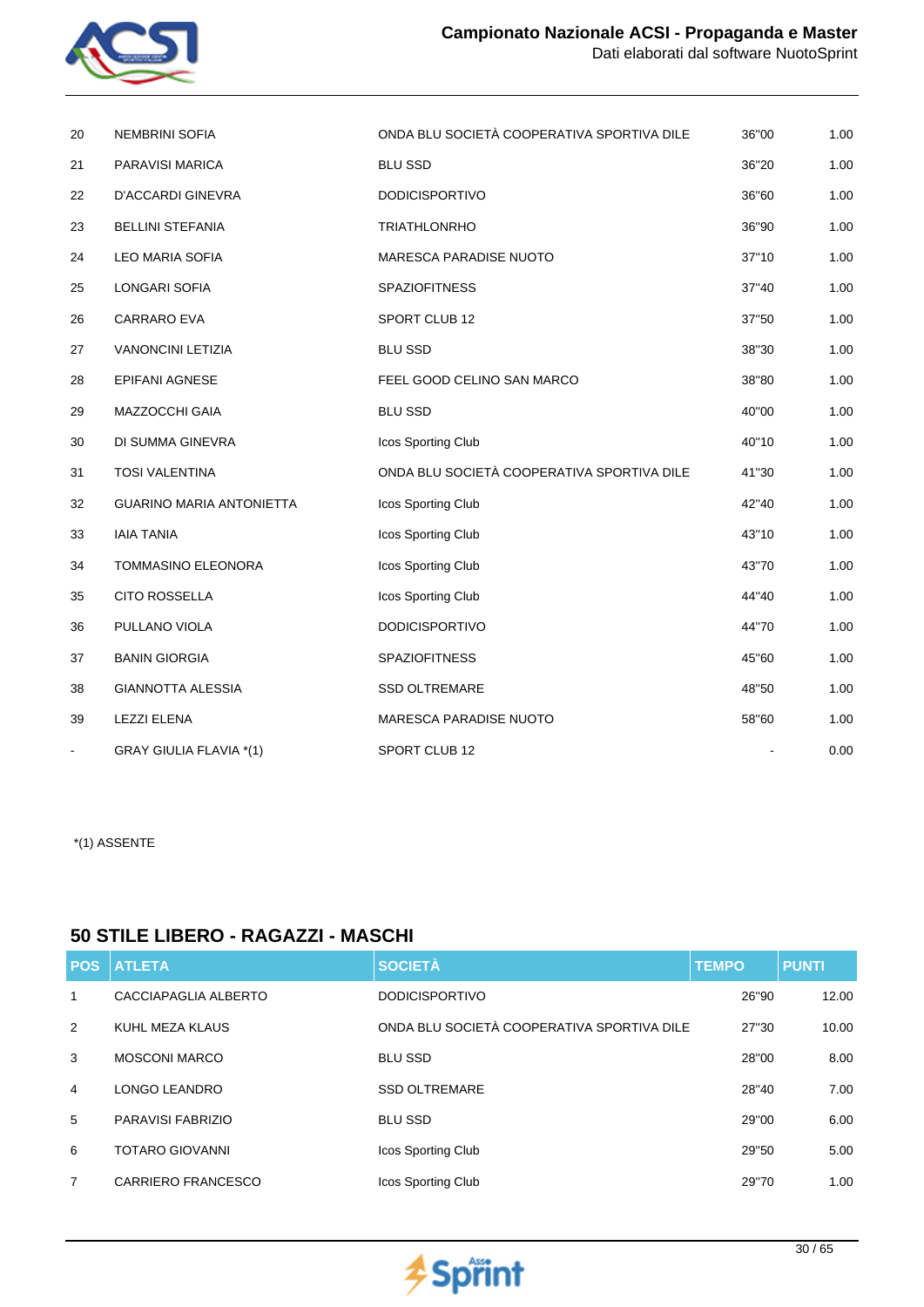| POS | ATLETA | SOCIETÀ | TEMPO | PUNTI |
|---|---|---|---|---|
| 20 | NEMBRINI SOFIA | ONDA BLU SOCIETÀ COOPERATIVA SPORTIVA DILE | 36"00 | 1.00 |
| 21 | PARAVISI MARICA | BLU SSD | 36"20 | 1.00 |
| 22 | D'ACCARDI GINEVRA | DODICISPORTIVO | 36"60 | 1.00 |
| 23 | BELLINI STEFANIA | TRIATHLONRHO | 36"90 | 1.00 |
| 24 | LEO MARIA SOFIA | MARESCA PARADISE NUOTO | 37"10 | 1.00 |
| 25 | LONGARI SOFIA | SPAZIOFITNESS | 37"40 | 1.00 |
| 26 | CARRARO EVA | SPORT CLUB 12 | 37"50 | 1.00 |
| 27 | VANONCINI LETIZIA | BLU SSD | 38"30 | 1.00 |
| 28 | EPIFANI AGNESE | FEEL GOOD CELINO SAN MARCO | 38"80 | 1.00 |
| 29 | MAZZOCCHI GAIA | BLU SSD | 40"00 | 1.00 |
| 30 | DI SUMMA GINEVRA | Icos Sporting Club | 40"10 | 1.00 |
| 31 | TOSI VALENTINA | ONDA BLU SOCIETÀ COOPERATIVA SPORTIVA DILE | 41"30 | 1.00 |
| 32 | GUARINO MARIA ANTONIETTA | Icos Sporting Club | 42"40 | 1.00 |
| 33 | IAIA TANIA | Icos Sporting Club | 43"10 | 1.00 |
| 34 | TOMMASINO ELEONORA | Icos Sporting Club | 43"70 | 1.00 |
| 35 | CITO ROSSELLA | Icos Sporting Club | 44"40 | 1.00 |
| 36 | PULLANO VIOLA | DODICISPORTIVO | 44"70 | 1.00 |
| 37 | BANIN GIORGIA | SPAZIOFITNESS | 45"60 | 1.00 |
| 38 | GIANNOTTA ALESSIA | SSD OLTREMARE | 48"50 | 1.00 |
| 39 | LEZZI ELENA | MARESCA PARADISE NUOTO | 58"60 | 1.00 |
| - | GRAY GIULIA FLAVIA *(1) | SPORT CLUB 12 | - | 0.00 |

*(1) ASSENTE

## 50 STILE LIBERO - RAGAZZI - MASCHI

| POS | ATLETA | SOCIETÀ | TEMPO | PUNTI |
|---|---|---|---|---|
| 1 | CACCIAPAGLIA ALBERTO | DODICISPORTIVO | 26"90 | 12.00 |
| 2 | KUHL MEZA KLAUS | ONDA BLU SOCIETÀ COOPERATIVA SPORTIVA DILE | 27"30 | 10.00 |
| 3 | MOSCONI MARCO | BLU SSD | 28"00 | 8.00 |
| 4 | LONGO LEANDRO | SSD OLTREMARE | 28"40 | 7.00 |
| 5 | PARAVISI FABRIZIO | BLU SSD | 29"00 | 6.00 |
| 6 | TOTARO GIOVANNI | Icos Sporting Club | 29"50 | 5.00 |
| 7 | CARRIERO FRANCESCO | Icos Sporting Club | 29"70 | 1.00 |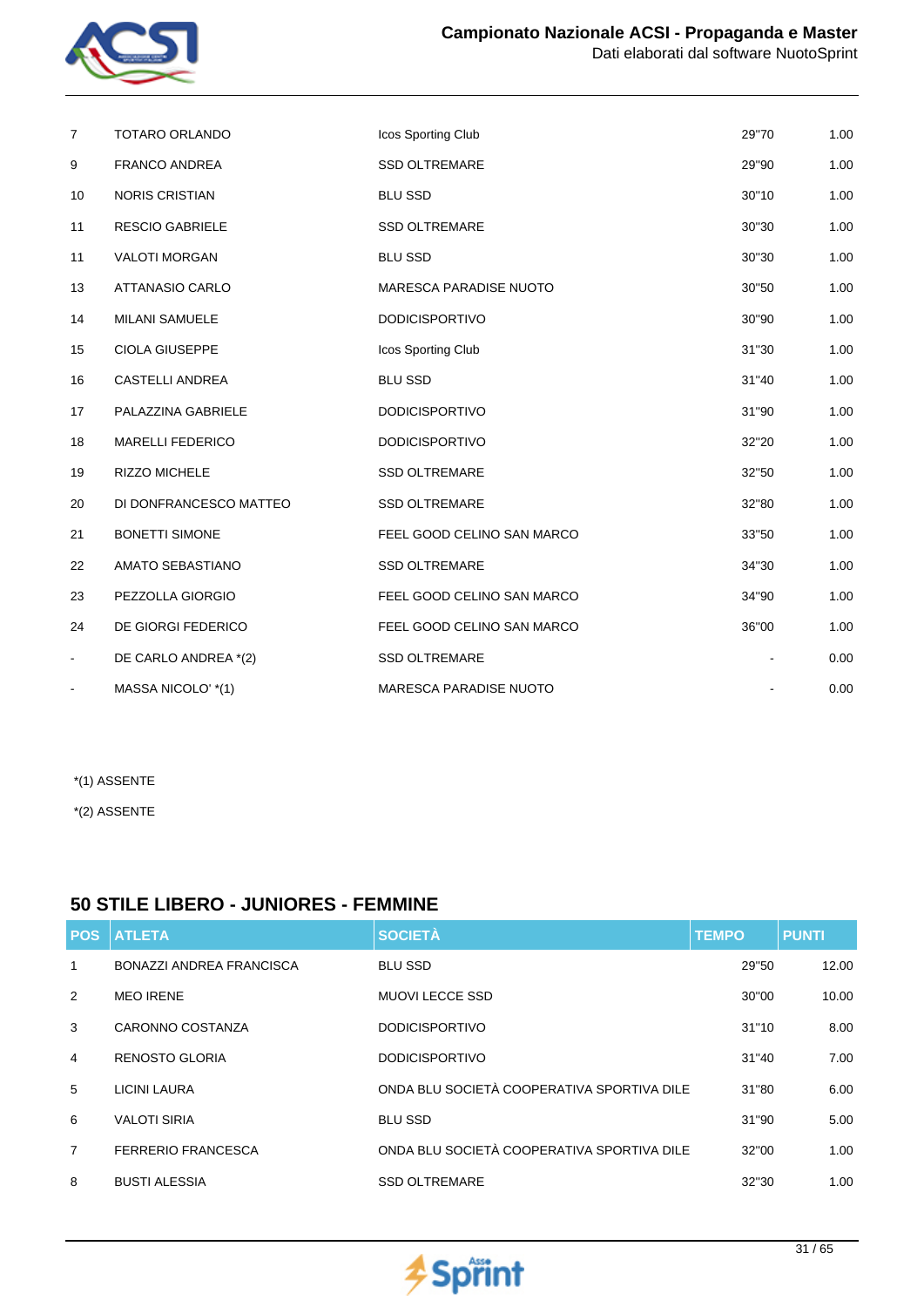| | | | | |
|---|---|---|---|---|
| 7 | TOTARO ORLANDO | Icos Sporting Club | 29''70 | 1.00 |
| 9 | FRANCO ANDREA | SSD OLTREMARE | 29''90 | 1.00 |
| 10 | NORIS CRISTIAN | BLU SSD | 30''10 | 1.00 |
| 11 | RESCIO GABRIELE | SSD OLTREMARE | 30''30 | 1.00 |
| 11 | VALOTI MORGAN | BLU SSD | 30''30 | 1.00 |
| 13 | ATTANASIO CARLO | MARESCA PARADISE NUOTO | 30''50 | 1.00 |
| 14 | MILANI SAMUELE | DODICISPORTIVO | 30''90 | 1.00 |
| 15 | CIOLA GIUSEPPE | Icos Sporting Club | 31''30 | 1.00 |
| 16 | CASTELLI ANDREA | BLU SSD | 31''40 | 1.00 |
| 17 | PALAZZINA GABRIELE | DODICISPORTIVO | 31''90 | 1.00 |
| 18 | MARELLI FEDERICO | DODICISPORTIVO | 32''20 | 1.00 |
| 19 | RIZZO MICHELE | SSD OLTREMARE | 32''50 | 1.00 |
| 20 | DI DONFRANCESCO MATTEO | SSD OLTREMARE | 32''80 | 1.00 |
| 21 | BONETTI SIMONE | FEEL GOOD CELINO SAN MARCO | 33''50 | 1.00 |
| 22 | AMATO SEBASTIANO | SSD OLTREMARE | 34''30 | 1.00 |
| 23 | PEZZOLLA GIORGIO | FEEL GOOD CELINO SAN MARCO | 34''90 | 1.00 |
| 24 | DE GIORGI FEDERICO | FEEL GOOD CELINO SAN MARCO | 36''00 | 1.00 |
| - | DE CARLO ANDREA *(2) | SSD OLTREMARE | - | 0.00 |
| - | MASSA NICOLO' *(1) | MARESCA PARADISE NUOTO | - | 0.00 |

*(1) ASSENTE

*(2) ASSENTE

## 50 STILE LIBERO - JUNIORES - FEMMINE

| POS | ATLETA | SOCIETÀ | TEMPO | PUNTI |
|---|---|---|---|---|
| 1 | BONAZZI ANDREA FRANCISCA | BLU SSD | 29''50 | 12.00 |
| 2 | MEO IRENE | MUOVI LECCE SSD | 30''00 | 10.00 |
| 3 | CARONNO COSTANZA | DODICISPORTIVO | 31''10 | 8.00 |
| 4 | RENOSTO GLORIA | DODICISPORTIVO | 31''40 | 7.00 |
| 5 | LICINI LAURA | ONDA BLU SOCIETÀ COOPERATIVA SPORTIVA DILE | 31''80 | 6.00 |
| 6 | VALOTI SIRIA | BLU SSD | 31''90 | 5.00 |
| 7 | FERRERIO FRANCESCA | ONDA BLU SOCIETÀ COOPERATIVA SPORTIVA DILE | 32''00 | 1.00 |
| 8 | BUSTI ALESSIA | SSD OLTREMARE | 32''30 | 1.00 |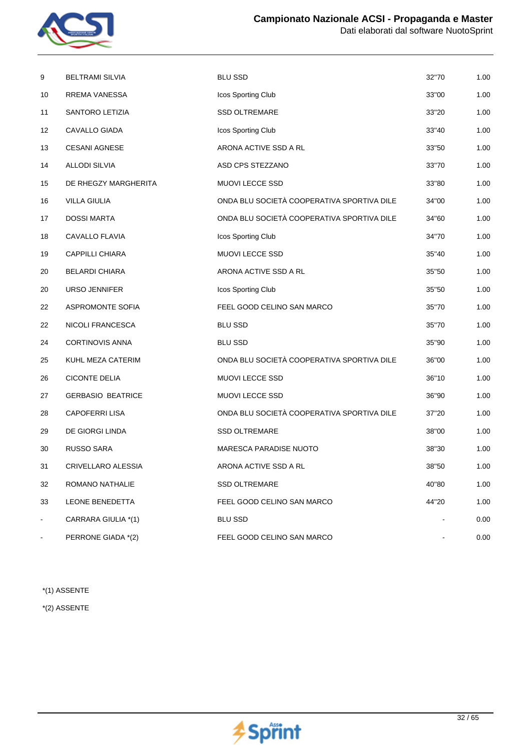| | | | | |
|---|---|---|---|---|
| 9 | BELTRAMI SILVIA | BLU SSD | 32"70 | 1.00 |
| 10 | RREMA VANESSA | Icos Sporting Club | 33"00 | 1.00 |
| 11 | SANTORO LETIZIA | SSD OLTREMARE | 33"20 | 1.00 |
| 12 | CAVALLO GIADA | Icos Sporting Club | 33"40 | 1.00 |
| 13 | CESANI AGNESE | ARONA ACTIVE SSD A RL | 33"50 | 1.00 |
| 14 | ALLODI SILVIA | ASD CPS STEZZANO | 33"70 | 1.00 |
| 15 | DE RHEGZY MARGHERITA | MUOVI LECCE SSD | 33"80 | 1.00 |
| 16 | VILLA GIULIA | ONDA BLU SOCIETÀ COOPERATIVA SPORTIVA DILE | 34"00 | 1.00 |
| 17 | DOSSI MARTA | ONDA BLU SOCIETÀ COOPERATIVA SPORTIVA DILE | 34"60 | 1.00 |
| 18 | CAVALLO FLAVIA | Icos Sporting Club | 34"70 | 1.00 |
| 19 | CAPPILLI CHIARA | MUOVI LECCE SSD | 35"40 | 1.00 |
| 20 | BELARDI CHIARA | ARONA ACTIVE SSD A RL | 35"50 | 1.00 |
| 20 | URSO JENNIFER | Icos Sporting Club | 35"50 | 1.00 |
| 22 | ASPROMONTE SOFIA | FEEL GOOD CELINO SAN MARCO | 35"70 | 1.00 |
| 22 | NICOLI FRANCESCA | BLU SSD | 35"70 | 1.00 |
| 24 | CORTINOVIS ANNA | BLU SSD | 35"90 | 1.00 |
| 25 | KUHL MEZA CATERIM | ONDA BLU SOCIETÀ COOPERATIVA SPORTIVA DILE | 36"00 | 1.00 |
| 26 | CICONTE DELIA | MUOVI LECCE SSD | 36"10 | 1.00 |
| 27 | GERBASIO BEATRICE | MUOVI LECCE SSD | 36"90 | 1.00 |
| 28 | CAPOFERRI LISA | ONDA BLU SOCIETÀ COOPERATIVA SPORTIVA DILE | 37"20 | 1.00 |
| 29 | DE GIORGI LINDA | SSD OLTREMARE | 38"00 | 1.00 |
| 30 | RUSSO SARA | MARESCA PARADISE NUOTO | 38"30 | 1.00 |
| 31 | CRIVELLARO ALESSIA | ARONA ACTIVE SSD A RL | 38"50 | 1.00 |
| 32 | ROMANO NATHALIE | SSD OLTREMARE | 40"80 | 1.00 |
| 33 | LEONE BENEDETTA | FEEL GOOD CELINO SAN MARCO | 44"20 | 1.00 |
| - | CARRARA GIULIA *(1) | BLU SSD | - | 0.00 |
| - | PERRONE GIADA *(2) | FEEL GOOD CELINO SAN MARCO | - | 0.00 |

*(1) ASSENTE

*(2) ASSENTE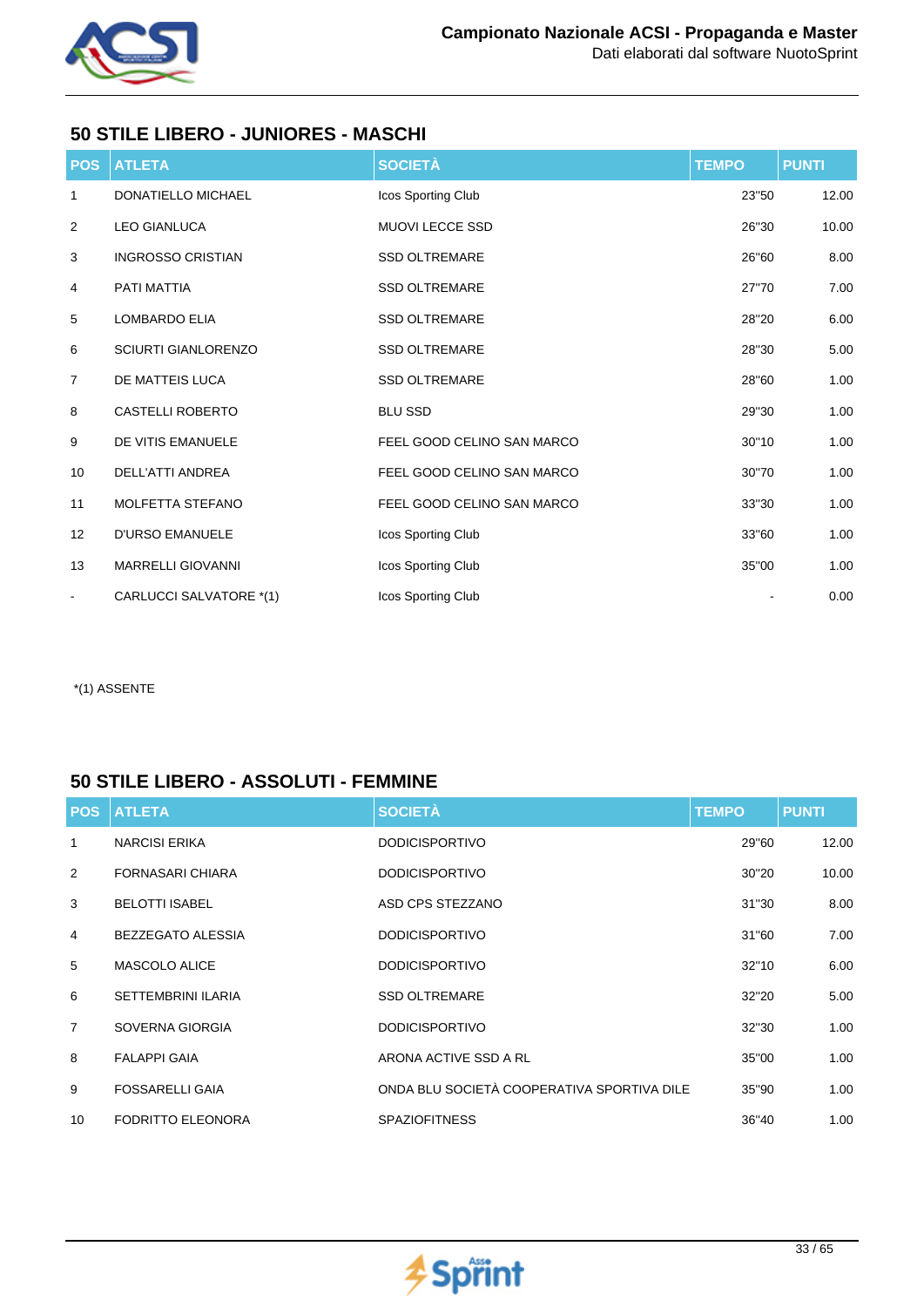## 50 STILE LIBERO - JUNIORES - MASCHI

| POS | ATLETA | SOCIETÀ | TEMPO | PUNTI |
|---|---|---|---|---|
| 1 | DONATIELLO MICHAEL | Icos Sporting Club | 23"50 | 12.00 |
| 2 | LEO GIANLUCA | MUOVI LECCE SSD | 26"30 | 10.00 |
| 3 | INGROSSO CRISTIAN | SSD OLTREMARE | 26"60 | 8.00 |
| 4 | PATI MATTIA | SSD OLTREMARE | 27"70 | 7.00 |
| 5 | LOMBARDO ELIA | SSD OLTREMARE | 28"20 | 6.00 |
| 6 | SCIURTI GIANLORENZO | SSD OLTREMARE | 28"30 | 5.00 |
| 7 | DE MATTEIS LUCA | SSD OLTREMARE | 28"60 | 1.00 |
| 8 | CASTELLI ROBERTO | BLU SSD | 29"30 | 1.00 |
| 9 | DE VITIS EMANUELE | FEEL GOOD CELINO SAN MARCO | 30"10 | 1.00 |
| 10 | DELL'ATTI ANDREA | FEEL GOOD CELINO SAN MARCO | 30"70 | 1.00 |
| 11 | MOLFETTA STEFANO | FEEL GOOD CELINO SAN MARCO | 33"30 | 1.00 |
| 12 | D'URSO EMANUELE | Icos Sporting Club | 33"60 | 1.00 |
| 13 | MARRELLI GIOVANNI | Icos Sporting Club | 35"00 | 1.00 |
| - | CARLUCCI SALVATORE *(1) | Icos Sporting Club | - | 0.00 |

*(1) ASSENTE

## 50 STILE LIBERO - ASSOLUTI - FEMMINE

| POS | ATLETA | SOCIETÀ | TEMPO | PUNTI |
|---|---|---|---|---|
| 1 | NARCISI ERIKA | DODICISPORTIVO | 29"60 | 12.00 |
| 2 | FORNASARI CHIARA | DODICISPORTIVO | 30"20 | 10.00 |
| 3 | BELOTTI ISABEL | ASD CPS STEZZANO | 31"30 | 8.00 |
| 4 | BEZZEGATO ALESSIA | DODICISPORTIVO | 31"60 | 7.00 |
| 5 | MASCOLO ALICE | DODICISPORTIVO | 32"10 | 6.00 |
| 6 | SETTEMBRINI ILARIA | SSD OLTREMARE | 32"20 | 5.00 |
| 7 | SOVERNA GIORGIA | DODICISPORTIVO | 32"30 | 1.00 |
| 8 | FALAPPI GAIA | ARONA ACTIVE SSD A RL | 35"00 | 1.00 |
| 9 | FOSSARELLI GAIA | ONDA BLU SOCIETÀ COOPERATIVA SPORTIVA DILE | 35"90 | 1.00 |
| 10 | FODRITTO ELEONORA | SPAZIOFITNESS | 36"40 | 1.00 |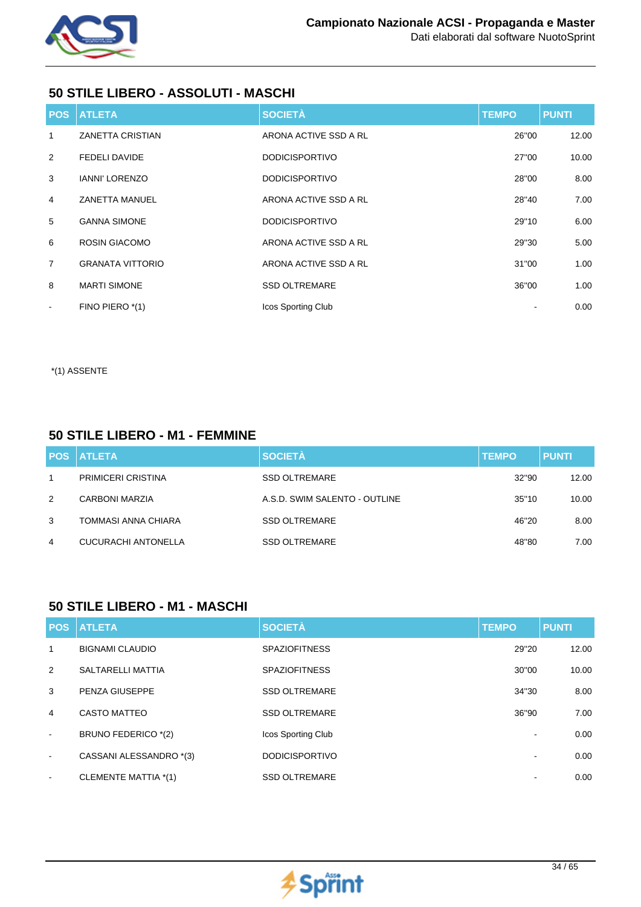## 50 STILE LIBERO - ASSOLUTI - MASCHI

| POS | ATLETA | SOCIETÀ | TEMPO | PUNTI |
|---|---|---|---|---|
| 1 | ZANETTA CRISTIAN | ARONA ACTIVE SSD A RL | 26"00 | 12.00 |
| 2 | FEDELI DAVIDE | DODICISPORTIVO | 27"00 | 10.00 |
| 3 | IANNI' LORENZO | DODICISPORTIVO | 28"00 | 8.00 |
| 4 | ZANETTA MANUEL | ARONA ACTIVE SSD A RL | 28"40 | 7.00 |
| 5 | GANNA SIMONE | DODICISPORTIVO | 29"10 | 6.00 |
| 6 | ROSIN GIACOMO | ARONA ACTIVE SSD A RL | 29"30 | 5.00 |
| 7 | GRANATA VITTORIO | ARONA ACTIVE SSD A RL | 31"00 | 1.00 |
| 8 | MARTI SIMONE | SSD OLTREMARE | 36"00 | 1.00 |
| - | FINO PIERO *(1) | Icos Sporting Club | - | 0.00 |

*(1) ASSENTE

## 50 STILE LIBERO - M1 - FEMMINE

| POS | ATLETA | SOCIETÀ | TEMPO | PUNTI |
|---|---|---|---|---|
| 1 | PRIMICERI CRISTINA | SSD OLTREMARE | 32"90 | 12.00 |
| 2 | CARBONI MARZIA | A.S.D. SWIM SALENTO - OUTLINE | 35"10 | 10.00 |
| 3 | TOMMASI ANNA CHIARA | SSD OLTREMARE | 46"20 | 8.00 |
| 4 | CUCURACHI ANTONELLA | SSD OLTREMARE | 48"80 | 7.00 |

## 50 STILE LIBERO - M1 - MASCHI

| POS | ATLETA | SOCIETÀ | TEMPO | PUNTI |
|---|---|---|---|---|
| 1 | BIGNAMI CLAUDIO | SPAZIOFITNESS | 29"20 | 12.00 |
| 2 | SALTARELLI MATTIA | SPAZIOFITNESS | 30"00 | 10.00 |
| 3 | PENZA GIUSEPPE | SSD OLTREMARE | 34"30 | 8.00 |
| 4 | CASTO MATTEO | SSD OLTREMARE | 36"90 | 7.00 |
| - | BRUNO FEDERICO *(2) | Icos Sporting Club | - | 0.00 |
| - | CASSANI ALESSANDRO *(3) | DODICISPORTIVO | - | 0.00 |
| - | CLEMENTE MATTIA *(1) | SSD OLTREMARE | - | 0.00 |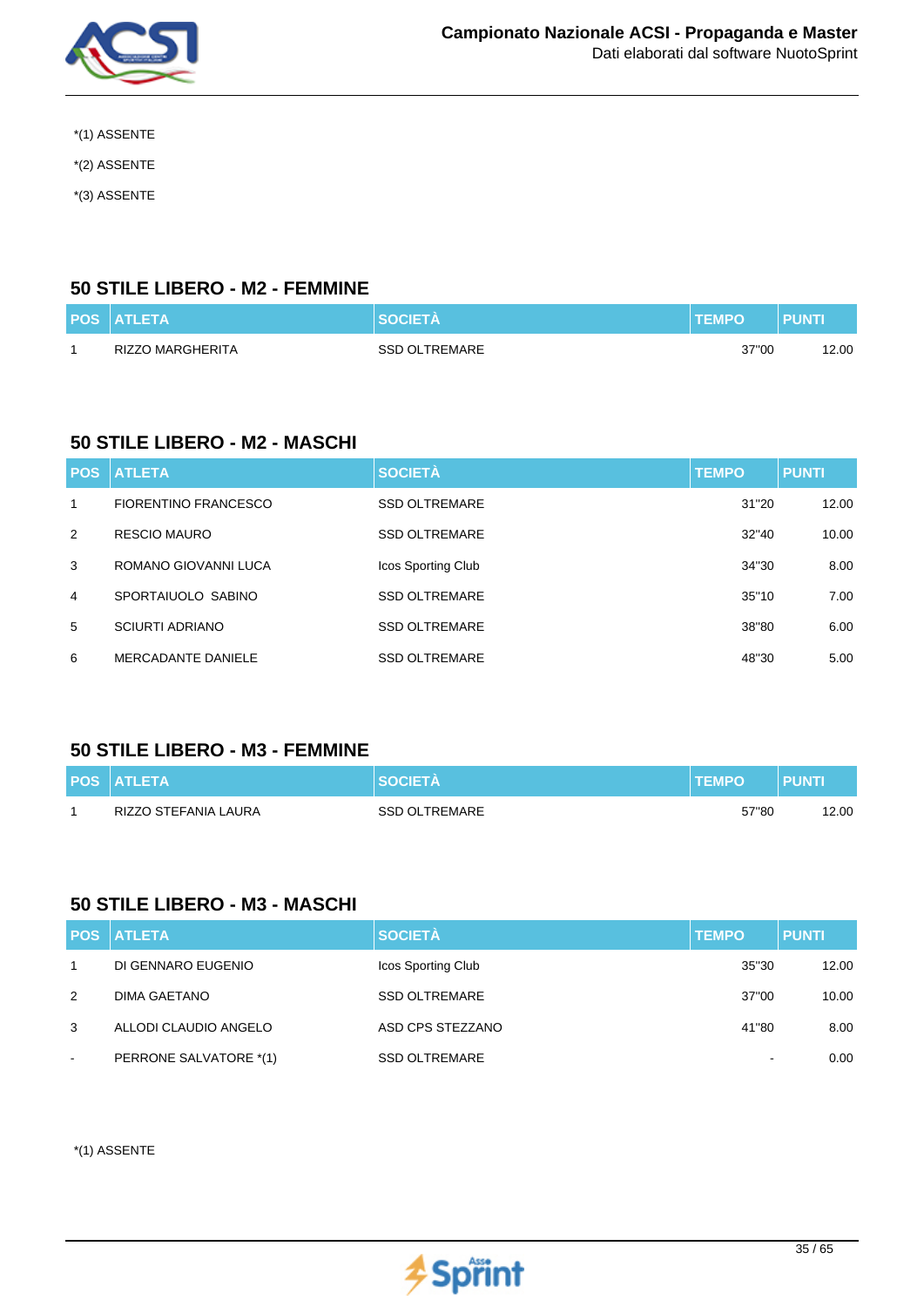*(1) ASSENTE

*(2) ASSENTE

*(3) ASSENTE

## 50 STILE LIBERO - M2 - FEMMINE

| POS | ATLETA | SOCIETÀ | TEMPO | PUNTI |
|---|---|---|---|---|
| 1 | RIZZO MARGHERITA | SSD OLTREMARE | 37"00 | 12.00 |

## 50 STILE LIBERO - M2 - MASCHI

| POS | ATLETA | SOCIETÀ | TEMPO | PUNTI |
|---|---|---|---|---|
| 1 | FIORENTINO FRANCESCO | SSD OLTREMARE | 31"20 | 12.00 |
| 2 | RESCIO MAURO | SSD OLTREMARE | 32"40 | 10.00 |
| 3 | ROMANO GIOVANNI LUCA | Icos Sporting Club | 34"30 | 8.00 |
| 4 | SPORTAIUOLO SABINO | SSD OLTREMARE | 35"10 | 7.00 |
| 5 | SCIURTI ADRIANO | SSD OLTREMARE | 38"80 | 6.00 |
| 6 | MERCADANTE DANIELE | SSD OLTREMARE | 48"30 | 5.00 |

## 50 STILE LIBERO - M3 - FEMMINE

| POS | ATLETA | SOCIETÀ | TEMPO | PUNTI |
|---|---|---|---|---|
| 1 | RIZZO STEFANIA LAURA | SSD OLTREMARE | 57"80 | 12.00 |

## 50 STILE LIBERO - M3 - MASCHI

| POS | ATLETA | SOCIETÀ | TEMPO | PUNTI |
|---|---|---|---|---|
| 1 | DI GENNARO EUGENIO | Icos Sporting Club | 35"30 | 12.00 |
| 2 | DIMA GAETANO | SSD OLTREMARE | 37"00 | 10.00 |
| 3 | ALLODI CLAUDIO ANGELO | ASD CPS STEZZANO | 41"80 | 8.00 |
| - | PERRONE SALVATORE *(1) | SSD OLTREMARE | - | 0.00 |

*(1) ASSENTE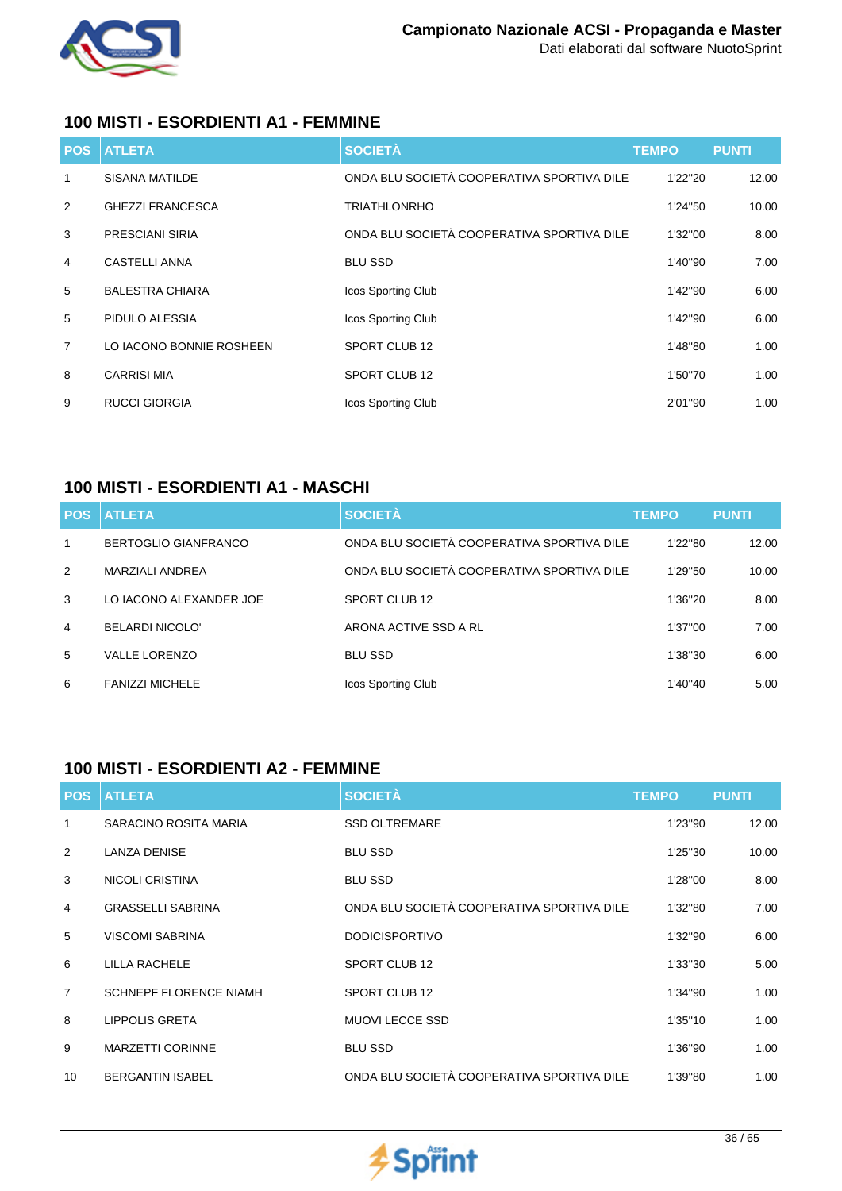## 100 MISTI - ESORDIENTI A1 - FEMMINE

| POS | ATLETA | SOCIETÀ | TEMPO | PUNTI |
|---|---|---|---|---|
| 1 | SISANA MATILDE | ONDA BLU SOCIETÀ COOPERATIVA SPORTIVA DILE | 1'22"20 | 12.00 |
| 2 | GHEZZI FRANCESCA | TRIATHLONRHO | 1'24"50 | 10.00 |
| 3 | PRESCIANI SIRIA | ONDA BLU SOCIETÀ COOPERATIVA SPORTIVA DILE | 1'32"00 | 8.00 |
| 4 | CASTELLI ANNA | BLU SSD | 1'40"90 | 7.00 |
| 5 | BALESTRA CHIARA | Icos Sporting Club | 1'42"90 | 6.00 |
| 5 | PIDULO ALESSIA | Icos Sporting Club | 1'42"90 | 6.00 |
| 7 | LO IACONO BONNIE ROSHEEN | SPORT CLUB 12 | 1'48"80 | 1.00 |
| 8 | CARRISI MIA | SPORT CLUB 12 | 1'50"70 | 1.00 |
| 9 | RUCCI GIORGIA | Icos Sporting Club | 2'01"90 | 1.00 |

## 100 MISTI - ESORDIENTI A1 - MASCHI

| POS | ATLETA | SOCIETÀ | TEMPO | PUNTI |
|---|---|---|---|---|
| 1 | BERTOGLIO GIANFRANCO | ONDA BLU SOCIETÀ COOPERATIVA SPORTIVA DILE | 1'22"80 | 12.00 |
| 2 | MARZIALI ANDREA | ONDA BLU SOCIETÀ COOPERATIVA SPORTIVA DILE | 1'29"50 | 10.00 |
| 3 | LO IACONO ALEXANDER JOE | SPORT CLUB 12 | 1'36"20 | 8.00 |
| 4 | BELARDI NICOLO' | ARONA ACTIVE SSD A RL | 1'37"00 | 7.00 |
| 5 | VALLE LORENZO | BLU SSD | 1'38"30 | 6.00 |
| 6 | FANIZZI MICHELE | Icos Sporting Club | 1'40"40 | 5.00 |

## 100 MISTI - ESORDIENTI A2 - FEMMINE

| POS | ATLETA | SOCIETÀ | TEMPO | PUNTI |
|---|---|---|---|---|
| 1 | SARACINO ROSITA MARIA | SSD OLTREMARE | 1'23"90 | 12.00 |
| 2 | LANZA DENISE | BLU SSD | 1'25"30 | 10.00 |
| 3 | NICOLI CRISTINA | BLU SSD | 1'28"00 | 8.00 |
| 4 | GRASSELLI SABRINA | ONDA BLU SOCIETÀ COOPERATIVA SPORTIVA DILE | 1'32"80 | 7.00 |
| 5 | VISCOMI SABRINA | DODICISPORTIVO | 1'32"90 | 6.00 |
| 6 | LILLA RACHELE | SPORT CLUB 12 | 1'33"30 | 5.00 |
| 7 | SCHNEPF FLORENCE NIAMH | SPORT CLUB 12 | 1'34"90 | 1.00 |
| 8 | LIPPOLIS GRETA | MUOVI LECCE SSD | 1'35"10 | 1.00 |
| 9 | MARZETTI CORINNE | BLU SSD | 1'36"90 | 1.00 |
| 10 | BERGANTIN ISABEL | ONDA BLU SOCIETÀ COOPERATIVA SPORTIVA DILE | 1'39"80 | 1.00 |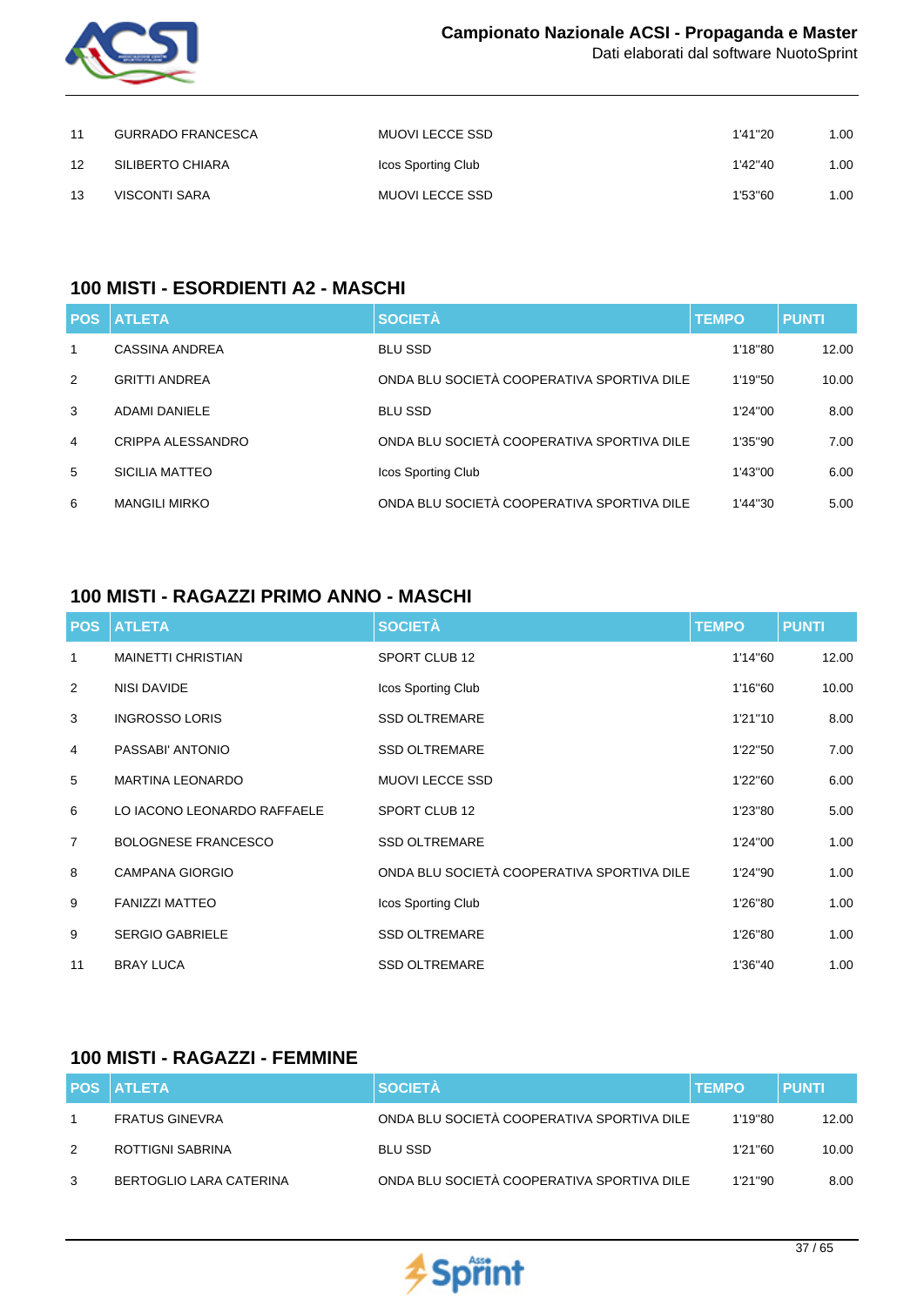| | | | | |
|---|---|---|---|---|
| 11 | GURRADO FRANCESCA | MUOVI LECCE SSD | 1'41"20 | 1.00 |
| 12 | SILIBERTO CHIARA | Icos Sporting Club | 1'42"40 | 1.00 |
| 13 | VISCONTI SARA | MUOVI LECCE SSD | 1'53"60 | 1.00 |

## 100 MISTI - ESORDIENTI A2 - MASCHI

| POS | ATLETA | SOCIETÀ | TEMPO | PUNTI |
|---|---|---|---|---|
| 1 | CASSINA ANDREA | BLU SSD | 1'18"80 | 12.00 |
| 2 | GRITTI ANDREA | ONDA BLU SOCIETÀ COOPERATIVA SPORTIVA DILE | 1'19"50 | 10.00 |
| 3 | ADAMI DANIELE | BLU SSD | 1'24"00 | 8.00 |
| 4 | CRIPPA ALESSANDRO | ONDA BLU SOCIETÀ COOPERATIVA SPORTIVA DILE | 1'35"90 | 7.00 |
| 5 | SICILIA MATTEO | Icos Sporting Club | 1'43"00 | 6.00 |
| 6 | MANGILI MIRKO | ONDA BLU SOCIETÀ COOPERATIVA SPORTIVA DILE | 1'44"30 | 5.00 |

## 100 MISTI - RAGAZZI PRIMO ANNO - MASCHI

| POS | ATLETA | SOCIETÀ | TEMPO | PUNTI |
|---|---|---|---|---|
| 1 | MAINETTI CHRISTIAN | SPORT CLUB 12 | 1'14"60 | 12.00 |
| 2 | NISI DAVIDE | Icos Sporting Club | 1'16"60 | 10.00 |
| 3 | INGROSSO LORIS | SSD OLTREMARE | 1'21"10 | 8.00 |
| 4 | PASSABI' ANTONIO | SSD OLTREMARE | 1'22"50 | 7.00 |
| 5 | MARTINA LEONARDO | MUOVI LECCE SSD | 1'22"60 | 6.00 |
| 6 | LO IACONO LEONARDO RAFFAELE | SPORT CLUB 12 | 1'23"80 | 5.00 |
| 7 | BOLOGNESE FRANCESCO | SSD OLTREMARE | 1'24"00 | 1.00 |
| 8 | CAMPANA GIORGIO | ONDA BLU SOCIETÀ COOPERATIVA SPORTIVA DILE | 1'24"90 | 1.00 |
| 9 | FANIZZI MATTEO | Icos Sporting Club | 1'26"80 | 1.00 |
| 9 | SERGIO GABRIELE | SSD OLTREMARE | 1'26"80 | 1.00 |
| 11 | BRAY LUCA | SSD OLTREMARE | 1'36"40 | 1.00 |

## 100 MISTI - RAGAZZI - FEMMINE

| POS | ATLETA | SOCIETÀ | TEMPO | PUNTI |
|---|---|---|---|---|
| 1 | FRATUS GINEVRA | ONDA BLU SOCIETÀ COOPERATIVA SPORTIVA DILE | 1'19"80 | 12.00 |
| 2 | ROTTIGNI SABRINA | BLU SSD | 1'21"60 | 10.00 |
| 3 | BERTOGLIO LARA CATERINA | ONDA BLU SOCIETÀ COOPERATIVA SPORTIVA DILE | 1'21"90 | 8.00 |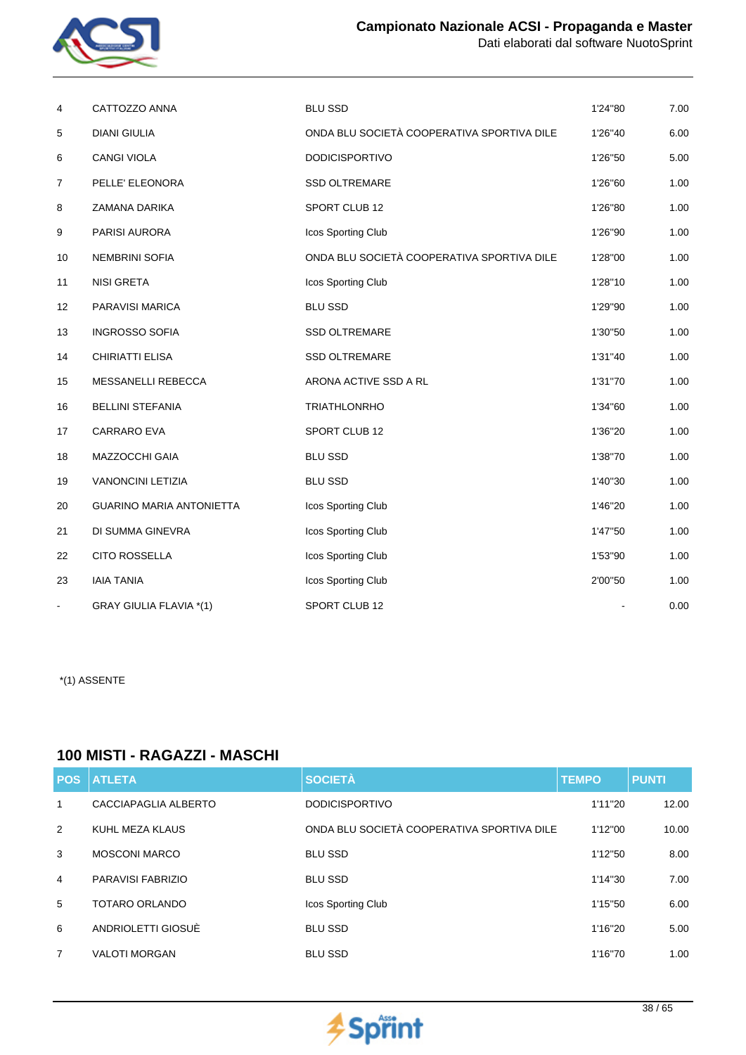| POS | ATLETA | SOCIETÀ | TEMPO | PUNTI |
|---|---|---|---|---|
| 4 | CATTOZZO ANNA | BLU SSD | 1'24"80 | 7.00 |
| 5 | DIANI GIULIA | ONDA BLU SOCIETÀ COOPERATIVA SPORTIVA DILE | 1'26"40 | 6.00 |
| 6 | CANGI VIOLA | DODICISPORTIVO | 1'26"50 | 5.00 |
| 7 | PELLE' ELEONORA | SSD OLTREMARE | 1'26"60 | 1.00 |
| 8 | ZAMANA DARIKA | SPORT CLUB 12 | 1'26"80 | 1.00 |
| 9 | PARISI AURORA | Icos Sporting Club | 1'26"90 | 1.00 |
| 10 | NEMBRINI SOFIA | ONDA BLU SOCIETÀ COOPERATIVA SPORTIVA DILE | 1'28"00 | 1.00 |
| 11 | NISI GRETA | Icos Sporting Club | 1'28"10 | 1.00 |
| 12 | PARAVISI MARICA | BLU SSD | 1'29"90 | 1.00 |
| 13 | INGROSSO SOFIA | SSD OLTREMARE | 1'30"50 | 1.00 |
| 14 | CHIRIATTI ELISA | SSD OLTREMARE | 1'31"40 | 1.00 |
| 15 | MESSANELLI REBECCA | ARONA ACTIVE SSD A RL | 1'31"70 | 1.00 |
| 16 | BELLINI STEFANIA | TRIATHLONRHO | 1'34"60 | 1.00 |
| 17 | CARRARO EVA | SPORT CLUB 12 | 1'36"20 | 1.00 |
| 18 | MAZZOCCHI GAIA | BLU SSD | 1'38"70 | 1.00 |
| 19 | VANONCINI LETIZIA | BLU SSD | 1'40"30 | 1.00 |
| 20 | GUARINO MARIA ANTONIETTA | Icos Sporting Club | 1'46"20 | 1.00 |
| 21 | DI SUMMA GINEVRA | Icos Sporting Club | 1'47"50 | 1.00 |
| 22 | CITO ROSSELLA | Icos Sporting Club | 1'53"90 | 1.00 |
| 23 | IAIA TANIA | Icos Sporting Club | 2'00"50 | 1.00 |
| - | GRAY GIULIA FLAVIA *(1) | SPORT CLUB 12 | - | 0.00 |

*(1) ASSENTE

## 100 MISTI - RAGAZZI - MASCHI

| POS | ATLETA | SOCIETÀ | TEMPO | PUNTI |
|---|---|---|---|---|
| 1 | CACCIAPAGLIA ALBERTO | DODICISPORTIVO | 1'11"20 | 12.00 |
| 2 | KUHL MEZA KLAUS | ONDA BLU SOCIETÀ COOPERATIVA SPORTIVA DILE | 1'12"00 | 10.00 |
| 3 | MOSCONI MARCO | BLU SSD | 1'12"50 | 8.00 |
| 4 | PARAVISI FABRIZIO | BLU SSD | 1'14"30 | 7.00 |
| 5 | TOTARO ORLANDO | Icos Sporting Club | 1'15"50 | 6.00 |
| 6 | ANDRIOLETTI GIOSUÈ | BLU SSD | 1'16"20 | 5.00 |
| 7 | VALOTI MORGAN | BLU SSD | 1'16"70 | 1.00 |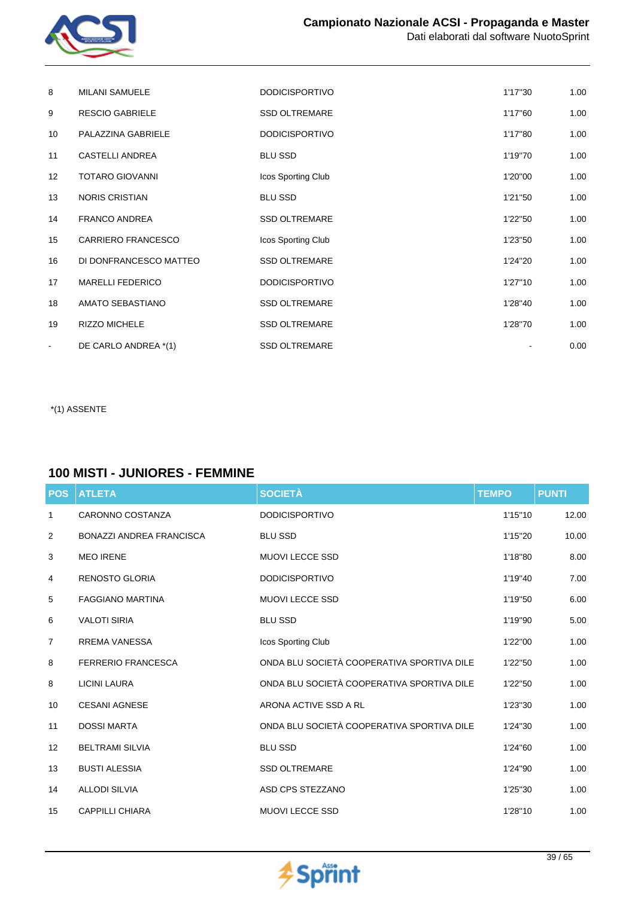| | | | | |
|---|---|---|---|---|
| 8 | MILANI SAMUELE | DODICISPORTIVO | 1'17"30 | 1.00 |
| 9 | RESCIO GABRIELE | SSD OLTREMARE | 1'17"60 | 1.00 |
| 10 | PALAZZINA GABRIELE | DODICISPORTIVO | 1'17"80 | 1.00 |
| 11 | CASTELLI ANDREA | BLU SSD | 1'19"70 | 1.00 |
| 12 | TOTARO GIOVANNI | Icos Sporting Club | 1'20"00 | 1.00 |
| 13 | NORIS CRISTIAN | BLU SSD | 1'21"50 | 1.00 |
| 14 | FRANCO ANDREA | SSD OLTREMARE | 1'22"50 | 1.00 |
| 15 | CARRIERO FRANCESCO | Icos Sporting Club | 1'23"50 | 1.00 |
| 16 | DI DONFRANCESCO MATTEO | SSD OLTREMARE | 1'24"20 | 1.00 |
| 17 | MARELLI FEDERICO | DODICISPORTIVO | 1'27"10 | 1.00 |
| 18 | AMATO SEBASTIANO | SSD OLTREMARE | 1'28"40 | 1.00 |
| 19 | RIZZO MICHELE | SSD OLTREMARE | 1'28"70 | 1.00 |
| - | DE CARLO ANDREA *(1) | SSD OLTREMARE | - | 0.00 |

*(1) ASSENTE

## 100 MISTI - JUNIORES - FEMMINE

| POS | ATLETA | SOCIETÀ | TEMPO | PUNTI |
|---|---|---|---|---|
| 1 | CARONNO COSTANZA | DODICISPORTIVO | 1'15"10 | 12.00 |
| 2 | BONAZZI ANDREA FRANCISCA | BLU SSD | 1'15"20 | 10.00 |
| 3 | MEO IRENE | MUOVI LECCE SSD | 1'18"80 | 8.00 |
| 4 | RENOSTO GLORIA | DODICISPORTIVO | 1'19"40 | 7.00 |
| 5 | FAGGIANO MARTINA | MUOVI LECCE SSD | 1'19"50 | 6.00 |
| 6 | VALOTI SIRIA | BLU SSD | 1'19"90 | 5.00 |
| 7 | RREMA VANESSA | Icos Sporting Club | 1'22"00 | 1.00 |
| 8 | FERRERIO FRANCESCA | ONDA BLU SOCIETÀ COOPERATIVA SPORTIVA DILE | 1'22"50 | 1.00 |
| 8 | LICINI LAURA | ONDA BLU SOCIETÀ COOPERATIVA SPORTIVA DILE | 1'22"50 | 1.00 |
| 10 | CESANI AGNESE | ARONA ACTIVE SSD A RL | 1'23"30 | 1.00 |
| 11 | DOSSI MARTA | ONDA BLU SOCIETÀ COOPERATIVA SPORTIVA DILE | 1'24"30 | 1.00 |
| 12 | BELTRAMI SILVIA | BLU SSD | 1'24"60 | 1.00 |
| 13 | BUSTI ALESSIA | SSD OLTREMARE | 1'24"90 | 1.00 |
| 14 | ALLODI SILVIA | ASD CPS STEZZANO | 1'25"30 | 1.00 |
| 15 | CAPPILLI CHIARA | MUOVI LECCE SSD | 1'28"10 | 1.00 |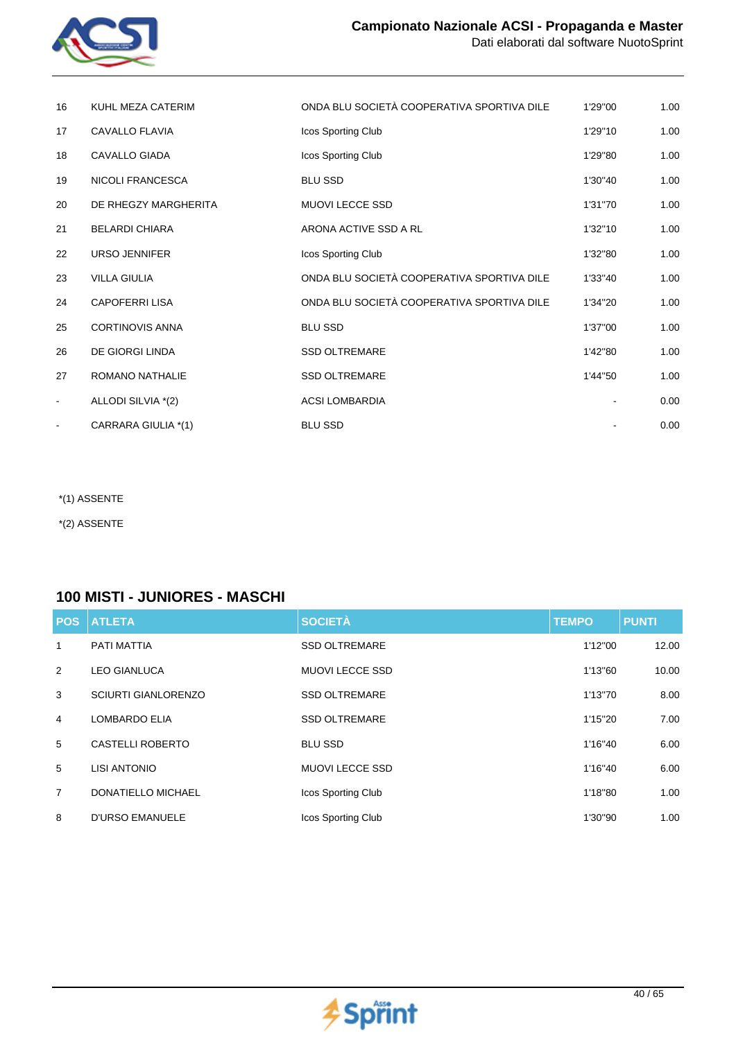| POS | ATLETA | SOCIETÀ | TEMPO | PUNTI |
|---|---|---|---|---|
| 16 | KUHL MEZA CATERIM | ONDA BLU SOCIETÀ COOPERATIVA SPORTIVA DILE | 1'29"00 | 1.00 |
| 17 | CAVALLO FLAVIA | Icos Sporting Club | 1'29"10 | 1.00 |
| 18 | CAVALLO GIADA | Icos Sporting Club | 1'29"80 | 1.00 |
| 19 | NICOLI FRANCESCA | BLU SSD | 1'30"40 | 1.00 |
| 20 | DE RHEGZY MARGHERITA | MUOVI LECCE SSD | 1'31"70 | 1.00 |
| 21 | BELARDI CHIARA | ARONA ACTIVE SSD A RL | 1'32"10 | 1.00 |
| 22 | URSO JENNIFER | Icos Sporting Club | 1'32"80 | 1.00 |
| 23 | VILLA GIULIA | ONDA BLU SOCIETÀ COOPERATIVA SPORTIVA DILE | 1'33"40 | 1.00 |
| 24 | CAPOFERRI LISA | ONDA BLU SOCIETÀ COOPERATIVA SPORTIVA DILE | 1'34"20 | 1.00 |
| 25 | CORTINOVIS ANNA | BLU SSD | 1'37"00 | 1.00 |
| 26 | DE GIORGI LINDA | SSD OLTREMARE | 1'42"80 | 1.00 |
| 27 | ROMANO NATHALIE | SSD OLTREMARE | 1'44"50 | 1.00 |
| - | ALLODI SILVIA *(2) | ACSI LOMBARDIA | - | 0.00 |
| - | CARRARA GIULIA *(1) | BLU SSD | - | 0.00 |

*(1) ASSENTE

*(2) ASSENTE

## 100 MISTI - JUNIORES - MASCHI

| POS | ATLETA | SOCIETÀ | TEMPO | PUNTI |
|---|---|---|---|---|
| 1 | PATI MATTIA | SSD OLTREMARE | 1'12"00 | 12.00 |
| 2 | LEO GIANLUCA | MUOVI LECCE SSD | 1'13"60 | 10.00 |
| 3 | SCIURTI GIANLORENZO | SSD OLTREMARE | 1'13"70 | 8.00 |
| 4 | LOMBARDO ELIA | SSD OLTREMARE | 1'15"20 | 7.00 |
| 5 | CASTELLI ROBERTO | BLU SSD | 1'16"40 | 6.00 |
| 5 | LISI ANTONIO | MUOVI LECCE SSD | 1'16"40 | 6.00 |
| 7 | DONATIELLO MICHAEL | Icos Sporting Club | 1'18"80 | 1.00 |
| 8 | D'URSO EMANUELE | Icos Sporting Club | 1'30"90 | 1.00 |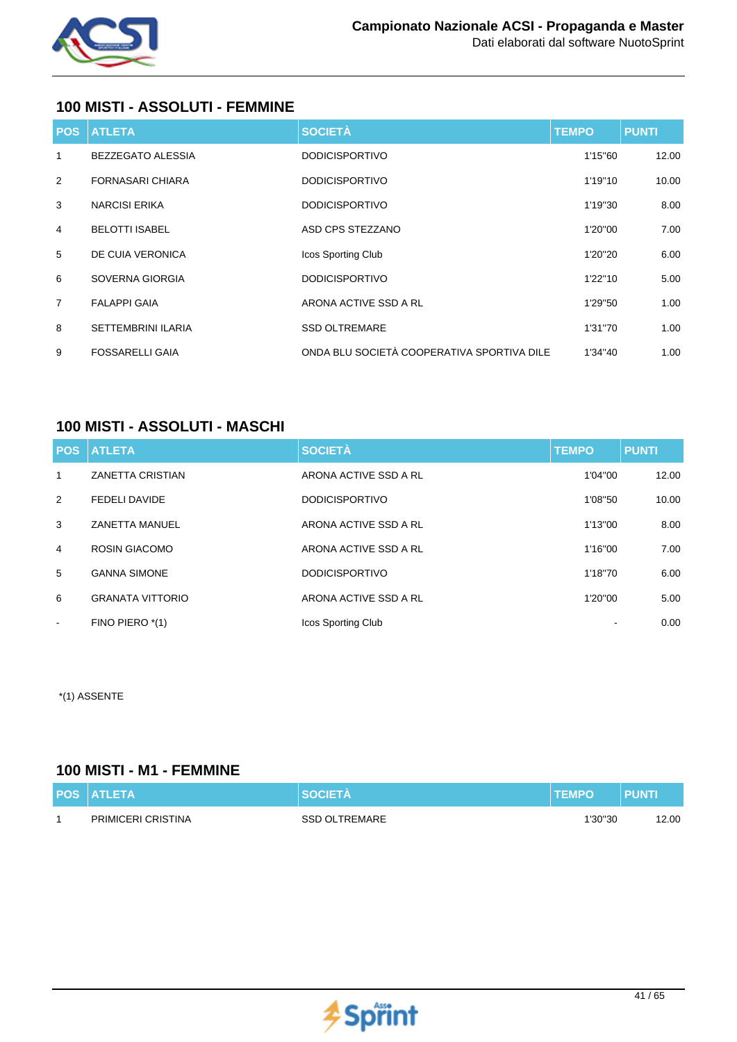## 100 MISTI - ASSOLUTI - FEMMINE

| POS | ATLETA | SOCIETÀ | TEMPO | PUNTI |
|---|---|---|---|---|
| 1 | BEZZEGATO ALESSIA | DODICISPORTIVO | 1'15"60 | 12.00 |
| 2 | FORNASARI CHIARA | DODICISPORTIVO | 1'19"10 | 10.00 |
| 3 | NARCISI ERIKA | DODICISPORTIVO | 1'19"30 | 8.00 |
| 4 | BELOTTI ISABEL | ASD CPS STEZZANO | 1'20"00 | 7.00 |
| 5 | DE CUIA VERONICA | Icos Sporting Club | 1'20"20 | 6.00 |
| 6 | SOVERNA GIORGIA | DODICISPORTIVO | 1'22"10 | 5.00 |
| 7 | FALAPPI GAIA | ARONA ACTIVE SSD A RL | 1'29"50 | 1.00 |
| 8 | SETTEMBRINI ILARIA | SSD OLTREMARE | 1'31"70 | 1.00 |
| 9 | FOSSARELLI GAIA | ONDA BLU SOCIETÀ COOPERATIVA SPORTIVA DILE | 1'34"40 | 1.00 |

## 100 MISTI - ASSOLUTI - MASCHI

| POS | ATLETA | SOCIETÀ | TEMPO | PUNTI |
|---|---|---|---|---|
| 1 | ZANETTA CRISTIAN | ARONA ACTIVE SSD A RL | 1'04"00 | 12.00 |
| 2 | FEDELI DAVIDE | DODICISPORTIVO | 1'08"50 | 10.00 |
| 3 | ZANETTA MANUEL | ARONA ACTIVE SSD A RL | 1'13"00 | 8.00 |
| 4 | ROSIN GIACOMO | ARONA ACTIVE SSD A RL | 1'16"00 | 7.00 |
| 5 | GANNA SIMONE | DODICISPORTIVO | 1'18"70 | 6.00 |
| 6 | GRANATA VITTORIO | ARONA ACTIVE SSD A RL | 1'20"00 | 5.00 |
| - | FINO PIERO *(1) | Icos Sporting Club | - | 0.00 |

*(1) ASSENTE

## 100 MISTI - M1 - FEMMINE

| POS | ATLETA | SOCIETÀ | TEMPO | PUNTI |
|---|---|---|---|---|
| 1 | PRIMICERI CRISTINA | SSD OLTREMARE | 1'30"30 | 12.00 |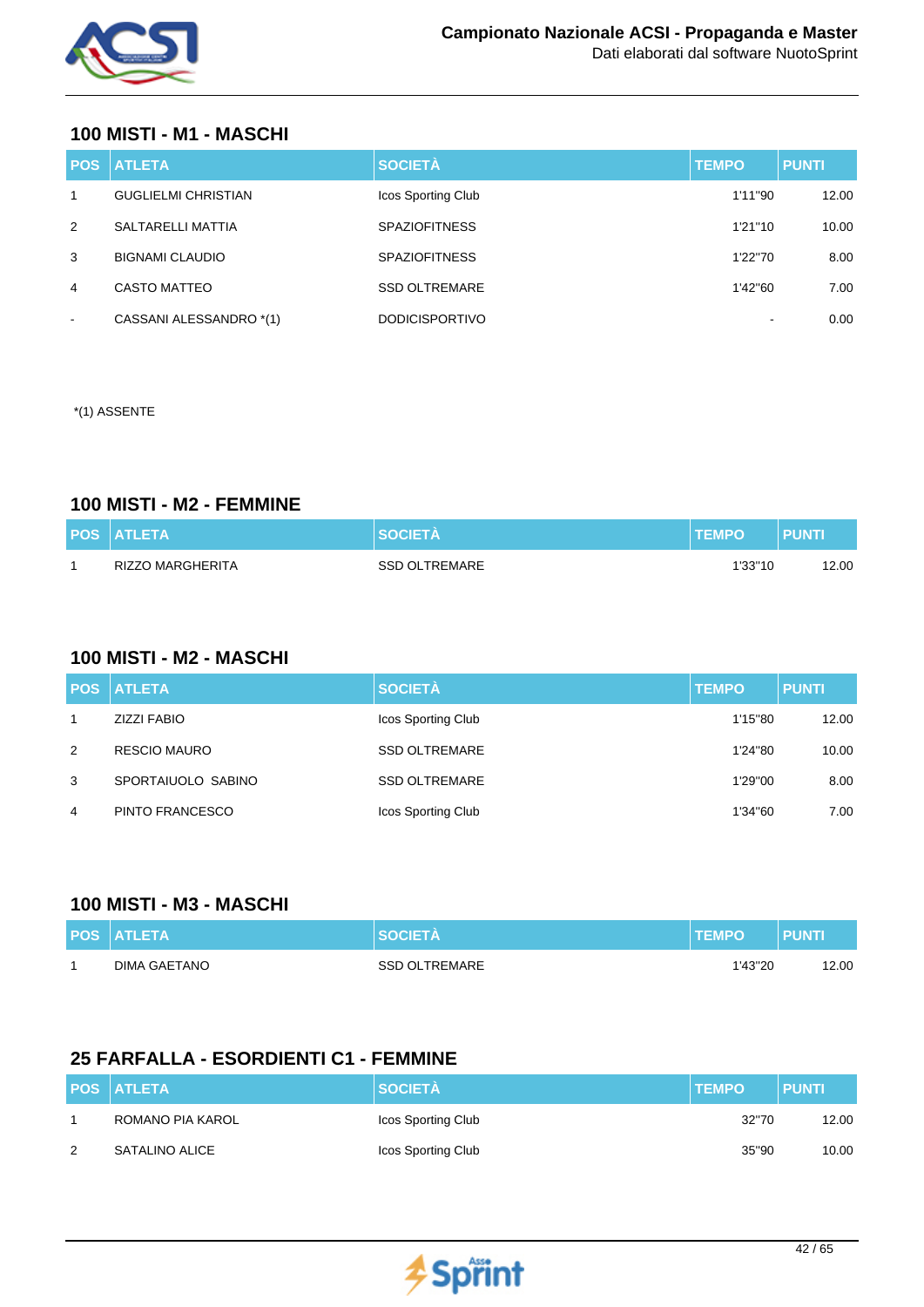## 100 MISTI - M1 - MASCHI

| POS | ATLETA | SOCIETÀ | TEMPO | PUNTI |
|---|---|---|---|---|
| 1 | GUGLIELMI CHRISTIAN | Icos Sporting Club | 1'11"90 | 12.00 |
| 2 | SALTARELLI MATTIA | SPAZIOFITNESS | 1'21"10 | 10.00 |
| 3 | BIGNAMI CLAUDIO | SPAZIOFITNESS | 1'22"70 | 8.00 |
| 4 | CASTO MATTEO | SSD OLTREMARE | 1'42"60 | 7.00 |
| - | CASSANI ALESSANDRO *(1) | DODICISPORTIVO | - | 0.00 |

*(1) ASSENTE

## 100 MISTI - M2 - FEMMINE

| POS | ATLETA | SOCIETÀ | TEMPO | PUNTI |
|---|---|---|---|---|
| 1 | RIZZO MARGHERITA | SSD OLTREMARE | 1'33"10 | 12.00 |

## 100 MISTI - M2 - MASCHI

| POS | ATLETA | SOCIETÀ | TEMPO | PUNTI |
|---|---|---|---|---|
| 1 | ZIZZI FABIO | Icos Sporting Club | 1'15"80 | 12.00 |
| 2 | RESCIO MAURO | SSD OLTREMARE | 1'24"80 | 10.00 |
| 3 | SPORTAIUOLO SABINO | SSD OLTREMARE | 1'29"00 | 8.00 |
| 4 | PINTO FRANCESCO | Icos Sporting Club | 1'34"60 | 7.00 |

## 100 MISTI - M3 - MASCHI

| POS | ATLETA | SOCIETÀ | TEMPO | PUNTI |
|---|---|---|---|---|
| 1 | DIMA GAETANO | SSD OLTREMARE | 1'43"20 | 12.00 |

## 25 FARFALLA - ESORDIENTI C1 - FEMMINE

| POS | ATLETA | SOCIETÀ | TEMPO | PUNTI |
|---|---|---|---|---|
| 1 | ROMANO PIA KAROL | Icos Sporting Club | 32"70 | 12.00 |
| 2 | SATALINO ALICE | Icos Sporting Club | 35"90 | 10.00 |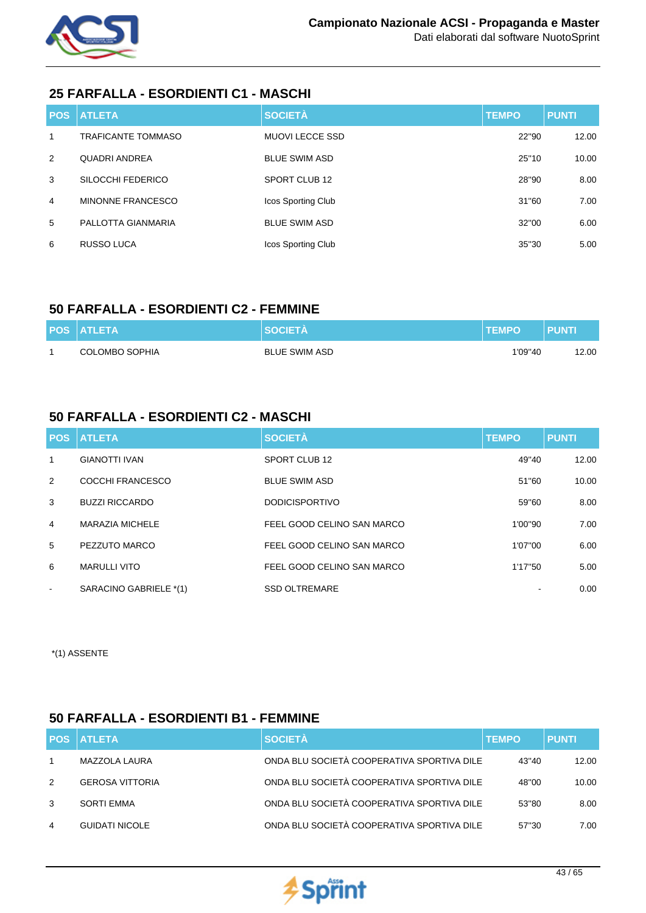## 25 FARFALLA - ESORDIENTI C1 - MASCHI

| POS | ATLETA | SOCIETÀ | TEMPO | PUNTI |
|---|---|---|---|---|
| 1 | TRAFICANTE TOMMASO | MUOVI LECCE SSD | 22"90 | 12.00 |
| 2 | QUADRI ANDREA | BLUE SWIM ASD | 25"10 | 10.00 |
| 3 | SILOCCHI FEDERICO | SPORT CLUB 12 | 28"90 | 8.00 |
| 4 | MINONNE FRANCESCO | Icos Sporting Club | 31"60 | 7.00 |
| 5 | PALLOTTA GIANMARIA | BLUE SWIM ASD | 32"00 | 6.00 |
| 6 | RUSSO LUCA | Icos Sporting Club | 35"30 | 5.00 |

## 50 FARFALLA - ESORDIENTI C2 - FEMMINE

| POS | ATLETA | SOCIETÀ | TEMPO | PUNTI |
|---|---|---|---|---|
| 1 | COLOMBO SOPHIA | BLUE SWIM ASD | 1'09"40 | 12.00 |

## 50 FARFALLA - ESORDIENTI C2 - MASCHI

| POS | ATLETA | SOCIETÀ | TEMPO | PUNTI |
|---|---|---|---|---|
| 1 | GIANOTTI IVAN | SPORT CLUB 12 | 49"40 | 12.00 |
| 2 | COCCHI FRANCESCO | BLUE SWIM ASD | 51"60 | 10.00 |
| 3 | BUZZI RICCARDO | DODICISPORTIVO | 59"60 | 8.00 |
| 4 | MARAZIA MICHELE | FEEL GOOD CELINO SAN MARCO | 1'00"90 | 7.00 |
| 5 | PEZZUTO MARCO | FEEL GOOD CELINO SAN MARCO | 1'07"00 | 6.00 |
| 6 | MARULLI VITO | FEEL GOOD CELINO SAN MARCO | 1'17"50 | 5.00 |
| - | SARACINO GABRIELE *(1) | SSD OLTREMARE | - | 0.00 |

*(1) ASSENTE

## 50 FARFALLA - ESORDIENTI B1 - FEMMINE

| POS | ATLETA | SOCIETÀ | TEMPO | PUNTI |
|---|---|---|---|---|
| 1 | MAZZOLA LAURA | ONDA BLU SOCIETÀ COOPERATIVA SPORTIVA DILE | 43"40 | 12.00 |
| 2 | GEROSA VITTORIA | ONDA BLU SOCIETÀ COOPERATIVA SPORTIVA DILE | 48"00 | 10.00 |
| 3 | SORTI EMMA | ONDA BLU SOCIETÀ COOPERATIVA SPORTIVA DILE | 53"80 | 8.00 |
| 4 | GUIDATI NICOLE | ONDA BLU SOCIETÀ COOPERATIVA SPORTIVA DILE | 57"30 | 7.00 |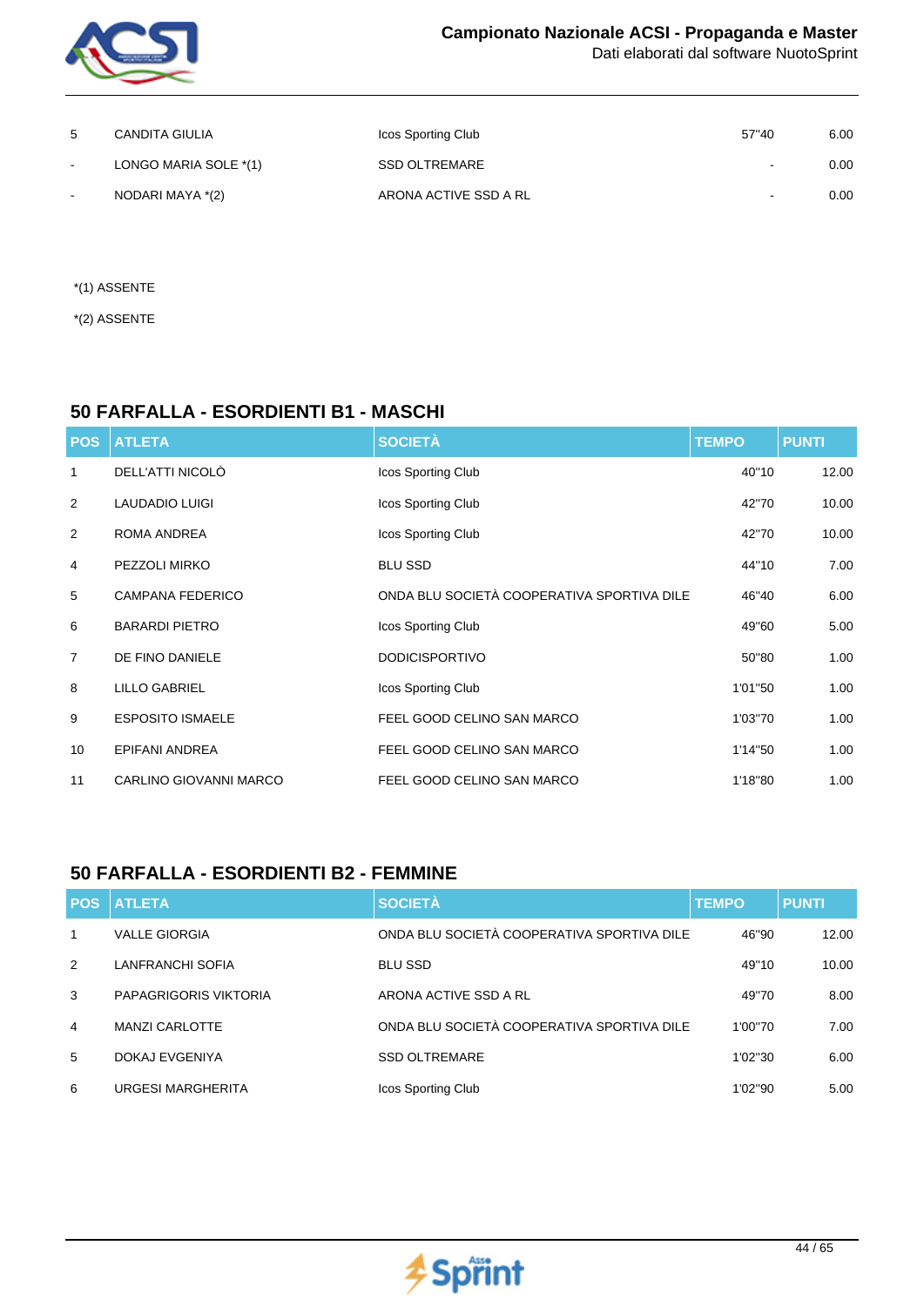| | | | | |
|---|---|---|---|---|
| 5 | CANDITA GIULIA | Icos Sporting Club | 57"40 | 6.00 |
| - | LONGO MARIA SOLE *(1) | SSD OLTREMARE | - | 0.00 |
| - | NODARI MAYA *(2) | ARONA ACTIVE SSD A RL | - | 0.00 |

*(1) ASSENTE

*(2) ASSENTE

## 50 FARFALLA - ESORDIENTI B1 - MASCHI

| POS | ATLETA | SOCIETÀ | TEMPO | PUNTI |
|---|---|---|---|---|
| 1 | DELL'ATTI NICOLÒ | Icos Sporting Club | 40"10 | 12.00 |
| 2 | LAUDADIO LUIGI | Icos Sporting Club | 42"70 | 10.00 |
| 2 | ROMA ANDREA | Icos Sporting Club | 42"70 | 10.00 |
| 4 | PEZZOLI MIRKO | BLU SSD | 44"10 | 7.00 |
| 5 | CAMPANA FEDERICO | ONDA BLU SOCIETÀ COOPERATIVA SPORTIVA DILE | 46"40 | 6.00 |
| 6 | BARARDI PIETRO | Icos Sporting Club | 49"60 | 5.00 |
| 7 | DE FINO DANIELE | DODICISPORTIVO | 50"80 | 1.00 |
| 8 | LILLO GABRIEL | Icos Sporting Club | 1'01"50 | 1.00 |
| 9 | ESPOSITO ISMAELE | FEEL GOOD CELINO SAN MARCO | 1'03"70 | 1.00 |
| 10 | EPIFANI ANDREA | FEEL GOOD CELINO SAN MARCO | 1'14"50 | 1.00 |
| 11 | CARLINO GIOVANNI MARCO | FEEL GOOD CELINO SAN MARCO | 1'18"80 | 1.00 |

## 50 FARFALLA - ESORDIENTI B2 - FEMMINE

| POS | ATLETA | SOCIETÀ | TEMPO | PUNTI |
|---|---|---|---|---|
| 1 | VALLE GIORGIA | ONDA BLU SOCIETÀ COOPERATIVA SPORTIVA DILE | 46"90 | 12.00 |
| 2 | LANFRANCHI SOFIA | BLU SSD | 49"10 | 10.00 |
| 3 | PAPAGRIGORIS VIKTORIA | ARONA ACTIVE SSD A RL | 49"70 | 8.00 |
| 4 | MANZI CARLOTTE | ONDA BLU SOCIETÀ COOPERATIVA SPORTIVA DILE | 1'00"70 | 7.00 |
| 5 | DOKAJ EVGENIYA | SSD OLTREMARE | 1'02"30 | 6.00 |
| 6 | URGESI MARGHERITA | Icos Sporting Club | 1'02"90 | 5.00 |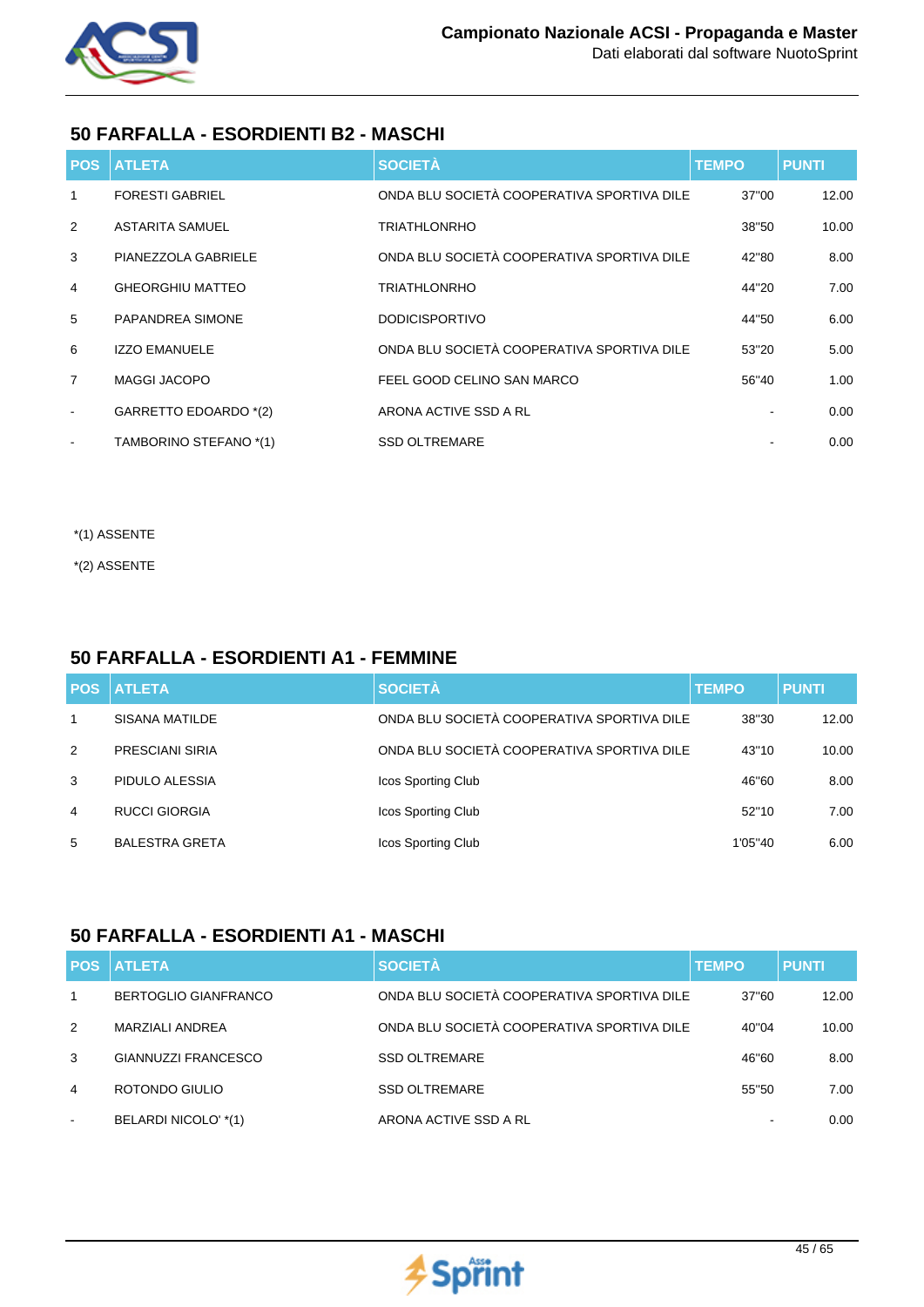## 50 FARFALLA - ESORDIENTI B2 - MASCHI

| POS | ATLETA | SOCIETÀ | TEMPO | PUNTI |
|---|---|---|---|---|
| 1 | FORESTI GABRIEL | ONDA BLU SOCIETÀ COOPERATIVA SPORTIVA DILE | 37"00 | 12.00 |
| 2 | ASTARITA SAMUEL | TRIATHLONRHO | 38"50 | 10.00 |
| 3 | PIANEZZOLA GABRIELE | ONDA BLU SOCIETÀ COOPERATIVA SPORTIVA DILE | 42"80 | 8.00 |
| 4 | GHEORGHIU MATTEO | TRIATHLONRHO | 44"20 | 7.00 |
| 5 | PAPANDREA SIMONE | DODICISPORTIVO | 44"50 | 6.00 |
| 6 | IZZO EMANUELE | ONDA BLU SOCIETÀ COOPERATIVA SPORTIVA DILE | 53"20 | 5.00 |
| 7 | MAGGI JACOPO | FEEL GOOD CELINO SAN MARCO | 56"40 | 1.00 |
| - | GARRETTO EDOARDO *(2) | ARONA ACTIVE SSD A RL | - | 0.00 |
| - | TAMBORINO STEFANO *(1) | SSD OLTREMARE | - | 0.00 |

*(1) ASSENTE

*(2) ASSENTE

## 50 FARFALLA - ESORDIENTI A1 - FEMMINE

| POS | ATLETA | SOCIETÀ | TEMPO | PUNTI |
|---|---|---|---|---|
| 1 | SISANA MATILDE | ONDA BLU SOCIETÀ COOPERATIVA SPORTIVA DILE | 38"30 | 12.00 |
| 2 | PRESCIANI SIRIA | ONDA BLU SOCIETÀ COOPERATIVA SPORTIVA DILE | 43"10 | 10.00 |
| 3 | PIDULO ALESSIA | Icos Sporting Club | 46"60 | 8.00 |
| 4 | RUCCI GIORGIA | Icos Sporting Club | 52"10 | 7.00 |
| 5 | BALESTRA GRETA | Icos Sporting Club | 1'05"40 | 6.00 |

## 50 FARFALLA - ESORDIENTI A1 - MASCHI

| POS | ATLETA | SOCIETÀ | TEMPO | PUNTI |
|---|---|---|---|---|
| 1 | BERTOGLIO GIANFRANCO | ONDA BLU SOCIETÀ COOPERATIVA SPORTIVA DILE | 37"60 | 12.00 |
| 2 | MARZIALI ANDREA | ONDA BLU SOCIETÀ COOPERATIVA SPORTIVA DILE | 40"04 | 10.00 |
| 3 | GIANNUZZI FRANCESCO | SSD OLTREMARE | 46"60 | 8.00 |
| 4 | ROTONDO GIULIO | SSD OLTREMARE | 55"50 | 7.00 |
| - | BELARDI NICOLO' *(1) | ARONA ACTIVE SSD A RL | - | 0.00 |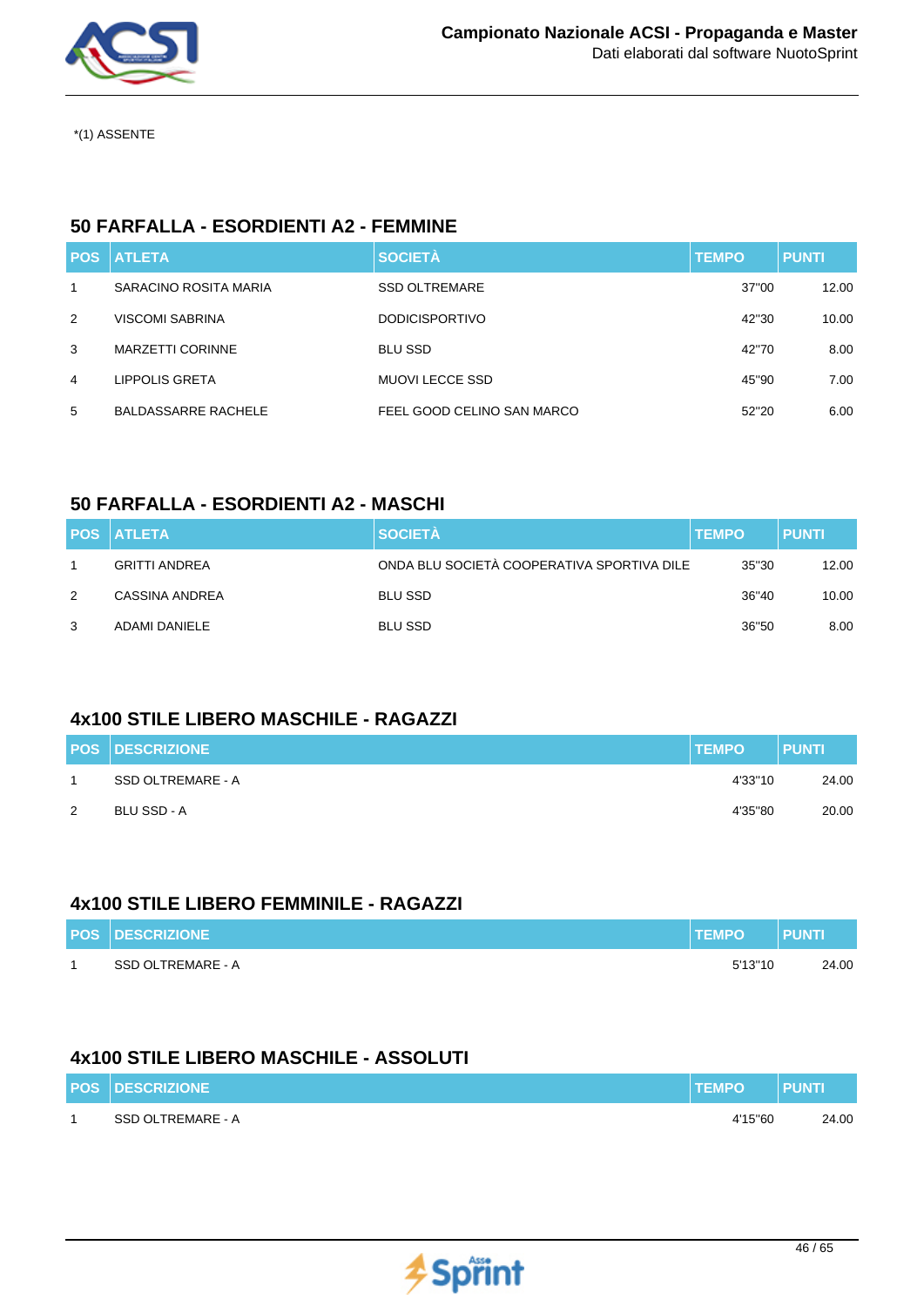*(1) ASSENTE

## 50 FARFALLA - ESORDIENTI A2 - FEMMINE

| POS | ATLETA | SOCIETÀ | TEMPO | PUNTI |
|---|---|---|---|---|
| 1 | SARACINO ROSITA MARIA | SSD OLTREMARE | 37"00 | 12.00 |
| 2 | VISCOMI SABRINA | DODICISPORTIVO | 42"30 | 10.00 |
| 3 | MARZETTI CORINNE | BLU SSD | 42"70 | 8.00 |
| 4 | LIPPOLIS GRETA | MUOVI LECCE SSD | 45"90 | 7.00 |
| 5 | BALDASSARRE RACHELE | FEEL GOOD CELINO SAN MARCO | 52"20 | 6.00 |

## 50 FARFALLA - ESORDIENTI A2 - MASCHI

| POS | ATLETA | SOCIETÀ | TEMPO | PUNTI |
|---|---|---|---|---|
| 1 | GRITTI ANDREA | ONDA BLU SOCIETÀ COOPERATIVA SPORTIVA DILE | 35"30 | 12.00 |
| 2 | CASSINA ANDREA | BLU SSD | 36"40 | 10.00 |
| 3 | ADAMI DANIELE | BLU SSD | 36"50 | 8.00 |

## 4x100 STILE LIBERO MASCHILE - RAGAZZI

| POS | DESCRIZIONE | TEMPO | PUNTI |
|---|---|---|---|
| 1 | SSD OLTREMARE - A | 4'33"10 | 24.00 |
| 2 | BLU SSD - A | 4'35"80 | 20.00 |

## 4x100 STILE LIBERO FEMMINILE - RAGAZZI

| POS | DESCRIZIONE | TEMPO | PUNTI |
|---|---|---|---|
| 1 | SSD OLTREMARE - A | 5'13"10 | 24.00 |

## 4x100 STILE LIBERO MASCHILE - ASSOLUTI

| POS | DESCRIZIONE | TEMPO | PUNTI |
|---|---|---|---|
| 1 | SSD OLTREMARE - A | 4'15"60 | 24.00 |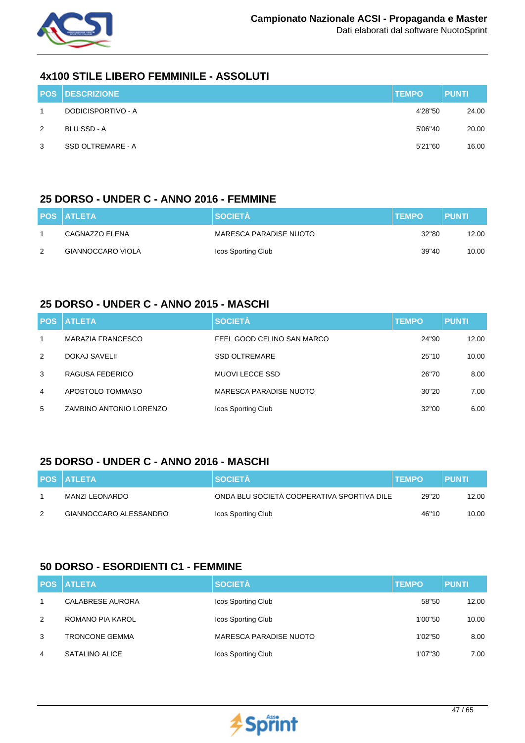## 4x100 STILE LIBERO FEMMINILE - ASSOLUTI

| POS | DESCRIZIONE | TEMPO | PUNTI |
|---|---|---|---|
| 1 | DODICISPORTIVO - A | 4'28"50 | 24.00 |
| 2 | BLU SSD - A | 5'06"40 | 20.00 |
| 3 | SSD OLTREMARE - A | 5'21"60 | 16.00 |

## 25 DORSO - UNDER C - ANNO 2016 - FEMMINE

| POS | ATLETA | SOCIETÀ | TEMPO | PUNTI |
|---|---|---|---|---|
| 1 | CAGNAZZO ELENA | MARESCA PARADISE NUOTO | 32"80 | 12.00 |
| 2 | GIANNOCCARO VIOLA | Icos Sporting Club | 39"40 | 10.00 |

## 25 DORSO - UNDER C - ANNO 2015 - MASCHI

| POS | ATLETA | SOCIETÀ | TEMPO | PUNTI |
|---|---|---|---|---|
| 1 | MARAZIA FRANCESCO | FEEL GOOD CELINO SAN MARCO | 24"90 | 12.00 |
| 2 | DOKAJ SAVELII | SSD OLTREMARE | 25"10 | 10.00 |
| 3 | RAGUSA FEDERICO | MUOVI LECCE SSD | 26"70 | 8.00 |
| 4 | APOSTOLO TOMMASO | MARESCA PARADISE NUOTO | 30"20 | 7.00 |
| 5 | ZAMBINO ANTONIO LORENZO | Icos Sporting Club | 32"00 | 6.00 |

## 25 DORSO - UNDER C - ANNO 2016 - MASCHI

| POS | ATLETA | SOCIETÀ | TEMPO | PUNTI |
|---|---|---|---|---|
| 1 | MANZI LEONARDO | ONDA BLU SOCIETÀ COOPERATIVA SPORTIVA DILE | 29"20 | 12.00 |
| 2 | GIANNOCCARO ALESSANDRO | Icos Sporting Club | 46"10 | 10.00 |

## 50 DORSO - ESORDIENTI C1 - FEMMINE

| POS | ATLETA | SOCIETÀ | TEMPO | PUNTI |
|---|---|---|---|---|
| 1 | CALABRESE AURORA | Icos Sporting Club | 58"50 | 12.00 |
| 2 | ROMANO PIA KAROL | Icos Sporting Club | 1'00"50 | 10.00 |
| 3 | TRONCONE GEMMA | MARESCA PARADISE NUOTO | 1'02"50 | 8.00 |
| 4 | SATALINO ALICE | Icos Sporting Club | 1'07"30 | 7.00 |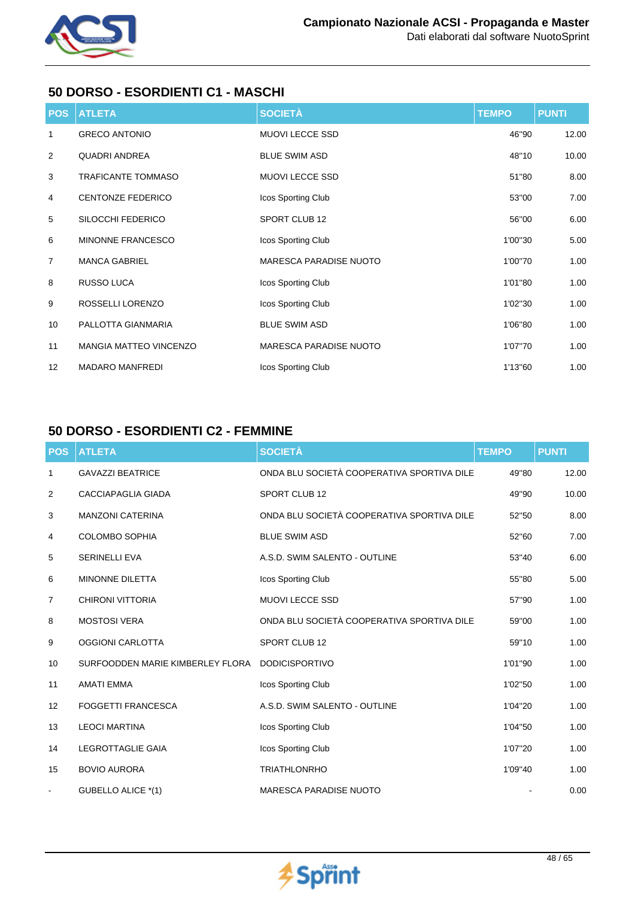## 50 DORSO - ESORDIENTI C1 - MASCHI

| POS | ATLETA | SOCIETÀ | TEMPO | PUNTI |
|---|---|---|---|---|
| 1 | GRECO ANTONIO | MUOVI LECCE SSD | 46"90 | 12.00 |
| 2 | QUADRI ANDREA | BLUE SWIM ASD | 48"10 | 10.00 |
| 3 | TRAFICANTE TOMMASO | MUOVI LECCE SSD | 51"80 | 8.00 |
| 4 | CENTONZE FEDERICO | Icos Sporting Club | 53"00 | 7.00 |
| 5 | SILOCCHI FEDERICO | SPORT CLUB 12 | 56"00 | 6.00 |
| 6 | MINONNE FRANCESCO | Icos Sporting Club | 1'00"30 | 5.00 |
| 7 | MANCA GABRIEL | MARESCA PARADISE NUOTO | 1'00"70 | 1.00 |
| 8 | RUSSO LUCA | Icos Sporting Club | 1'01"80 | 1.00 |
| 9 | ROSSELLI LORENZO | Icos Sporting Club | 1'02"30 | 1.00 |
| 10 | PALLOTTA GIANMARIA | BLUE SWIM ASD | 1'06"80 | 1.00 |
| 11 | MANGIA MATTEO VINCENZO | MARESCA PARADISE NUOTO | 1'07"70 | 1.00 |
| 12 | MADARO MANFREDI | Icos Sporting Club | 1'13"60 | 1.00 |

## 50 DORSO - ESORDIENTI C2 - FEMMINE

| POS | ATLETA | SOCIETÀ | TEMPO | PUNTI |
|---|---|---|---|---|
| 1 | GAVAZZI BEATRICE | ONDA BLU SOCIETÀ COOPERATIVA SPORTIVA DILE | 49"80 | 12.00 |
| 2 | CACCIAPAGLIA GIADA | SPORT CLUB 12 | 49"90 | 10.00 |
| 3 | MANZONI CATERINA | ONDA BLU SOCIETÀ COOPERATIVA SPORTIVA DILE | 52"50 | 8.00 |
| 4 | COLOMBO SOPHIA | BLUE SWIM ASD | 52"60 | 7.00 |
| 5 | SERINELLI EVA | A.S.D. SWIM SALENTO - OUTLINE | 53"40 | 6.00 |
| 6 | MINONNE DILETTA | Icos Sporting Club | 55"80 | 5.00 |
| 7 | CHIRONI VITTORIA | MUOVI LECCE SSD | 57"90 | 1.00 |
| 8 | MOSTOSI VERA | ONDA BLU SOCIETÀ COOPERATIVA SPORTIVA DILE | 59"00 | 1.00 |
| 9 | OGGIONI CARLOTTA | SPORT CLUB 12 | 59"10 | 1.00 |
| 10 | SURFOODDEN MARIE KIMBERLEY FLORA | DODICISPORTIVO | 1'01"90 | 1.00 |
| 11 | AMATI EMMA | Icos Sporting Club | 1'02"50 | 1.00 |
| 12 | FOGGETTI FRANCESCA | A.S.D. SWIM SALENTO - OUTLINE | 1'04"20 | 1.00 |
| 13 | LEOCI MARTINA | Icos Sporting Club | 1'04"50 | 1.00 |
| 14 | LEGROTTAGLIE GAIA | Icos Sporting Club | 1'07"20 | 1.00 |
| 15 | BOVIO AURORA | TRIATHLONRHO | 1'09"40 | 1.00 |
| - | GUBELLO ALICE *(1) | MARESCA PARADISE NUOTO | - | 0.00 |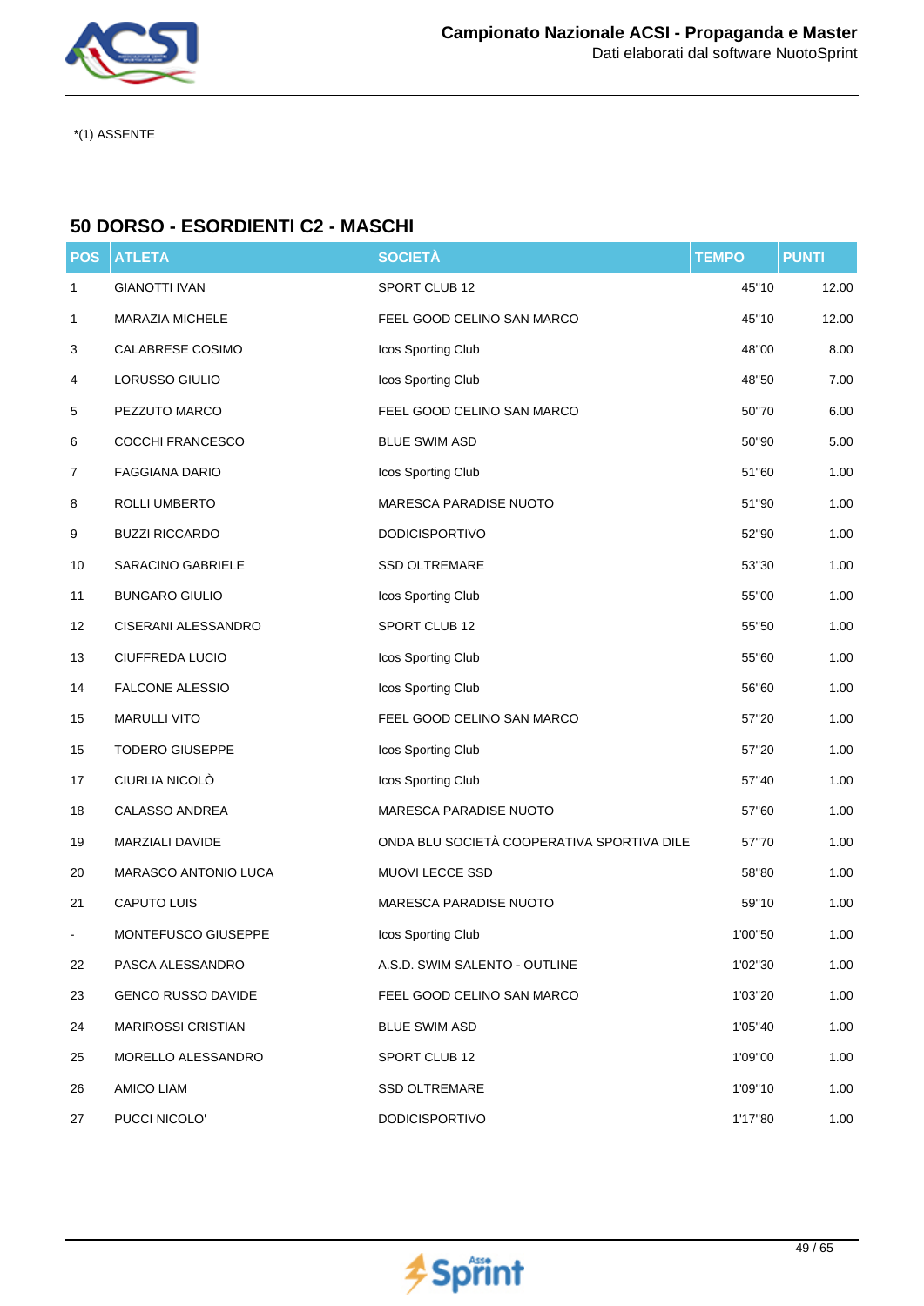*(1) ASSENTE

## 50 DORSO - ESORDIENTI C2 - MASCHI

| POS | ATLETA | SOCIETÀ | TEMPO | PUNTI |
|---|---|---|---|---|
| 1 | GIANOTTI IVAN | SPORT CLUB 12 | 45"10 | 12.00 |
| 1 | MARAZIA MICHELE | FEEL GOOD CELINO SAN MARCO | 45"10 | 12.00 |
| 3 | CALABRESE COSIMO | Icos Sporting Club | 48"00 | 8.00 |
| 4 | LORUSSO GIULIO | Icos Sporting Club | 48"50 | 7.00 |
| 5 | PEZZUTO MARCO | FEEL GOOD CELINO SAN MARCO | 50"70 | 6.00 |
| 6 | COCCHI FRANCESCO | BLUE SWIM ASD | 50"90 | 5.00 |
| 7 | FAGGIANA DARIO | Icos Sporting Club | 51"60 | 1.00 |
| 8 | ROLLI UMBERTO | MARESCA PARADISE NUOTO | 51"90 | 1.00 |
| 9 | BUZZI RICCARDO | DODICISPORTIVO | 52"90 | 1.00 |
| 10 | SARACINO GABRIELE | SSD OLTREMARE | 53"30 | 1.00 |
| 11 | BUNGARO GIULIO | Icos Sporting Club | 55"00 | 1.00 |
| 12 | CISERANI ALESSANDRO | SPORT CLUB 12 | 55"50 | 1.00 |
| 13 | CIUFFREDA LUCIO | Icos Sporting Club | 55"60 | 1.00 |
| 14 | FALCONE ALESSIO | Icos Sporting Club | 56"60 | 1.00 |
| 15 | MARULLI VITO | FEEL GOOD CELINO SAN MARCO | 57"20 | 1.00 |
| 15 | TODERO GIUSEPPE | Icos Sporting Club | 57"20 | 1.00 |
| 17 | CIURLIA NICOLÒ | Icos Sporting Club | 57"40 | 1.00 |
| 18 | CALASSO ANDREA | MARESCA PARADISE NUOTO | 57"60 | 1.00 |
| 19 | MARZIALI DAVIDE | ONDA BLU SOCIETÀ COOPERATIVA SPORTIVA DILE | 57"70 | 1.00 |
| 20 | MARASCO ANTONIO LUCA | MUOVI LECCE SSD | 58"80 | 1.00 |
| 21 | CAPUTO LUIS | MARESCA PARADISE NUOTO | 59"10 | 1.00 |
| - | MONTEFUSCO GIUSEPPE | Icos Sporting Club | 1'00"50 | 1.00 |
| 22 | PASCA ALESSANDRO | A.S.D. SWIM SALENTO - OUTLINE | 1'02"30 | 1.00 |
| 23 | GENCO RUSSO DAVIDE | FEEL GOOD CELINO SAN MARCO | 1'03"20 | 1.00 |
| 24 | MARIROSSI CRISTIAN | BLUE SWIM ASD | 1'05"40 | 1.00 |
| 25 | MORELLO ALESSANDRO | SPORT CLUB 12 | 1'09"00 | 1.00 |
| 26 | AMICO LIAM | SSD OLTREMARE | 1'09"10 | 1.00 |
| 27 | PUCCI NICOLO' | DODICISPORTIVO | 1'17"80 | 1.00 |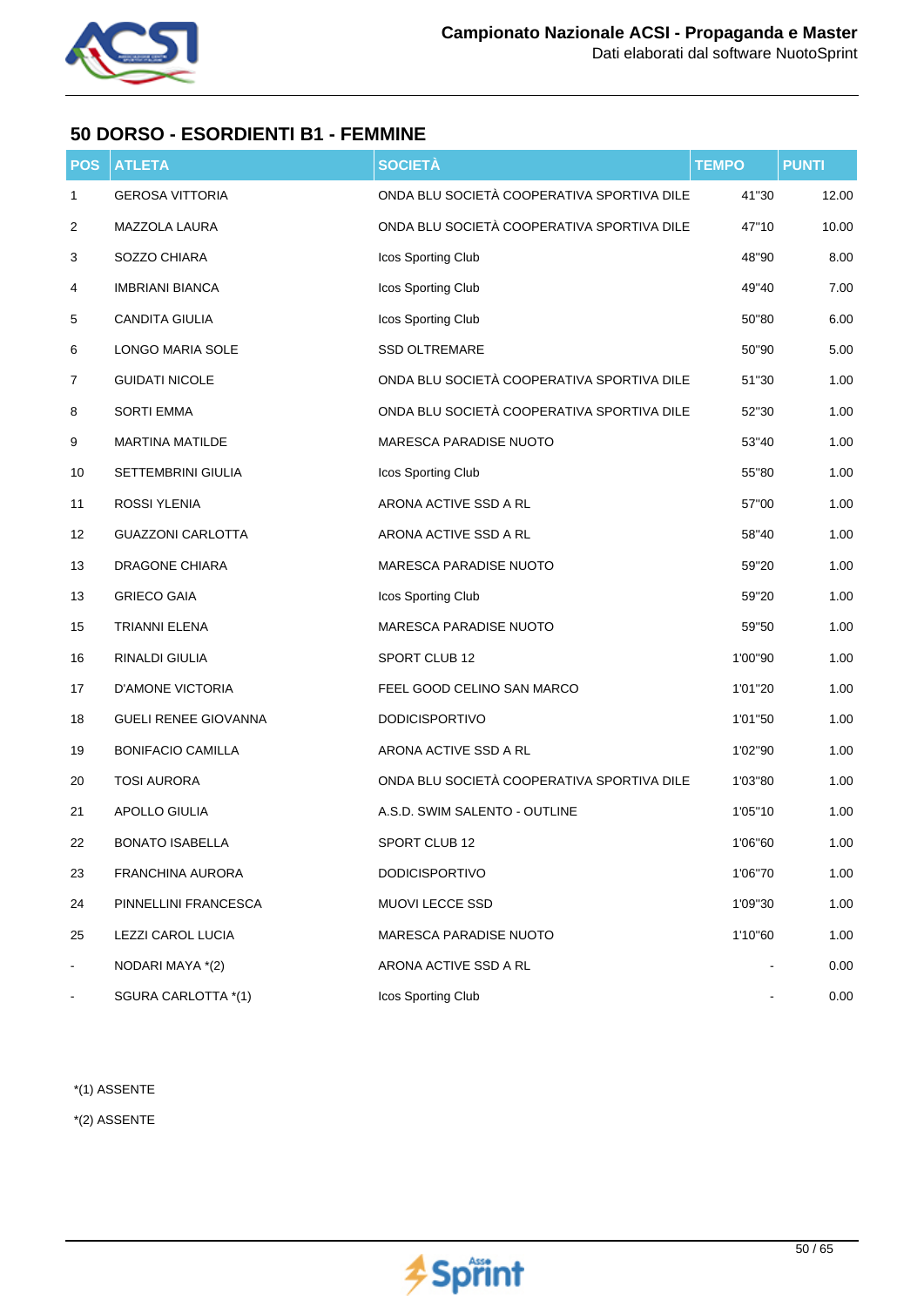## 50 DORSO - ESORDIENTI B1 - FEMMINE

| POS | ATLETA | SOCIETÀ | TEMPO | PUNTI |
|---|---|---|---|---|
| 1 | GEROSA VITTORIA | ONDA BLU SOCIETÀ COOPERATIVA SPORTIVA DILE | 41"30 | 12.00 |
| 2 | MAZZOLA LAURA | ONDA BLU SOCIETÀ COOPERATIVA SPORTIVA DILE | 47"10 | 10.00 |
| 3 | SOZZO CHIARA | Icos Sporting Club | 48"90 | 8.00 |
| 4 | IMBRIANI BIANCA | Icos Sporting Club | 49"40 | 7.00 |
| 5 | CANDITA GIULIA | Icos Sporting Club | 50"80 | 6.00 |
| 6 | LONGO MARIA SOLE | SSD OLTREMARE | 50"90 | 5.00 |
| 7 | GUIDATI NICOLE | ONDA BLU SOCIETÀ COOPERATIVA SPORTIVA DILE | 51"30 | 1.00 |
| 8 | SORTI EMMA | ONDA BLU SOCIETÀ COOPERATIVA SPORTIVA DILE | 52"30 | 1.00 |
| 9 | MARTINA MATILDE | MARESCA PARADISE NUOTO | 53"40 | 1.00 |
| 10 | SETTEMBRINI GIULIA | Icos Sporting Club | 55"80 | 1.00 |
| 11 | ROSSI YLENIA | ARONA ACTIVE SSD A RL | 57"00 | 1.00 |
| 12 | GUAZZONI CARLOTTA | ARONA ACTIVE SSD A RL | 58"40 | 1.00 |
| 13 | DRAGONE CHIARA | MARESCA PARADISE NUOTO | 59"20 | 1.00 |
| 13 | GRIECO GAIA | Icos Sporting Club | 59"20 | 1.00 |
| 15 | TRIANNI ELENA | MARESCA PARADISE NUOTO | 59"50 | 1.00 |
| 16 | RINALDI GIULIA | SPORT CLUB 12 | 1'00"90 | 1.00 |
| 17 | D'AMONE VICTORIA | FEEL GOOD CELINO SAN MARCO | 1'01"20 | 1.00 |
| 18 | GUELI RENEE GIOVANNA | DODICISPORTIVO | 1'01"50 | 1.00 |
| 19 | BONIFACIO CAMILLA | ARONA ACTIVE SSD A RL | 1'02"90 | 1.00 |
| 20 | TOSI AURORA | ONDA BLU SOCIETÀ COOPERATIVA SPORTIVA DILE | 1'03"80 | 1.00 |
| 21 | APOLLO GIULIA | A.S.D. SWIM SALENTO - OUTLINE | 1'05"10 | 1.00 |
| 22 | BONATO ISABELLA | SPORT CLUB 12 | 1'06"60 | 1.00 |
| 23 | FRANCHINA AURORA | DODICISPORTIVO | 1'06"70 | 1.00 |
| 24 | PINNELLINI FRANCESCA | MUOVI LECCE SSD | 1'09"30 | 1.00 |
| 25 | LEZZI CAROL LUCIA | MARESCA PARADISE NUOTO | 1'10"60 | 1.00 |
| - | NODARI MAYA *(2) | ARONA ACTIVE SSD A RL | - | 0.00 |
| - | SGURA CARLOTTA *(1) | Icos Sporting Club | - | 0.00 |

*(1) ASSENTE

*(2) ASSENTE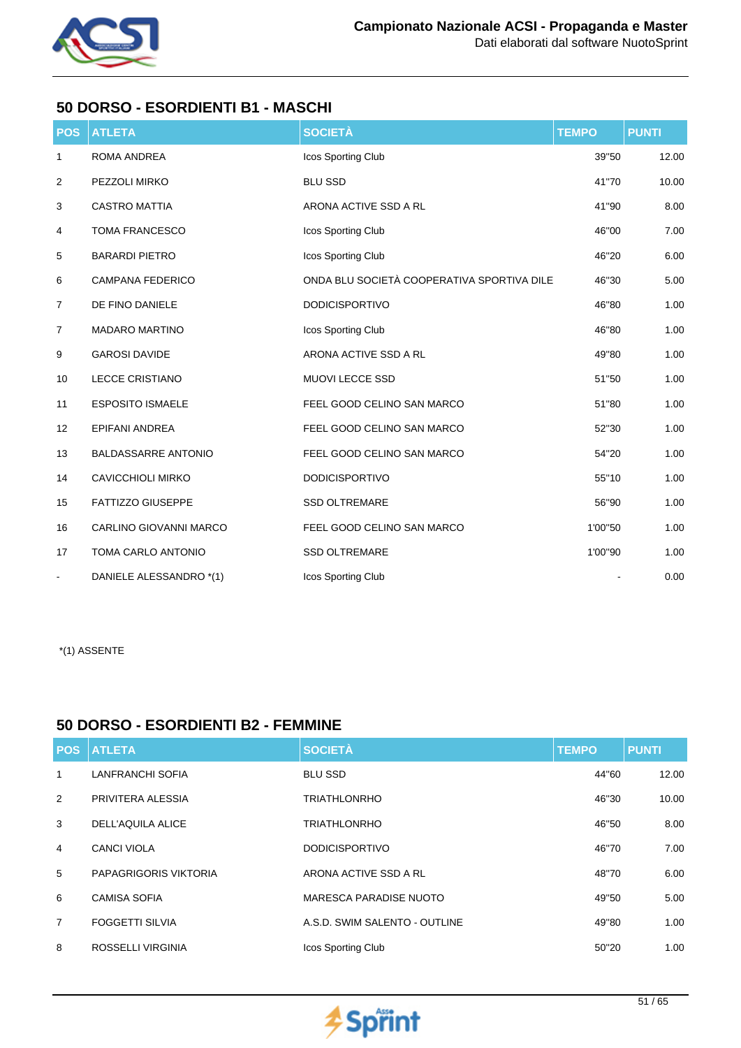## 50 DORSO - ESORDIENTI B1 - MASCHI

| POS | ATLETA | SOCIETÀ | TEMPO | PUNTI |
|---|---|---|---|---|
| 1 | ROMA ANDREA | Icos Sporting Club | 39"50 | 12.00 |
| 2 | PEZZOLI MIRKO | BLU SSD | 41"70 | 10.00 |
| 3 | CASTRO MATTIA | ARONA ACTIVE SSD A RL | 41"90 | 8.00 |
| 4 | TOMA FRANCESCO | Icos Sporting Club | 46"00 | 7.00 |
| 5 | BARARDI PIETRO | Icos Sporting Club | 46"20 | 6.00 |
| 6 | CAMPANA FEDERICO | ONDA BLU SOCIETÀ COOPERATIVA SPORTIVA DILE | 46"30 | 5.00 |
| 7 | DE FINO DANIELE | DODICISPORTIVO | 46"80 | 1.00 |
| 7 | MADARO MARTINO | Icos Sporting Club | 46"80 | 1.00 |
| 9 | GAROSI DAVIDE | ARONA ACTIVE SSD A RL | 49"80 | 1.00 |
| 10 | LECCE CRISTIANO | MUOVI LECCE SSD | 51"50 | 1.00 |
| 11 | ESPOSITO ISMAELE | FEEL GOOD CELINO SAN MARCO | 51"80 | 1.00 |
| 12 | EPIFANI ANDREA | FEEL GOOD CELINO SAN MARCO | 52"30 | 1.00 |
| 13 | BALDASSARRE ANTONIO | FEEL GOOD CELINO SAN MARCO | 54"20 | 1.00 |
| 14 | CAVICCHIOLI MIRKO | DODICISPORTIVO | 55"10 | 1.00 |
| 15 | FATTIZZO GIUSEPPE | SSD OLTREMARE | 56"90 | 1.00 |
| 16 | CARLINO GIOVANNI MARCO | FEEL GOOD CELINO SAN MARCO | 1'00"50 | 1.00 |
| 17 | TOMA CARLO ANTONIO | SSD OLTREMARE | 1'00"90 | 1.00 |
| - | DANIELE ALESSANDRO *(1) | Icos Sporting Club | - | 0.00 |

*(1) ASSENTE

## 50 DORSO - ESORDIENTI B2 - FEMMINE

| POS | ATLETA | SOCIETÀ | TEMPO | PUNTI |
|---|---|---|---|---|
| 1 | LANFRANCHI SOFIA | BLU SSD | 44"60 | 12.00 |
| 2 | PRIVITERA ALESSIA | TRIATHLONRHO | 46"30 | 10.00 |
| 3 | DELL'AQUILA ALICE | TRIATHLONRHO | 46"50 | 8.00 |
| 4 | CANCI VIOLA | DODICISPORTIVO | 46"70 | 7.00 |
| 5 | PAPAGRIGORIS VIKTORIA | ARONA ACTIVE SSD A RL | 48"70 | 6.00 |
| 6 | CAMISA SOFIA | MARESCA PARADISE NUOTO | 49"50 | 5.00 |
| 7 | FOGGETTI SILVIA | A.S.D. SWIM SALENTO - OUTLINE | 49"80 | 1.00 |
| 8 | ROSSELLI VIRGINIA | Icos Sporting Club | 50"20 | 1.00 |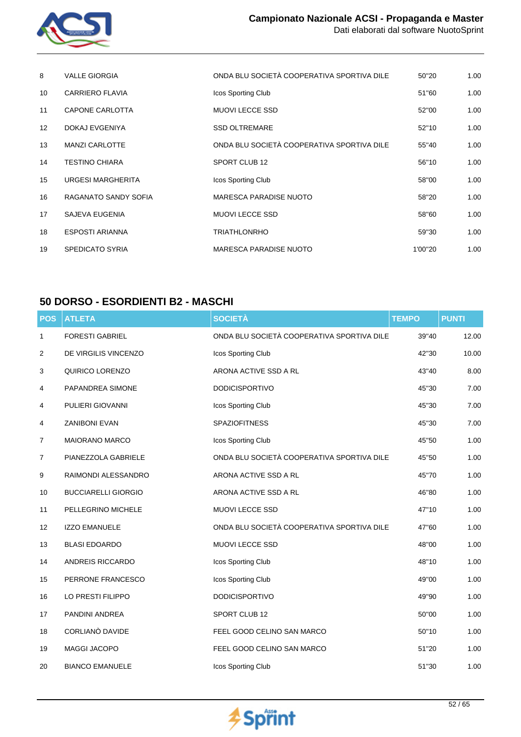| | | | | |
|---|---|---|---|---|
| 8 | VALLE GIORGIA | ONDA BLU SOCIETÀ COOPERATIVA SPORTIVA DILE | 50"20 | 1.00 |
| 10 | CARRIERO FLAVIA | Icos Sporting Club | 51"60 | 1.00 |
| 11 | CAPONE CARLOTTA | MUOVI LECCE SSD | 52"00 | 1.00 |
| 12 | DOKAJ EVGENIYA | SSD OLTREMARE | 52"10 | 1.00 |
| 13 | MANZI CARLOTTE | ONDA BLU SOCIETÀ COOPERATIVA SPORTIVA DILE | 55"40 | 1.00 |
| 14 | TESTINO CHIARA | SPORT CLUB 12 | 56"10 | 1.00 |
| 15 | URGESI MARGHERITA | Icos Sporting Club | 58"00 | 1.00 |
| 16 | RAGANATO SANDY SOFIA | MARESCA PARADISE NUOTO | 58"20 | 1.00 |
| 17 | SAJEVA EUGENIA | MUOVI LECCE SSD | 58"60 | 1.00 |
| 18 | ESPOSTI ARIANNA | TRIATHLONRHO | 59"30 | 1.00 |
| 19 | SPEDICATO SYRIA | MARESCA PARADISE NUOTO | 1'00"20 | 1.00 |

## 50 DORSO - ESORDIENTI B2 - MASCHI

| POS | ATLETA | SOCIETÀ | TEMPO | PUNTI |
|---|---|---|---|---|
| 1 | FORESTI GABRIEL | ONDA BLU SOCIETÀ COOPERATIVA SPORTIVA DILE | 39"40 | 12.00 |
| 2 | DE VIRGILIS VINCENZO | Icos Sporting Club | 42"30 | 10.00 |
| 3 | QUIRICO LORENZO | ARONA ACTIVE SSD A RL | 43"40 | 8.00 |
| 4 | PAPANDREA SIMONE | DODICISPORTIVO | 45"30 | 7.00 |
| 4 | PULIERI GIOVANNI | Icos Sporting Club | 45"30 | 7.00 |
| 4 | ZANIBONI EVAN | SPAZIOFITNESS | 45"30 | 7.00 |
| 7 | MAIORANO MARCO | Icos Sporting Club | 45"50 | 1.00 |
| 7 | PIANEZZOLA GABRIELE | ONDA BLU SOCIETÀ COOPERATIVA SPORTIVA DILE | 45"50 | 1.00 |
| 9 | RAIMONDI ALESSANDRO | ARONA ACTIVE SSD A RL | 45"70 | 1.00 |
| 10 | BUCCIARELLI GIORGIO | ARONA ACTIVE SSD A RL | 46"80 | 1.00 |
| 11 | PELLEGRINO MICHELE | MUOVI LECCE SSD | 47"10 | 1.00 |
| 12 | IZZO EMANUELE | ONDA BLU SOCIETÀ COOPERATIVA SPORTIVA DILE | 47"60 | 1.00 |
| 13 | BLASI EDOARDO | MUOVI LECCE SSD | 48"00 | 1.00 |
| 14 | ANDREIS RICCARDO | Icos Sporting Club | 48"10 | 1.00 |
| 15 | PERRONE FRANCESCO | Icos Sporting Club | 49"00 | 1.00 |
| 16 | LO PRESTI FILIPPO | DODICISPORTIVO | 49"90 | 1.00 |
| 17 | PANDINI ANDREA | SPORT CLUB 12 | 50"00 | 1.00 |
| 18 | CORLIANÒ DAVIDE | FEEL GOOD CELINO SAN MARCO | 50"10 | 1.00 |
| 19 | MAGGI JACOPO | FEEL GOOD CELINO SAN MARCO | 51"20 | 1.00 |
| 20 | BIANCO EMANUELE | Icos Sporting Club | 51"30 | 1.00 |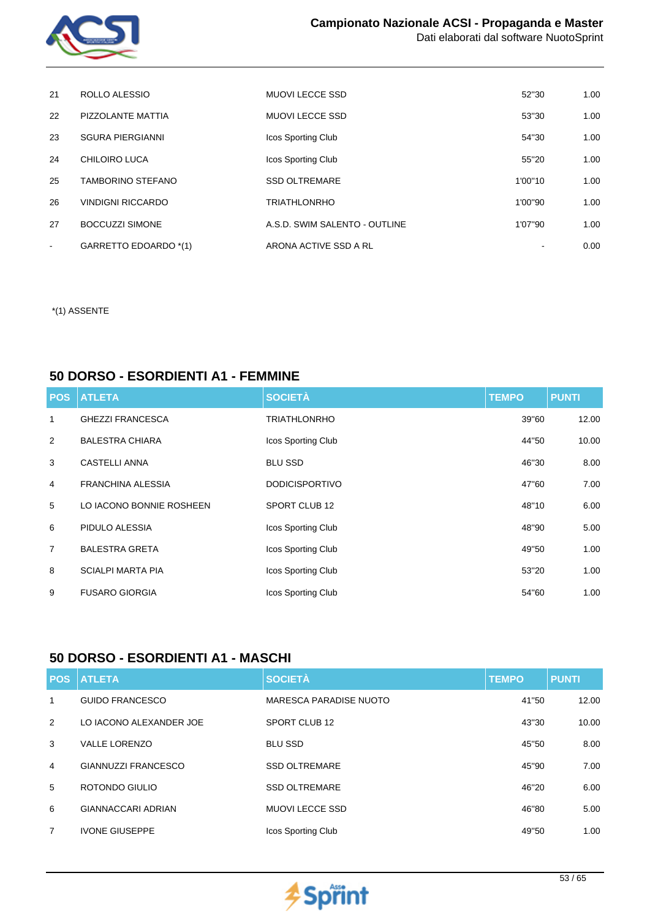| POS | ATLETA | SOCIETÀ | TEMPO | PUNTI |
|---|---|---|---|---|
| 21 | ROLLO ALESSIO | MUOVI LECCE SSD | 52"30 | 1.00 |
| 22 | PIZZOLANTE MATTIA | MUOVI LECCE SSD | 53"30 | 1.00 |
| 23 | SGURA PIERGIANNI | Icos Sporting Club | 54"30 | 1.00 |
| 24 | CHILOIRO LUCA | Icos Sporting Club | 55"20 | 1.00 |
| 25 | TAMBORINO STEFANO | SSD OLTREMARE | 1'00"10 | 1.00 |
| 26 | VINDIGNI RICCARDO | TRIATHLONRHO | 1'00"90 | 1.00 |
| 27 | BOCCUZZI SIMONE | A.S.D. SWIM SALENTO - OUTLINE | 1'07"90 | 1.00 |
| - | GARRETTO EDOARDO *(1) | ARONA ACTIVE SSD A RL | - | 0.00 |

*(1) ASSENTE

## 50 DORSO - ESORDIENTI A1 - FEMMINE

| POS | ATLETA | SOCIETÀ | TEMPO | PUNTI |
|---|---|---|---|---|
| 1 | GHEZZI FRANCESCA | TRIATHLONRHO | 39"60 | 12.00 |
| 2 | BALESTRA CHIARA | Icos Sporting Club | 44"50 | 10.00 |
| 3 | CASTELLI ANNA | BLU SSD | 46"30 | 8.00 |
| 4 | FRANCHINA ALESSIA | DODICISPORTIVO | 47"60 | 7.00 |
| 5 | LO IACONO BONNIE ROSHEEN | SPORT CLUB 12 | 48"10 | 6.00 |
| 6 | PIDULO ALESSIA | Icos Sporting Club | 48"90 | 5.00 |
| 7 | BALESTRA GRETA | Icos Sporting Club | 49"50 | 1.00 |
| 8 | SCIALPI MARTA PIA | Icos Sporting Club | 53"20 | 1.00 |
| 9 | FUSARO GIORGIA | Icos Sporting Club | 54"60 | 1.00 |

## 50 DORSO - ESORDIENTI A1 - MASCHI

| POS | ATLETA | SOCIETÀ | TEMPO | PUNTI |
|---|---|---|---|---|
| 1 | GUIDO FRANCESCO | MARESCA PARADISE NUOTO | 41"50 | 12.00 |
| 2 | LO IACONO ALEXANDER JOE | SPORT CLUB 12 | 43"30 | 10.00 |
| 3 | VALLE LORENZO | BLU SSD | 45"50 | 8.00 |
| 4 | GIANNUZZI FRANCESCO | SSD OLTREMARE | 45"90 | 7.00 |
| 5 | ROTONDO GIULIO | SSD OLTREMARE | 46"20 | 6.00 |
| 6 | GIANNACCARI ADRIAN | MUOVI LECCE SSD | 46"80 | 5.00 |
| 7 | IVONE GIUSEPPE | Icos Sporting Club | 49"50 | 1.00 |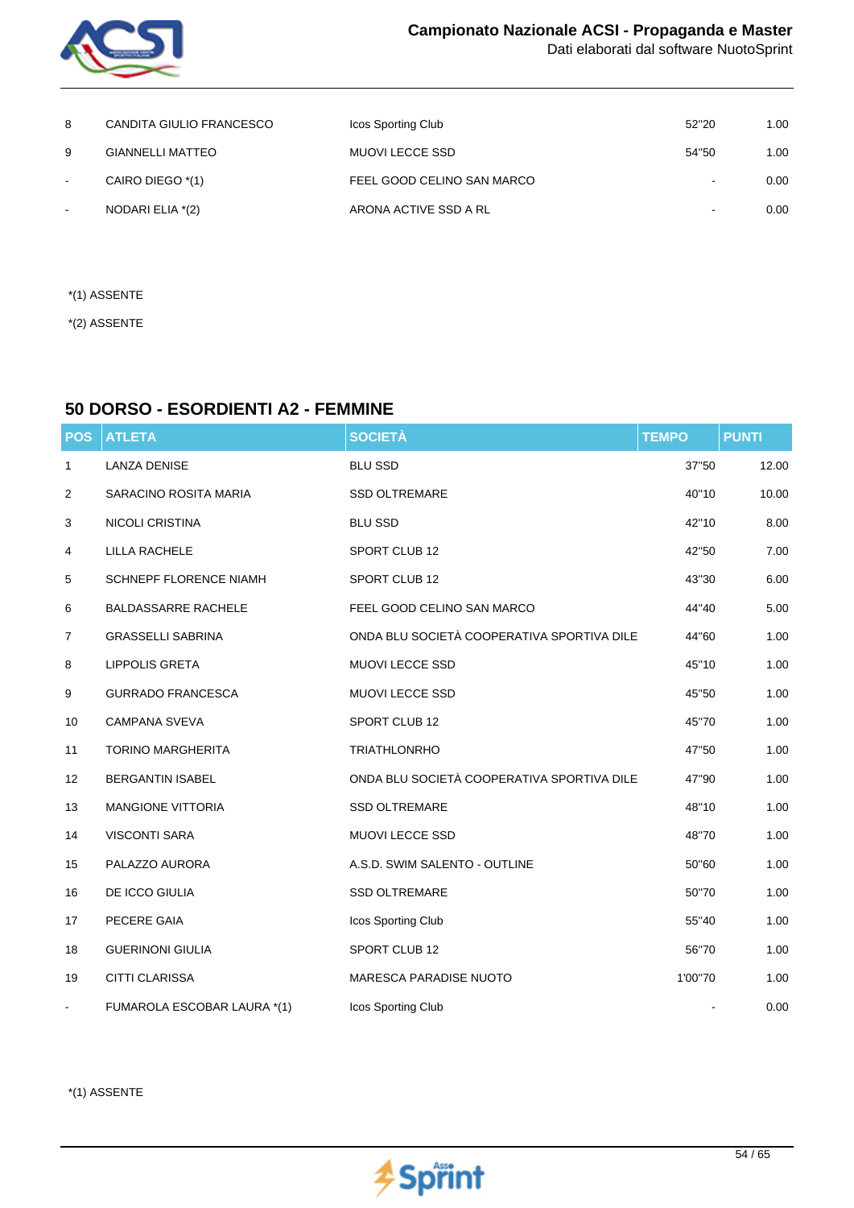| POS | ATLETA | SOCIETÀ | TEMPO | PUNTI |
|---|---|---|---|---|
| 8 | CANDITA GIULIO FRANCESCO | Icos Sporting Club | 52"20 | 1.00 |
| 9 | GIANNELLI MATTEO | MUOVI LECCE SSD | 54"50 | 1.00 |
| - | CAIRO DIEGO *(1) | FEEL GOOD CELINO SAN MARCO | - | 0.00 |
| - | NODARI ELIA *(2) | ARONA ACTIVE SSD A RL | - | 0.00 |

*(1) ASSENTE

*(2) ASSENTE

## 50 DORSO - ESORDIENTI A2 - FEMMINE

| POS | ATLETA | SOCIETÀ | TEMPO | PUNTI |
|---|---|---|---|---|
| 1 | LANZA DENISE | BLU SSD | 37"50 | 12.00 |
| 2 | SARACINO ROSITA MARIA | SSD OLTREMARE | 40"10 | 10.00 |
| 3 | NICOLI CRISTINA | BLU SSD | 42"10 | 8.00 |
| 4 | LILLA RACHELE | SPORT CLUB 12 | 42"50 | 7.00 |
| 5 | SCHNEPF FLORENCE NIAMH | SPORT CLUB 12 | 43"30 | 6.00 |
| 6 | BALDASSARRE RACHELE | FEEL GOOD CELINO SAN MARCO | 44"40 | 5.00 |
| 7 | GRASSELLI SABRINA | ONDA BLU SOCIETÀ COOPERATIVA SPORTIVA DILE | 44"60 | 1.00 |
| 8 | LIPPOLIS GRETA | MUOVI LECCE SSD | 45"10 | 1.00 |
| 9 | GURRADO FRANCESCA | MUOVI LECCE SSD | 45"50 | 1.00 |
| 10 | CAMPANA SVEVA | SPORT CLUB 12 | 45"70 | 1.00 |
| 11 | TORINO MARGHERITA | TRIATHLONRHO | 47"50 | 1.00 |
| 12 | BERGANTIN ISABEL | ONDA BLU SOCIETÀ COOPERATIVA SPORTIVA DILE | 47"90 | 1.00 |
| 13 | MANGIONE VITTORIA | SSD OLTREMARE | 48"10 | 1.00 |
| 14 | VISCONTI SARA | MUOVI LECCE SSD | 48"70 | 1.00 |
| 15 | PALAZZO AURORA | A.S.D. SWIM SALENTO - OUTLINE | 50"60 | 1.00 |
| 16 | DE ICCO GIULIA | SSD OLTREMARE | 50"70 | 1.00 |
| 17 | PECERE GAIA | Icos Sporting Club | 55"40 | 1.00 |
| 18 | GUERINONI GIULIA | SPORT CLUB 12 | 56"70 | 1.00 |
| 19 | CITTI CLARISSA | MARESCA PARADISE NUOTO | 1'00"70 | 1.00 |
| - | FUMAROLA ESCOBAR LAURA *(1) | Icos Sporting Club | - | 0.00 |

*(1) ASSENTE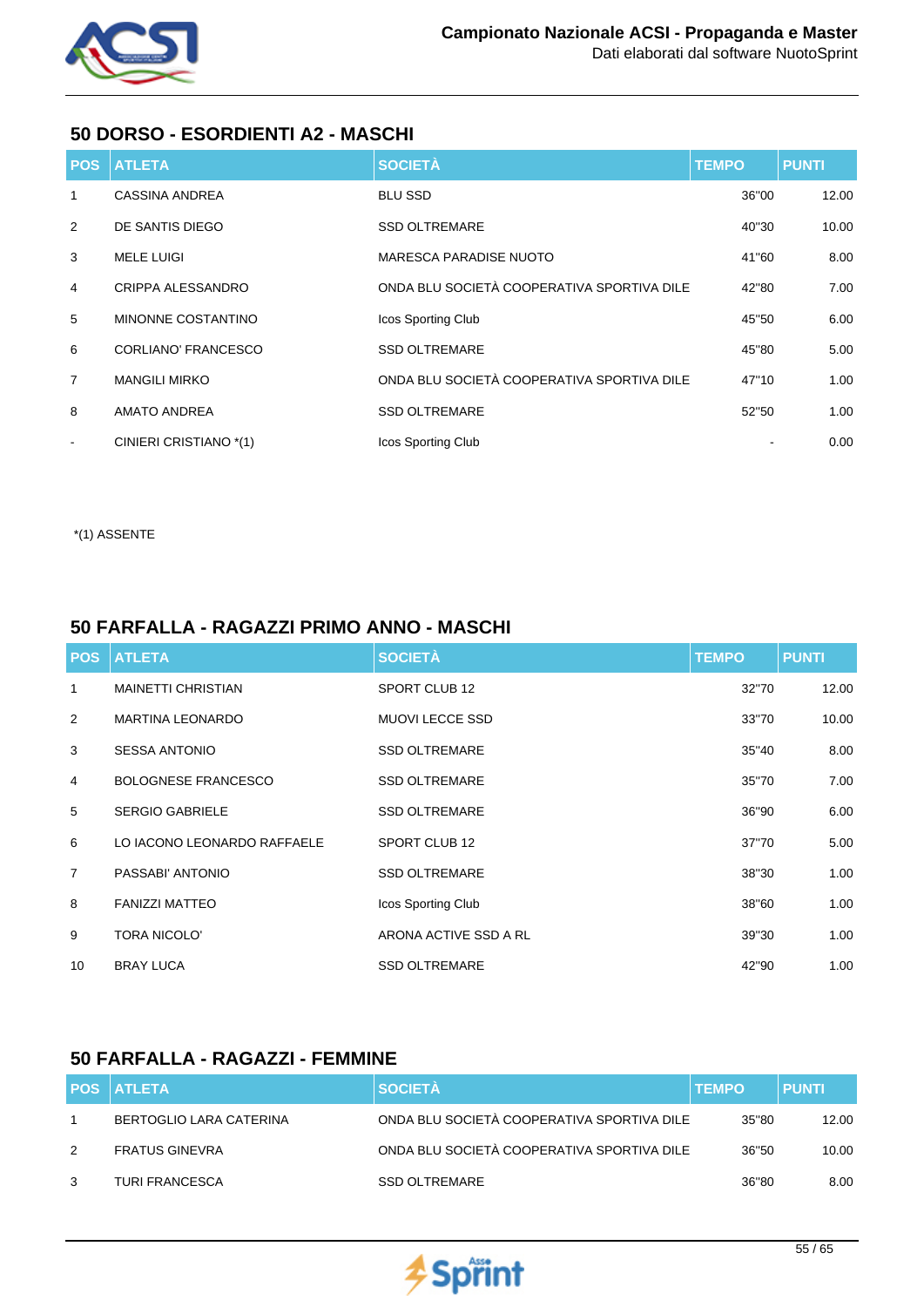## 50 DORSO - ESORDIENTI A2 - MASCHI

| POS | ATLETA | SOCIETÀ | TEMPO | PUNTI |
|---|---|---|---|---|
| 1 | CASSINA ANDREA | BLU SSD | 36"00 | 12.00 |
| 2 | DE SANTIS DIEGO | SSD OLTREMARE | 40"30 | 10.00 |
| 3 | MELE LUIGI | MARESCA PARADISE NUOTO | 41"60 | 8.00 |
| 4 | CRIPPA ALESSANDRO | ONDA BLU SOCIETÀ COOPERATIVA SPORTIVA DILE | 42"80 | 7.00 |
| 5 | MINONNE COSTANTINO | Icos Sporting Club | 45"50 | 6.00 |
| 6 | CORLIANO' FRANCESCO | SSD OLTREMARE | 45"80 | 5.00 |
| 7 | MANGILI MIRKO | ONDA BLU SOCIETÀ COOPERATIVA SPORTIVA DILE | 47"10 | 1.00 |
| 8 | AMATO ANDREA | SSD OLTREMARE | 52"50 | 1.00 |
| - | CINIERI CRISTIANO *(1) | Icos Sporting Club | - | 0.00 |

*(1) ASSENTE

## 50 FARFALLA - RAGAZZI PRIMO ANNO - MASCHI

| POS | ATLETA | SOCIETÀ | TEMPO | PUNTI |
|---|---|---|---|---|
| 1 | MAINETTI CHRISTIAN | SPORT CLUB 12 | 32"70 | 12.00 |
| 2 | MARTINA LEONARDO | MUOVI LECCE SSD | 33"70 | 10.00 |
| 3 | SESSA ANTONIO | SSD OLTREMARE | 35"40 | 8.00 |
| 4 | BOLOGNESE FRANCESCO | SSD OLTREMARE | 35"70 | 7.00 |
| 5 | SERGIO GABRIELE | SSD OLTREMARE | 36"90 | 6.00 |
| 6 | LO IACONO LEONARDO RAFFAELE | SPORT CLUB 12 | 37"70 | 5.00 |
| 7 | PASSABI' ANTONIO | SSD OLTREMARE | 38"30 | 1.00 |
| 8 | FANIZZI MATTEO | Icos Sporting Club | 38"60 | 1.00 |
| 9 | TORA NICOLO' | ARONA ACTIVE SSD A RL | 39"30 | 1.00 |
| 10 | BRAY LUCA | SSD OLTREMARE | 42"90 | 1.00 |

## 50 FARFALLA - RAGAZZI - FEMMINE

| POS | ATLETA | SOCIETÀ | TEMPO | PUNTI |
|---|---|---|---|---|
| 1 | BERTOGLIO LARA CATERINA | ONDA BLU SOCIETÀ COOPERATIVA SPORTIVA DILE | 35"80 | 12.00 |
| 2 | FRATUS GINEVRA | ONDA BLU SOCIETÀ COOPERATIVA SPORTIVA DILE | 36"50 | 10.00 |
| 3 | TURI FRANCESCA | SSD OLTREMARE | 36"80 | 8.00 |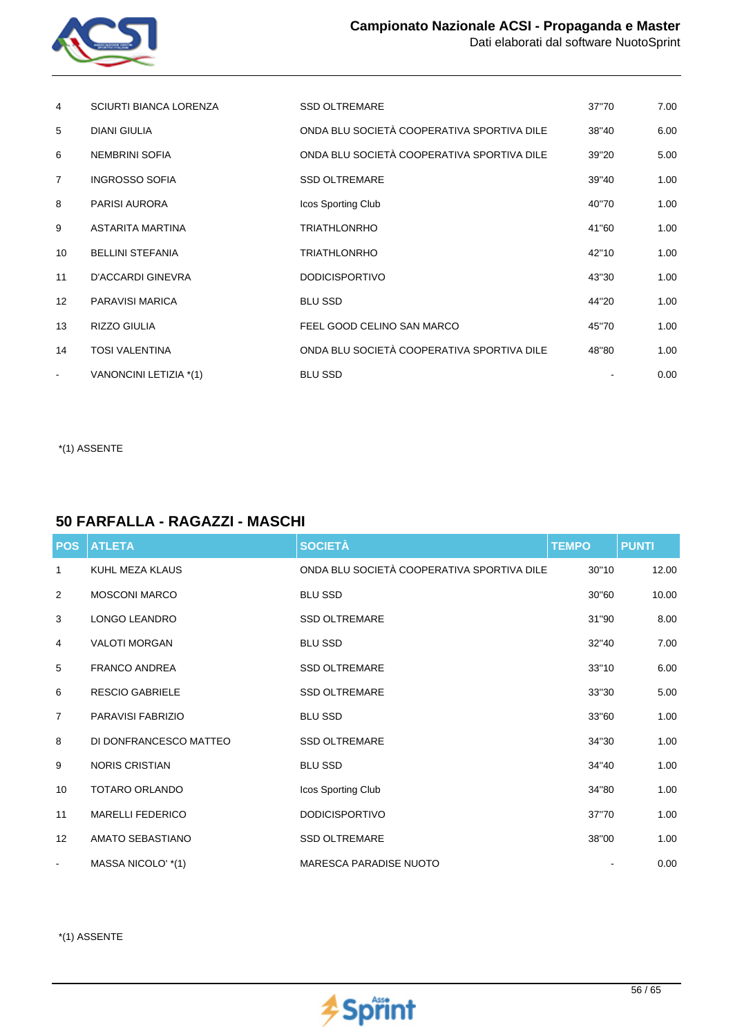| | | | | |
|---|---|---|---|---|
| 4 | SCIURTI BIANCA LORENZA | SSD OLTREMARE | 37"70 | 7.00 |
| 5 | DIANI GIULIA | ONDA BLU SOCIETÀ COOPERATIVA SPORTIVA DILE | 38"40 | 6.00 |
| 6 | NEMBRINI SOFIA | ONDA BLU SOCIETÀ COOPERATIVA SPORTIVA DILE | 39"20 | 5.00 |
| 7 | INGROSSO SOFIA | SSD OLTREMARE | 39"40 | 1.00 |
| 8 | PARISI AURORA | Icos Sporting Club | 40"70 | 1.00 |
| 9 | ASTARITA MARTINA | TRIATHLONRHO | 41"60 | 1.00 |
| 10 | BELLINI STEFANIA | TRIATHLONRHO | 42"10 | 1.00 |
| 11 | D'ACCARDI GINEVRA | DODICISPORTIVO | 43"30 | 1.00 |
| 12 | PARAVISI MARICA | BLU SSD | 44"20 | 1.00 |
| 13 | RIZZO GIULIA | FEEL GOOD CELINO SAN MARCO | 45"70 | 1.00 |
| 14 | TOSI VALENTINA | ONDA BLU SOCIETÀ COOPERATIVA SPORTIVA DILE | 48"80 | 1.00 |
| - | VANONCINI LETIZIA *(1) | BLU SSD | - | 0.00 |

*(1) ASSENTE

## 50 FARFALLA - RAGAZZI - MASCHI

| POS | ATLETA | SOCIETÀ | TEMPO | PUNTI |
|---|---|---|---|---|
| 1 | KUHL MEZA KLAUS | ONDA BLU SOCIETÀ COOPERATIVA SPORTIVA DILE | 30"10 | 12.00 |
| 2 | MOSCONI MARCO | BLU SSD | 30"60 | 10.00 |
| 3 | LONGO LEANDRO | SSD OLTREMARE | 31"90 | 8.00 |
| 4 | VALOTI MORGAN | BLU SSD | 32"40 | 7.00 |
| 5 | FRANCO ANDREA | SSD OLTREMARE | 33"10 | 6.00 |
| 6 | RESCIO GABRIELE | SSD OLTREMARE | 33"30 | 5.00 |
| 7 | PARAVISI FABRIZIO | BLU SSD | 33"60 | 1.00 |
| 8 | DI DONFRANCESCO MATTEO | SSD OLTREMARE | 34"30 | 1.00 |
| 9 | NORIS CRISTIAN | BLU SSD | 34"40 | 1.00 |
| 10 | TOTARO ORLANDO | Icos Sporting Club | 34"80 | 1.00 |
| 11 | MARELLI FEDERICO | DODICISPORTIVO | 37"70 | 1.00 |
| 12 | AMATO SEBASTIANO | SSD OLTREMARE | 38"00 | 1.00 |
| - | MASSA NICOLO' *(1) | MARESCA PARADISE NUOTO | - | 0.00 |

*(1) ASSENTE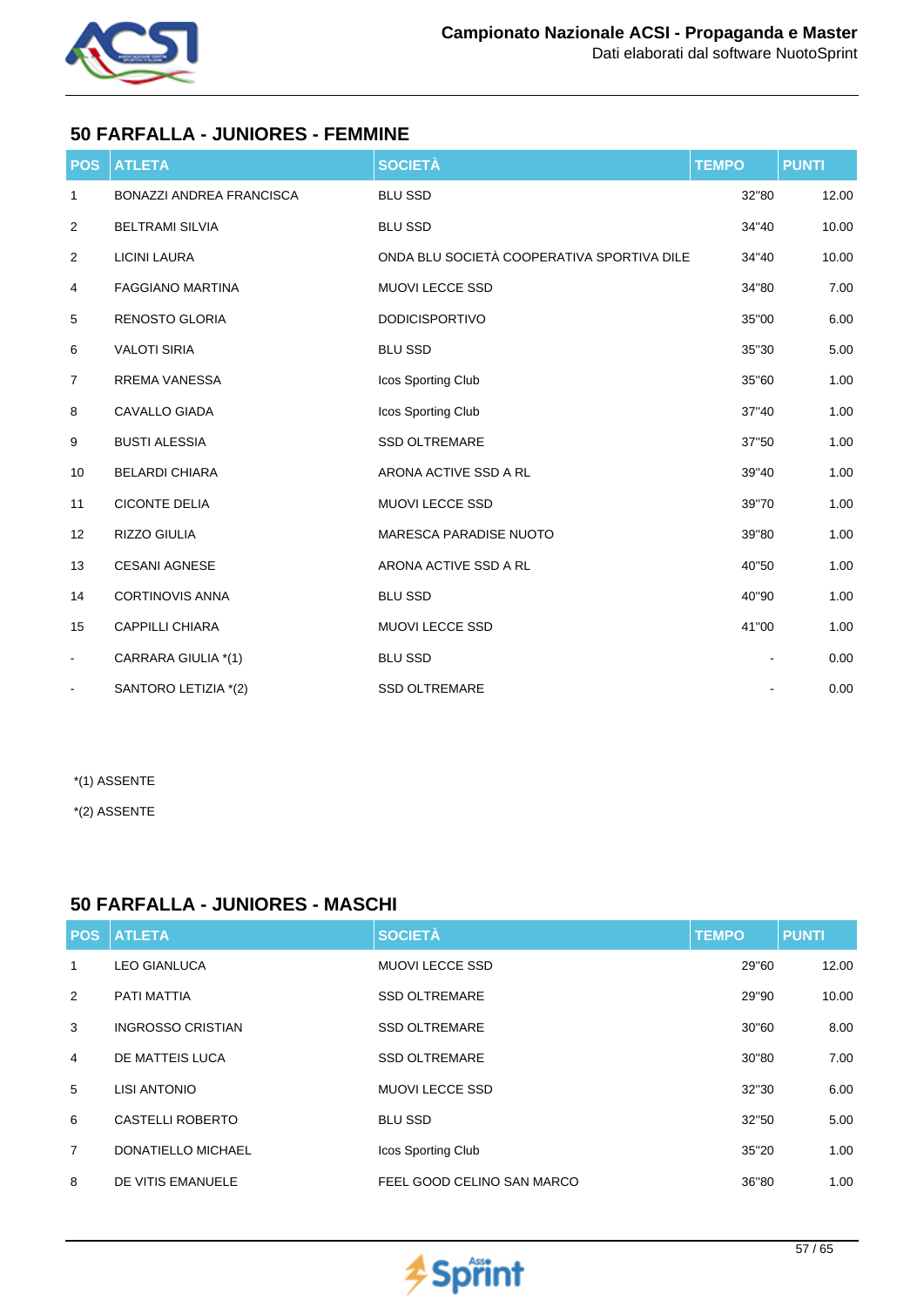## 50 FARFALLA - JUNIORES - FEMMINE

| POS | ATLETA | SOCIETÀ | TEMPO | PUNTI |
|---|---|---|---|---|
| 1 | BONAZZI ANDREA FRANCISCA | BLU SSD | 32"80 | 12.00 |
| 2 | BELTRAMI SILVIA | BLU SSD | 34"40 | 10.00 |
| 2 | LICINI LAURA | ONDA BLU SOCIETÀ COOPERATIVA SPORTIVA DILE | 34"40 | 10.00 |
| 4 | FAGGIANO MARTINA | MUOVI LECCE SSD | 34"80 | 7.00 |
| 5 | RENOSTO GLORIA | DODICISPORTIVO | 35"00 | 6.00 |
| 6 | VALOTI SIRIA | BLU SSD | 35"30 | 5.00 |
| 7 | RREMA VANESSA | Icos Sporting Club | 35"60 | 1.00 |
| 8 | CAVALLO GIADA | Icos Sporting Club | 37"40 | 1.00 |
| 9 | BUSTI ALESSIA | SSD OLTREMARE | 37"50 | 1.00 |
| 10 | BELARDI CHIARA | ARONA ACTIVE SSD A RL | 39"40 | 1.00 |
| 11 | CICONTE DELIA | MUOVI LECCE SSD | 39"70 | 1.00 |
| 12 | RIZZO GIULIA | MARESCA PARADISE NUOTO | 39"80 | 1.00 |
| 13 | CESANI AGNESE | ARONA ACTIVE SSD A RL | 40"50 | 1.00 |
| 14 | CORTINOVIS ANNA | BLU SSD | 40"90 | 1.00 |
| 15 | CAPPILLI CHIARA | MUOVI LECCE SSD | 41"00 | 1.00 |
| - | CARRARA GIULIA *(1) | BLU SSD | - | 0.00 |
| - | SANTORO LETIZIA *(2) | SSD OLTREMARE | - | 0.00 |

*(1) ASSENTE

*(2) ASSENTE

## 50 FARFALLA - JUNIORES - MASCHI

| POS | ATLETA | SOCIETÀ | TEMPO | PUNTI |
|---|---|---|---|---|
| 1 | LEO GIANLUCA | MUOVI LECCE SSD | 29"60 | 12.00 |
| 2 | PATI MATTIA | SSD OLTREMARE | 29"90 | 10.00 |
| 3 | INGROSSO CRISTIAN | SSD OLTREMARE | 30"60 | 8.00 |
| 4 | DE MATTEIS LUCA | SSD OLTREMARE | 30"80 | 7.00 |
| 5 | LISI ANTONIO | MUOVI LECCE SSD | 32"30 | 6.00 |
| 6 | CASTELLI ROBERTO | BLU SSD | 32"50 | 5.00 |
| 7 | DONATIELLO MICHAEL | Icos Sporting Club | 35"20 | 1.00 |
| 8 | DE VITIS EMANUELE | FEEL GOOD CELINO SAN MARCO | 36"80 | 1.00 |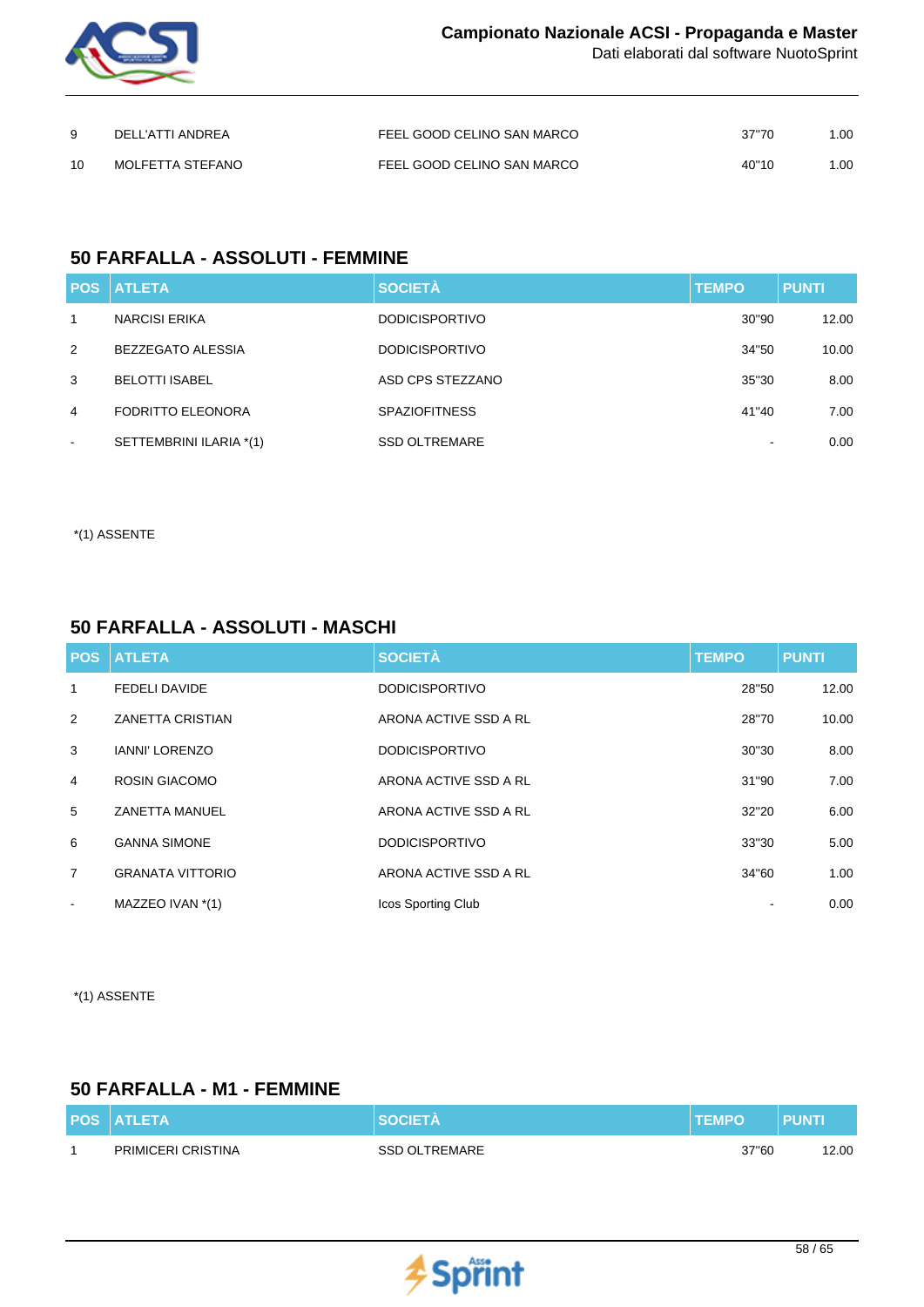| 9 | DELL'ATTI ANDREA | FEEL GOOD CELINO SAN MARCO | 37"70 | 1.00 |
|---|---|---|---|---|
| 10 | MOLFETTA STEFANO | FEEL GOOD CELINO SAN MARCO | 40"10 | 1.00 |

## 50 FARFALLA - ASSOLUTI - FEMMINE

| POS | ATLETA | SOCIETÀ | TEMPO | PUNTI |
|---|---|---|---|---|
| 1 | NARCISI ERIKA | DODICISPORTIVO | 30"90 | 12.00 |
| 2 | BEZZEGATO ALESSIA | DODICISPORTIVO | 34"50 | 10.00 |
| 3 | BELOTTI ISABEL | ASD CPS STEZZANO | 35"30 | 8.00 |
| 4 | FODRITTO ELEONORA | SPAZIOFITNESS | 41"40 | 7.00 |
| - | SETTEMBRINI ILARIA *(1) | SSD OLTREMARE | - | 0.00 |

*(1) ASSENTE

## 50 FARFALLA - ASSOLUTI - MASCHI

| POS | ATLETA | SOCIETÀ | TEMPO | PUNTI |
|---|---|---|---|---|
| 1 | FEDELI DAVIDE | DODICISPORTIVO | 28"50 | 12.00 |
| 2 | ZANETTA CRISTIAN | ARONA ACTIVE SSD A RL | 28"70 | 10.00 |
| 3 | IANNI' LORENZO | DODICISPORTIVO | 30"30 | 8.00 |
| 4 | ROSIN GIACOMO | ARONA ACTIVE SSD A RL | 31"90 | 7.00 |
| 5 | ZANETTA MANUEL | ARONA ACTIVE SSD A RL | 32"20 | 6.00 |
| 6 | GANNA SIMONE | DODICISPORTIVO | 33"30 | 5.00 |
| 7 | GRANATA VITTORIO | ARONA ACTIVE SSD A RL | 34"60 | 1.00 |
| - | MAZZEO IVAN *(1) | Icos Sporting Club | - | 0.00 |

*(1) ASSENTE

## 50 FARFALLA - M1 - FEMMINE

| POS | ATLETA | SOCIETÀ | TEMPO | PUNTI |
|---|---|---|---|---|
| 1 | PRIMICERI CRISTINA | SSD OLTREMARE | 37"60 | 12.00 |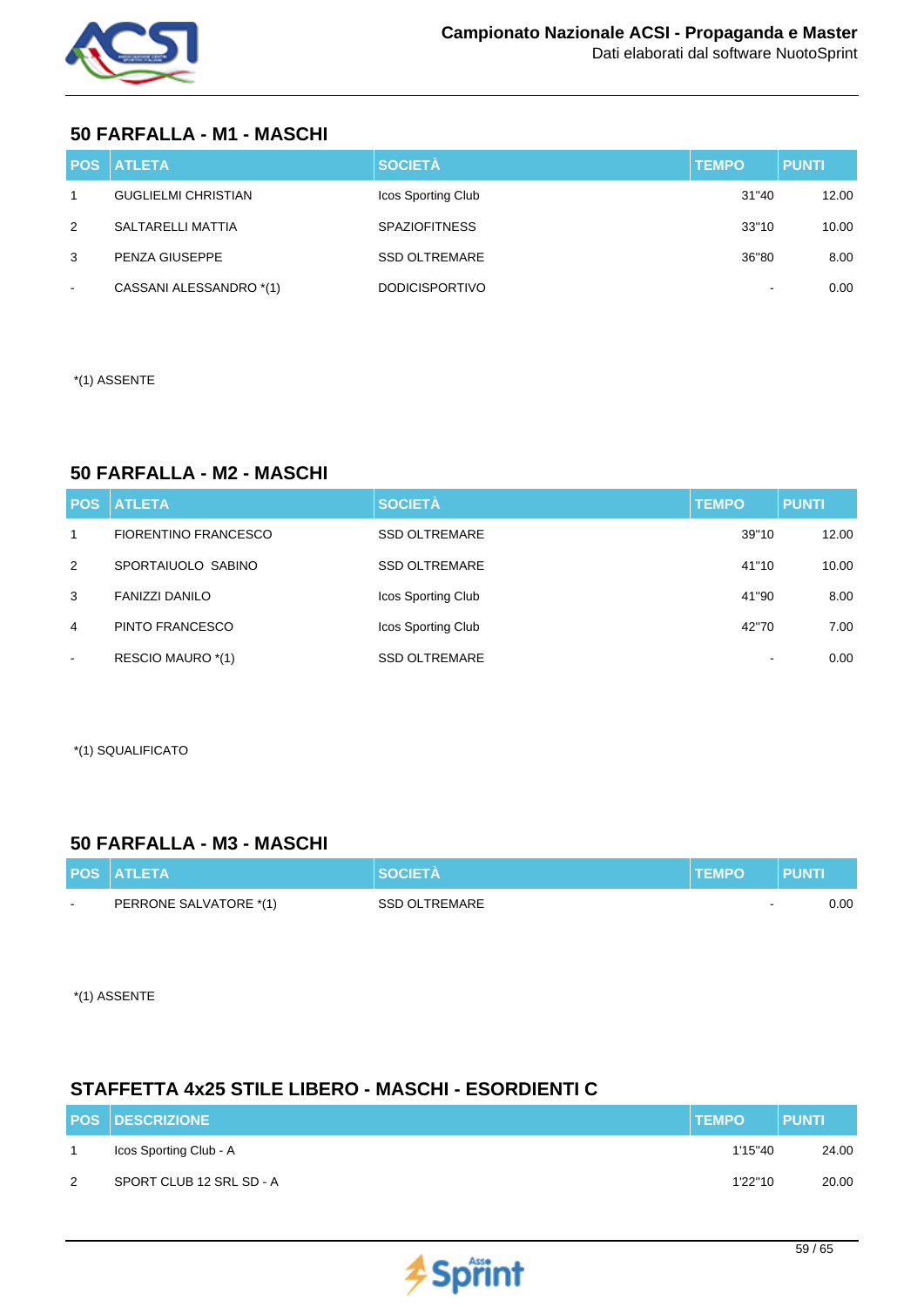## 50 FARFALLA - M1 - MASCHI

| POS | ATLETA | SOCIETÀ | TEMPO | PUNTI |
|---|---|---|---|---|
| 1 | GUGLIELMI CHRISTIAN | Icos Sporting Club | 31"40 | 12.00 |
| 2 | SALTARELLI MATTIA | SPAZIOFITNESS | 33"10 | 10.00 |
| 3 | PENZA GIUSEPPE | SSD OLTREMARE | 36"80 | 8.00 |
| - | CASSANI ALESSANDRO *(1) | DODICISPORTIVO | - | 0.00 |

*(1) ASSENTE

## 50 FARFALLA - M2 - MASCHI

| POS | ATLETA | SOCIETÀ | TEMPO | PUNTI |
|---|---|---|---|---|
| 1 | FIORENTINO FRANCESCO | SSD OLTREMARE | 39"10 | 12.00 |
| 2 | SPORTAIUOLO SABINO | SSD OLTREMARE | 41"10 | 10.00 |
| 3 | FANIZZI DANILO | Icos Sporting Club | 41"90 | 8.00 |
| 4 | PINTO FRANCESCO | Icos Sporting Club | 42"70 | 7.00 |
| - | RESCIO MAURO *(1) | SSD OLTREMARE | - | 0.00 |

*(1) SQUALIFICATO

## 50 FARFALLA - M3 - MASCHI

| POS | ATLETA | SOCIETÀ | TEMPO | PUNTI |
|---|---|---|---|---|
| - | PERRONE SALVATORE *(1) | SSD OLTREMARE | - | 0.00 |

*(1) ASSENTE

## STAFFETTA 4x25 STILE LIBERO - MASCHI - ESORDIENTI C

| POS | DESCRIZIONE | TEMPO | PUNTI |
|---|---|---|---|
| 1 | Icos Sporting Club - A | 1'15"40 | 24.00 |
| 2 | SPORT CLUB 12 SRL SD - A | 1'22"10 | 20.00 |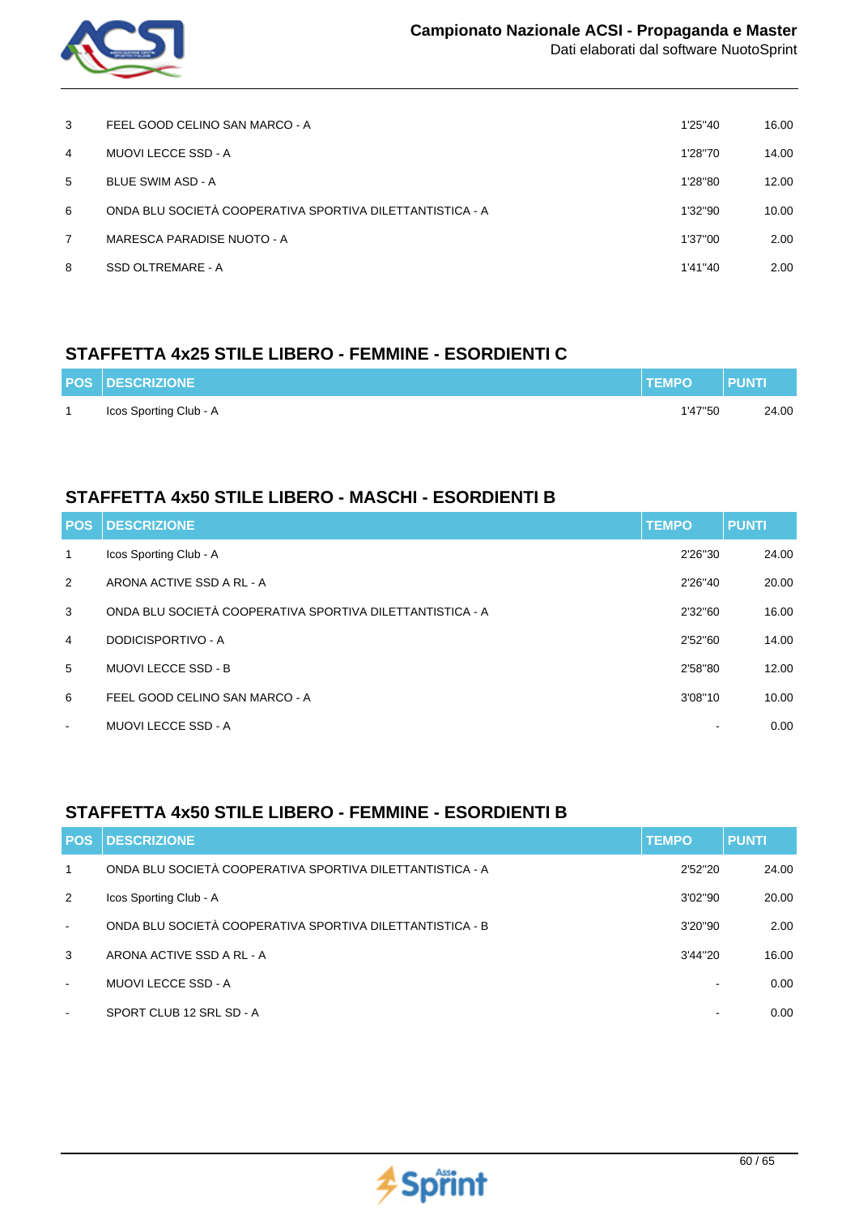| | | | |
|---|---|---|---|
| 3 | FEEL GOOD CELINO SAN MARCO - A | 1'25"40 | 16.00 |
| 4 | MUOVI LECCE SSD - A | 1'28"70 | 14.00 |
| 5 | BLUE SWIM ASD - A | 1'28"80 | 12.00 |
| 6 | ONDA BLU SOCIETÀ COOPERATIVA SPORTIVA DILETTANTISTICA - A | 1'32"90 | 10.00 |
| 7 | MARESCA PARADISE NUOTO - A | 1'37"00 | 2.00 |
| 8 | SSD OLTREMARE - A | 1'41"40 | 2.00 |

## STAFFETTA 4x25 STILE LIBERO - FEMMINE - ESORDIENTI C

| POS | DESCRIZIONE | TEMPO | PUNTI |
|---|---|---|---|
| 1 | Icos Sporting Club - A | 1'47"50 | 24.00 |

## STAFFETTA 4x50 STILE LIBERO - MASCHI - ESORDIENTI B

| POS | DESCRIZIONE | TEMPO | PUNTI |
|---|---|---|---|
| 1 | Icos Sporting Club - A | 2'26"30 | 24.00 |
| 2 | ARONA ACTIVE SSD A RL - A | 2'26"40 | 20.00 |
| 3 | ONDA BLU SOCIETÀ COOPERATIVA SPORTIVA DILETTANTISTICA - A | 2'32"60 | 16.00 |
| 4 | DODICISPORTIVO - A | 2'52"60 | 14.00 |
| 5 | MUOVI LECCE SSD - B | 2'58"80 | 12.00 |
| 6 | FEEL GOOD CELINO SAN MARCO - A | 3'08"10 | 10.00 |
| - | MUOVI LECCE SSD - A | - | 0.00 |

## STAFFETTA 4x50 STILE LIBERO - FEMMINE - ESORDIENTI B

| POS | DESCRIZIONE | TEMPO | PUNTI |
|---|---|---|---|
| 1 | ONDA BLU SOCIETÀ COOPERATIVA SPORTIVA DILETTANTISTICA - A | 2'52"20 | 24.00 |
| 2 | Icos Sporting Club - A | 3'02"90 | 20.00 |
| - | ONDA BLU SOCIETÀ COOPERATIVA SPORTIVA DILETTANTISTICA - B | 3'20"90 | 2.00 |
| 3 | ARONA ACTIVE SSD A RL - A | 3'44"20 | 16.00 |
| - | MUOVI LECCE SSD - A | - | 0.00 |
| - | SPORT CLUB 12 SRL SD - A | - | 0.00 |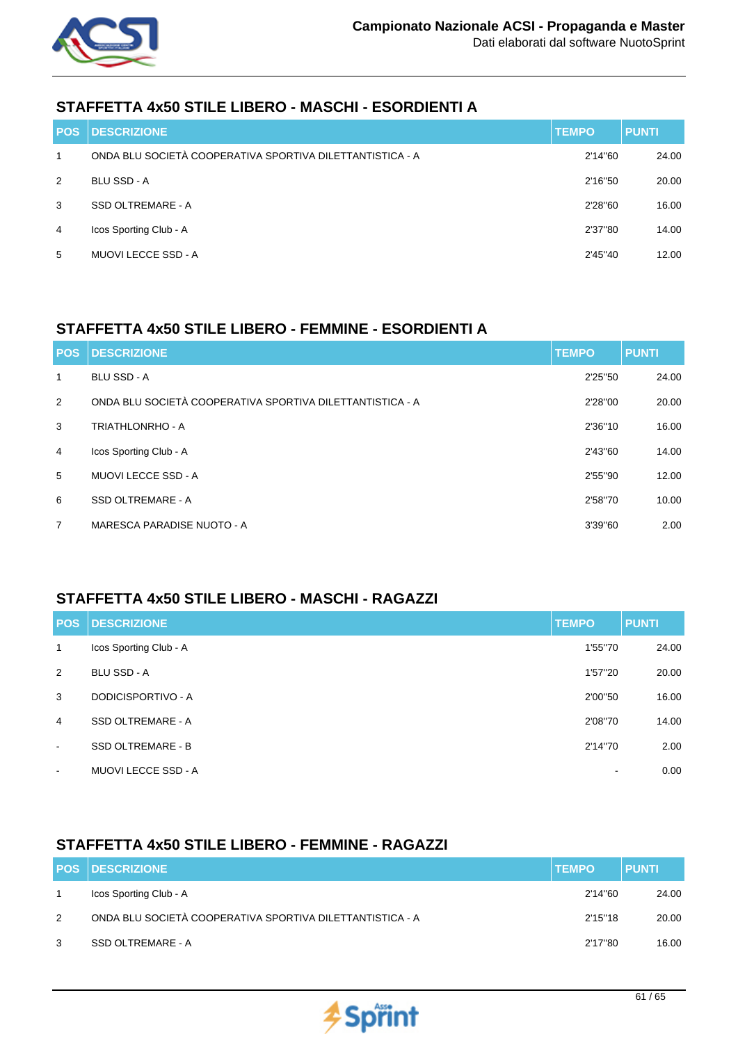## STAFFETTA 4x50 STILE LIBERO - MASCHI - ESORDIENTI A

| POS | DESCRIZIONE | TEMPO | PUNTI |
|---|---|---|---|
| 1 | ONDA BLU SOCIETÀ COOPERATIVA SPORTIVA DILETTANTISTICA - A | 2'14"60 | 24.00 |
| 2 | BLU SSD - A | 2'16"50 | 20.00 |
| 3 | SSD OLTREMARE - A | 2'28"60 | 16.00 |
| 4 | Icos Sporting Club - A | 2'37"80 | 14.00 |
| 5 | MUOVI LECCE SSD - A | 2'45"40 | 12.00 |

## STAFFETTA 4x50 STILE LIBERO - FEMMINE - ESORDIENTI A

| POS | DESCRIZIONE | TEMPO | PUNTI |
|---|---|---|---|
| 1 | BLU SSD - A | 2'25"50 | 24.00 |
| 2 | ONDA BLU SOCIETÀ COOPERATIVA SPORTIVA DILETTANTISTICA - A | 2'28"00 | 20.00 |
| 3 | TRIATHLONRHO - A | 2'36"10 | 16.00 |
| 4 | Icos Sporting Club - A | 2'43"60 | 14.00 |
| 5 | MUOVI LECCE SSD - A | 2'55"90 | 12.00 |
| 6 | SSD OLTREMARE - A | 2'58"70 | 10.00 |
| 7 | MARESCA PARADISE NUOTO - A | 3'39"60 | 2.00 |

## STAFFETTA 4x50 STILE LIBERO - MASCHI - RAGAZZI

| POS | DESCRIZIONE | TEMPO | PUNTI |
|---|---|---|---|
| 1 | Icos Sporting Club - A | 1'55"70 | 24.00 |
| 2 | BLU SSD - A | 1'57"20 | 20.00 |
| 3 | DODICISPORTIVO - A | 2'00"50 | 16.00 |
| 4 | SSD OLTREMARE - A | 2'08"70 | 14.00 |
| - | SSD OLTREMARE - B | 2'14"70 | 2.00 |
| - | MUOVI LECCE SSD - A | - | 0.00 |

## STAFFETTA 4x50 STILE LIBERO - FEMMINE - RAGAZZI

| POS | DESCRIZIONE | TEMPO | PUNTI |
|---|---|---|---|
| 1 | Icos Sporting Club - A | 2'14"60 | 24.00 |
| 2 | ONDA BLU SOCIETÀ COOPERATIVA SPORTIVA DILETTANTISTICA - A | 2'15"18 | 20.00 |
| 3 | SSD OLTREMARE - A | 2'17"80 | 16.00 |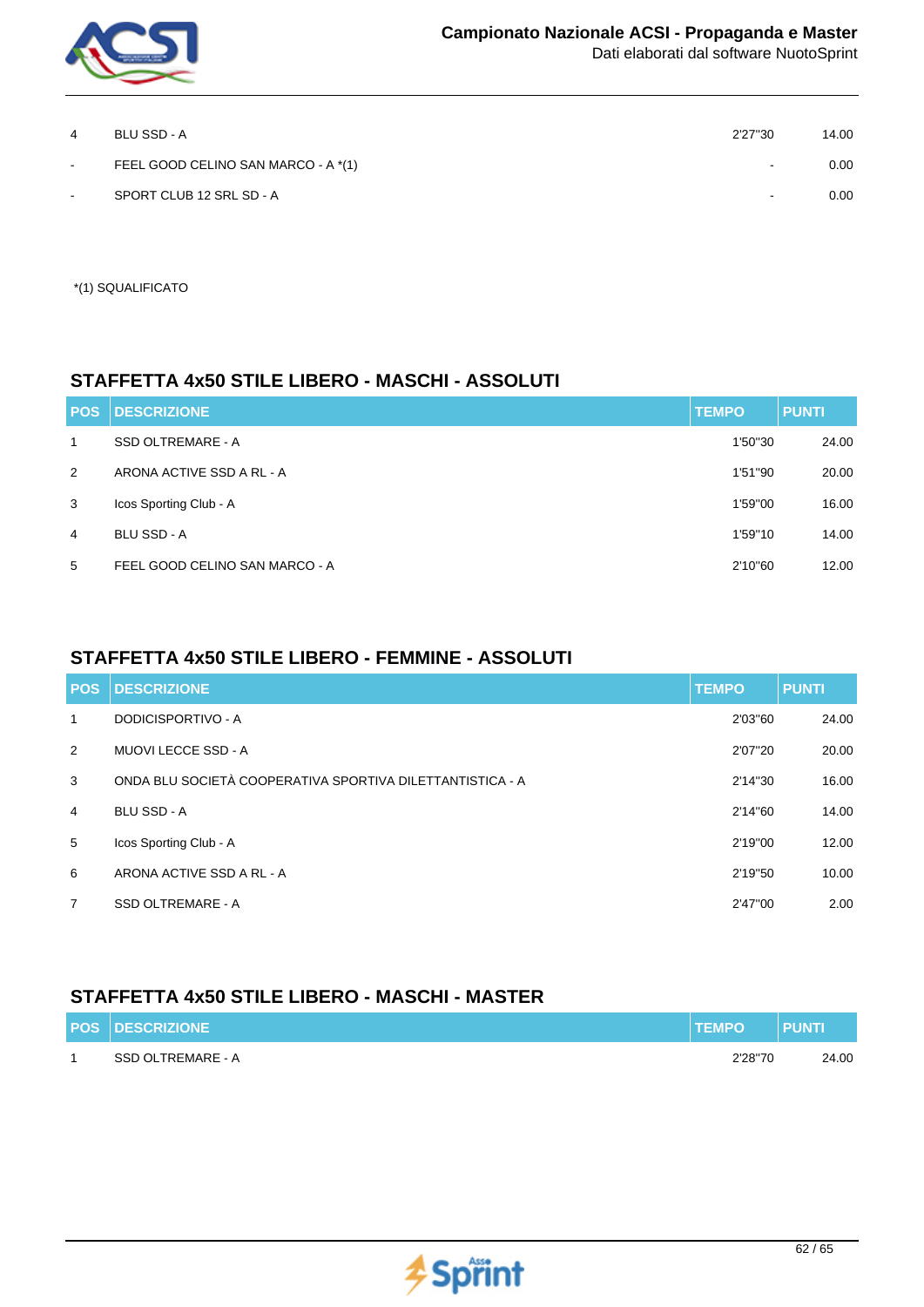| | | | |
|---|---|---|---|
| 4 | BLU SSD - A | 2'27"30 | 14.00 |
| - | FEEL GOOD CELINO SAN MARCO - A *(1) | - | 0.00 |
| - | SPORT CLUB 12 SRL SD - A | - | 0.00 |

*(1) SQUALIFICATO

## STAFFETTA 4x50 STILE LIBERO - MASCHI - ASSOLUTI

| POS | DESCRIZIONE | TEMPO | PUNTI |
|---|---|---|---|
| 1 | SSD OLTREMARE - A | 1'50"30 | 24.00 |
| 2 | ARONA ACTIVE SSD A RL - A | 1'51"90 | 20.00 |
| 3 | Icos Sporting Club - A | 1'59"00 | 16.00 |
| 4 | BLU SSD - A | 1'59"10 | 14.00 |
| 5 | FEEL GOOD CELINO SAN MARCO - A | 2'10"60 | 12.00 |

## STAFFETTA 4x50 STILE LIBERO - FEMMINE - ASSOLUTI

| POS | DESCRIZIONE | TEMPO | PUNTI |
|---|---|---|---|
| 1 | DODICISPORTIVO - A | 2'03"60 | 24.00 |
| 2 | MUOVI LECCE SSD - A | 2'07"20 | 20.00 |
| 3 | ONDA BLU SOCIETÀ COOPERATIVA SPORTIVA DILETTANTISTICA - A | 2'14"30 | 16.00 |
| 4 | BLU SSD - A | 2'14"60 | 14.00 |
| 5 | Icos Sporting Club - A | 2'19"00 | 12.00 |
| 6 | ARONA ACTIVE SSD A RL - A | 2'19"50 | 10.00 |
| 7 | SSD OLTREMARE - A | 2'47"00 | 2.00 |

## STAFFETTA 4x50 STILE LIBERO - MASCHI - MASTER

| POS | DESCRIZIONE | TEMPO | PUNTI |
|---|---|---|---|
| 1 | SSD OLTREMARE - A | 2'28"70 | 24.00 |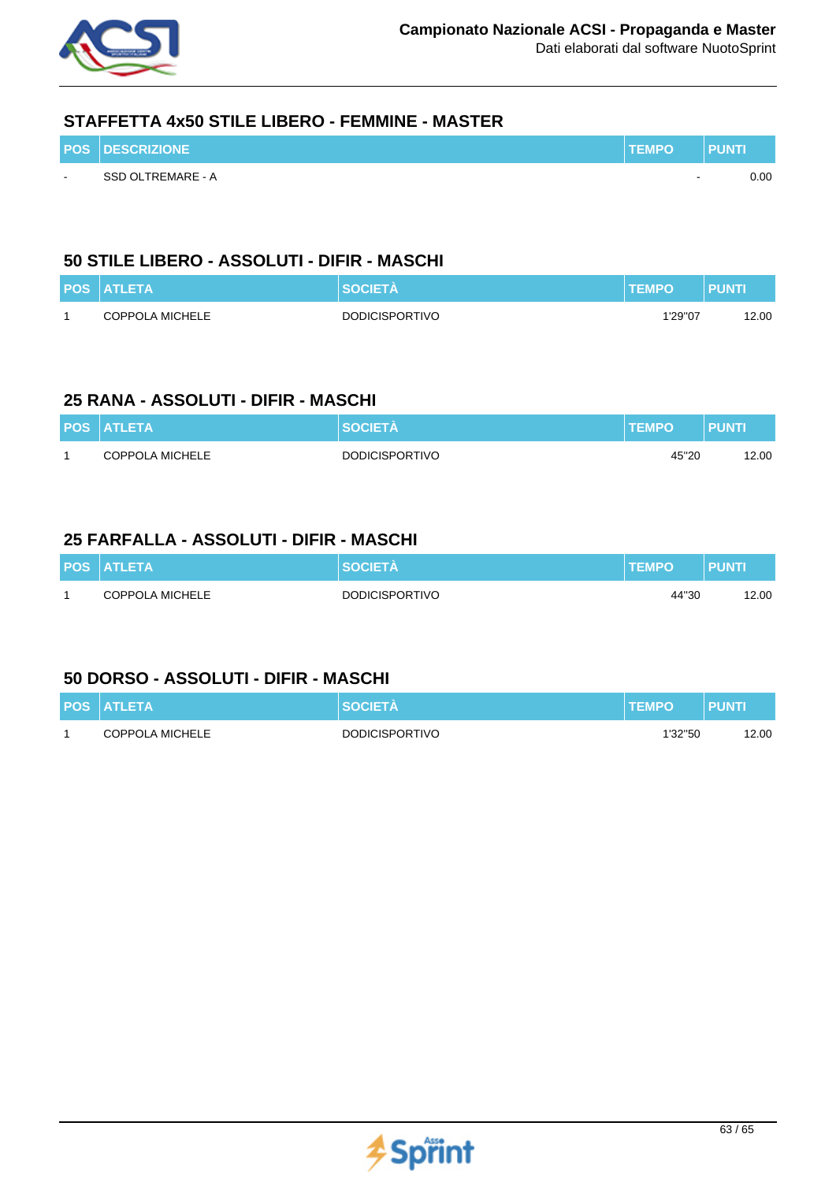## STAFFETTA 4x50 STILE LIBERO - FEMMINE - MASTER

| POS | DESCRIZIONE | TEMPO | PUNTI |
|---|---|---|---|
| - | SSD OLTREMARE - A | - | 0.00 |

## 50 STILE LIBERO - ASSOLUTI - DIFIR - MASCHI

| POS | ATLETA | SOCIETÀ | TEMPO | PUNTI |
|---|---|---|---|---|
| 1 | COPPOLA MICHELE | DODICISPORTIVO | 1'29"07 | 12.00 |

## 25 RANA - ASSOLUTI - DIFIR - MASCHI

| POS | ATLETA | SOCIETÀ | TEMPO | PUNTI |
|---|---|---|---|---|
| 1 | COPPOLA MICHELE | DODICISPORTIVO | 45"20 | 12.00 |

## 25 FARFALLA - ASSOLUTI - DIFIR - MASCHI

| POS | ATLETA | SOCIETÀ | TEMPO | PUNTI |
|---|---|---|---|---|
| 1 | COPPOLA MICHELE | DODICISPORTIVO | 44"30 | 12.00 |

## 50 DORSO - ASSOLUTI - DIFIR - MASCHI

| POS | ATLETA | SOCIETÀ | TEMPO | PUNTI |
|---|---|---|---|---|
| 1 | COPPOLA MICHELE | DODICISPORTIVO | 1'32"50 | 12.00 |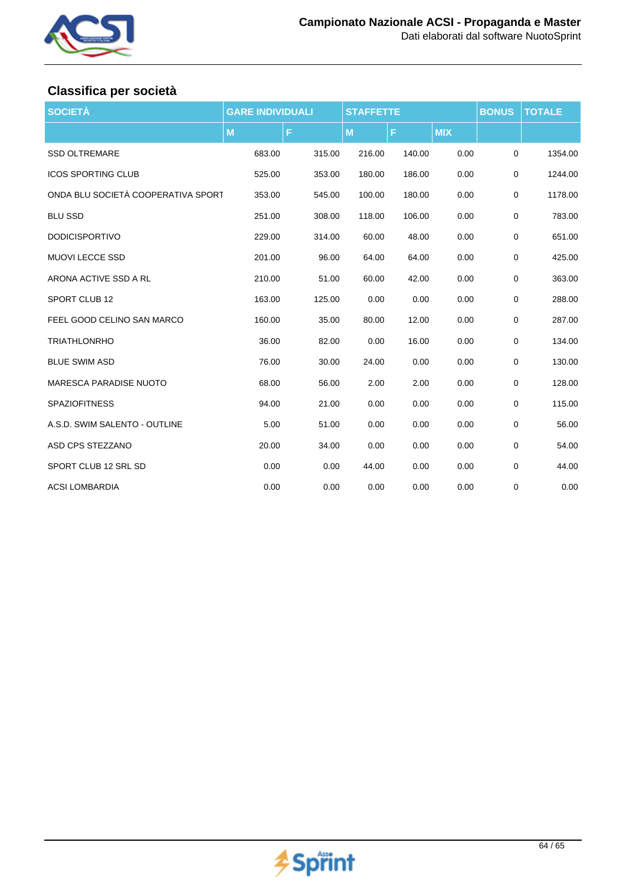## Classifica per società

| SOCIETÀ | GARE INDIVIDUALI | | STAFFETTE | | | BONUS | TOTALE |
|---|---|---|---|---|---|---|---|
| | M | F | M | F | MIX | | |
| SSD OLTREMARE | 683.00 | 315.00 | 216.00 | 140.00 | 0.00 | 0 | 1354.00 |
| ICOS SPORTING CLUB | 525.00 | 353.00 | 180.00 | 186.00 | 0.00 | 0 | 1244.00 |
| ONDA BLU SOCIETÀ COOPERATIVA SPORT | 353.00 | 545.00 | 100.00 | 180.00 | 0.00 | 0 | 1178.00 |
| BLU SSD | 251.00 | 308.00 | 118.00 | 106.00 | 0.00 | 0 | 783.00 |
| DODICISPORTIVO | 229.00 | 314.00 | 60.00 | 48.00 | 0.00 | 0 | 651.00 |
| MUOVI LECCE SSD | 201.00 | 96.00 | 64.00 | 64.00 | 0.00 | 0 | 425.00 |
| ARONA ACTIVE SSD A RL | 210.00 | 51.00 | 60.00 | 42.00 | 0.00 | 0 | 363.00 |
| SPORT CLUB 12 | 163.00 | 125.00 | 0.00 | 0.00 | 0.00 | 0 | 288.00 |
| FEEL GOOD CELINO SAN MARCO | 160.00 | 35.00 | 80.00 | 12.00 | 0.00 | 0 | 287.00 |
| TRIATHLONRHO | 36.00 | 82.00 | 0.00 | 16.00 | 0.00 | 0 | 134.00 |
| BLUE SWIM ASD | 76.00 | 30.00 | 24.00 | 0.00 | 0.00 | 0 | 130.00 |
| MARESCA PARADISE NUOTO | 68.00 | 56.00 | 2.00 | 2.00 | 0.00 | 0 | 128.00 |
| SPAZIOFITNESS | 94.00 | 21.00 | 0.00 | 0.00 | 0.00 | 0 | 115.00 |
| A.S.D. SWIM SALENTO - OUTLINE | 5.00 | 51.00 | 0.00 | 0.00 | 0.00 | 0 | 56.00 |
| ASD CPS STEZZANO | 20.00 | 34.00 | 0.00 | 0.00 | 0.00 | 0 | 54.00 |
| SPORT CLUB 12 SRL SD | 0.00 | 0.00 | 44.00 | 0.00 | 0.00 | 0 | 44.00 |
| ACSI LOMBARDIA | 0.00 | 0.00 | 0.00 | 0.00 | 0.00 | 0 | 0.00 |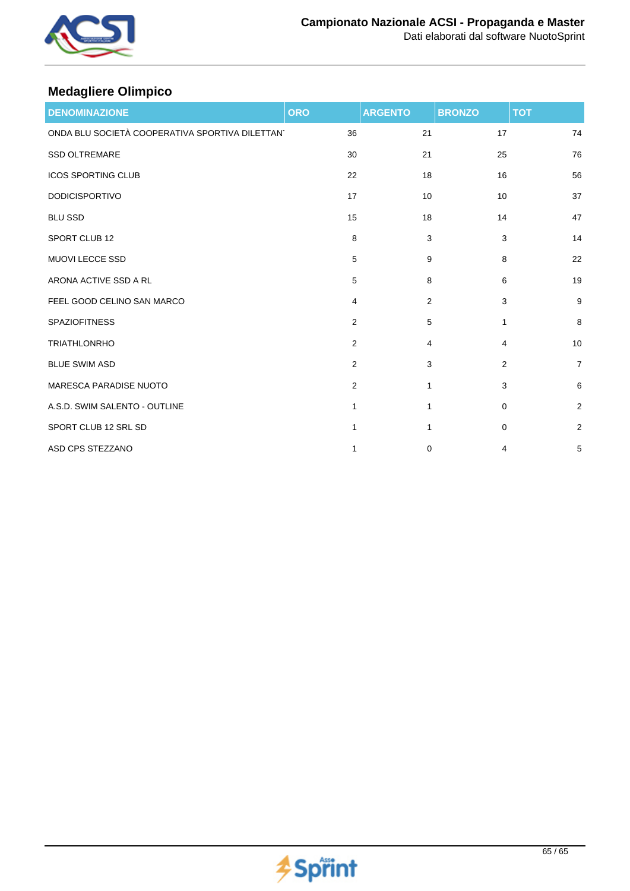## Medagliere Olimpico

| DENOMINAZIONE | ORO | ARGENTO | BRONZO | TOT |
|---|---|---|---|---|
| ONDA BLU SOCIETÀ COOPERATIVA SPORTIVA DILETTAN | 36 | 21 | 17 | 74 |
| SSD OLTREMARE | 30 | 21 | 25 | 76 |
| ICOS SPORTING CLUB | 22 | 18 | 16 | 56 |
| DODICISPORTIVO | 17 | 10 | 10 | 37 |
| BLU SSD | 15 | 18 | 14 | 47 |
| SPORT CLUB 12 | 8 | 3 | 3 | 14 |
| MUOVI LECCE SSD | 5 | 9 | 8 | 22 |
| ARONA ACTIVE SSD A RL | 5 | 8 | 6 | 19 |
| FEEL GOOD CELINO SAN MARCO | 4 | 2 | 3 | 9 |
| SPAZIOFITNESS | 2 | 5 | 1 | 8 |
| TRIATHLONRHO | 2 | 4 | 4 | 10 |
| BLUE SWIM ASD | 2 | 3 | 2 | 7 |
| MARESCA PARADISE NUOTO | 2 | 1 | 3 | 6 |
| A.S.D. SWIM SALENTO - OUTLINE | 1 | 1 | 0 | 2 |
| SPORT CLUB 12 SRL SD | 1 | 1 | 0 | 2 |
| ASD CPS STEZZANO | 1 | 0 | 4 | 5 |